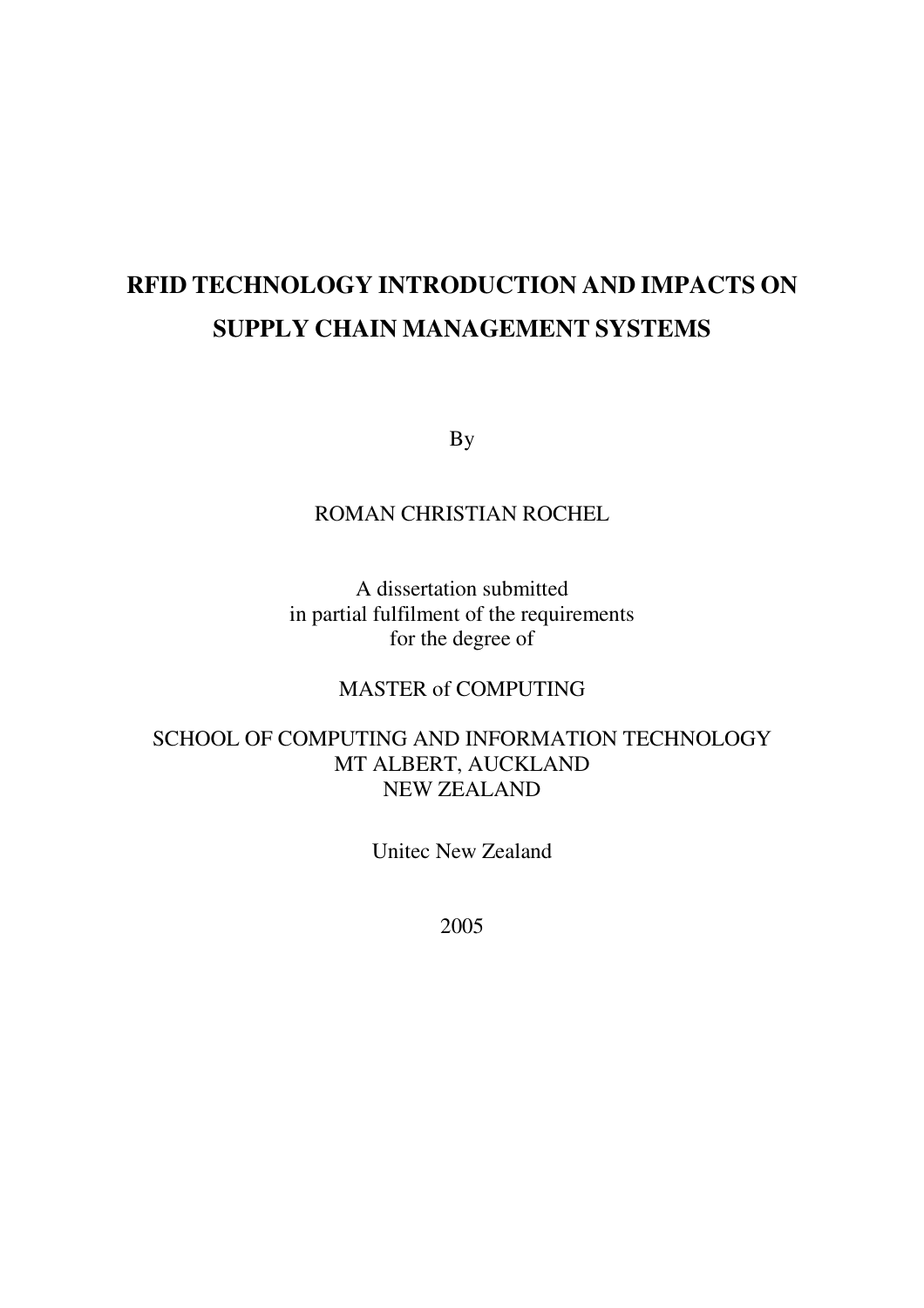# RFID TECHNOLOGY INTRODUCTION AND IMPACTS ON SUPPLY CHAIN MANAGEMENT SYSTEMS

By

ROMAN CHRISTIAN ROCHEL

A dissertation submitted
in partial fulfilment of the requirements
for the degree of

MASTER of COMPUTING

SCHOOL OF COMPUTING AND INFORMATION TECHNOLOGY
MT ALBERT, AUCKLAND
NEW ZEALAND

Unitec New Zealand

2005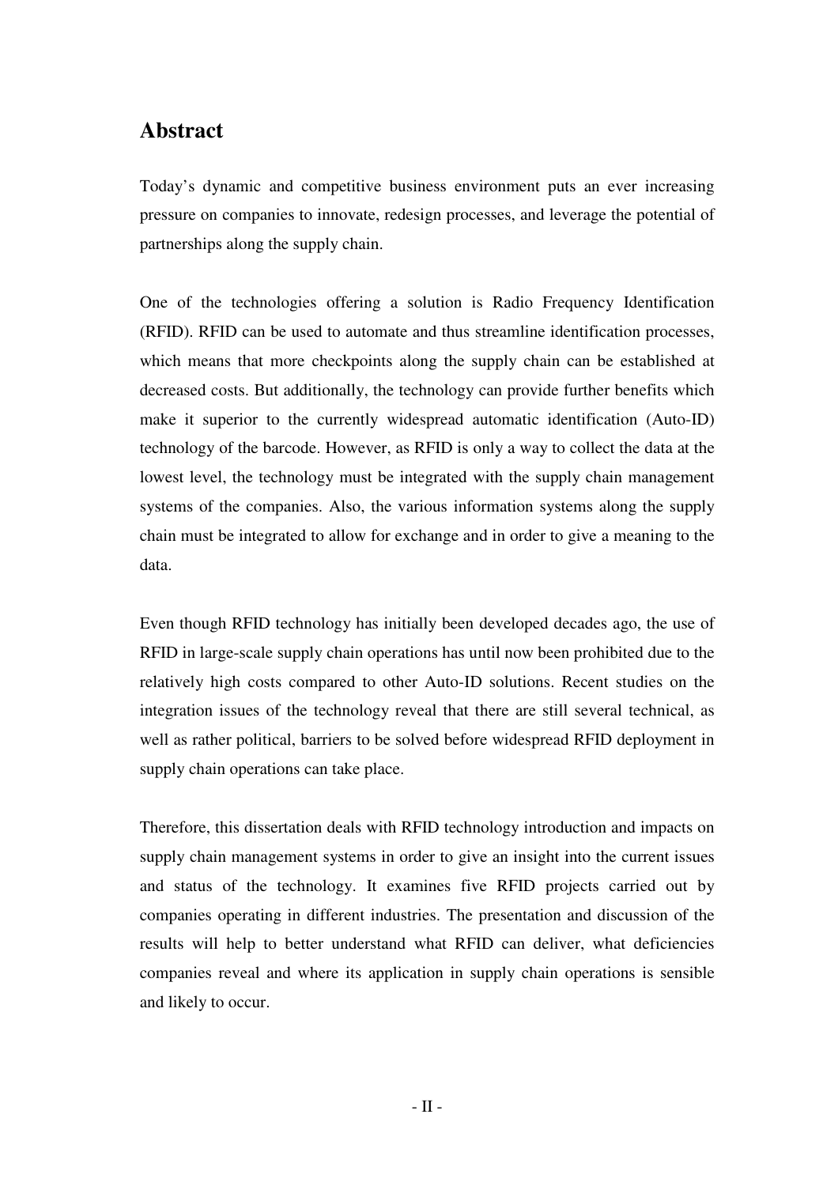# Abstract

Today's dynamic and competitive business environment puts an ever increasing pressure on companies to innovate, redesign processes, and leverage the potential of partnerships along the supply chain.

One of the technologies offering a solution is Radio Frequency Identification (RFID). RFID can be used to automate and thus streamline identification processes, which means that more checkpoints along the supply chain can be established at decreased costs. But additionally, the technology can provide further benefits which make it superior to the currently widespread automatic identification (Auto-ID) technology of the barcode. However, as RFID is only a way to collect the data at the lowest level, the technology must be integrated with the supply chain management systems of the companies. Also, the various information systems along the supply chain must be integrated to allow for exchange and in order to give a meaning to the data.

Even though RFID technology has initially been developed decades ago, the use of RFID in large-scale supply chain operations has until now been prohibited due to the relatively high costs compared to other Auto-ID solutions. Recent studies on the integration issues of the technology reveal that there are still several technical, as well as rather political, barriers to be solved before widespread RFID deployment in supply chain operations can take place.

Therefore, this dissertation deals with RFID technology introduction and impacts on supply chain management systems in order to give an insight into the current issues and status of the technology. It examines five RFID projects carried out by companies operating in different industries. The presentation and discussion of the results will help to better understand what RFID can deliver, what deficiencies companies reveal and where its application in supply chain operations is sensible and likely to occur.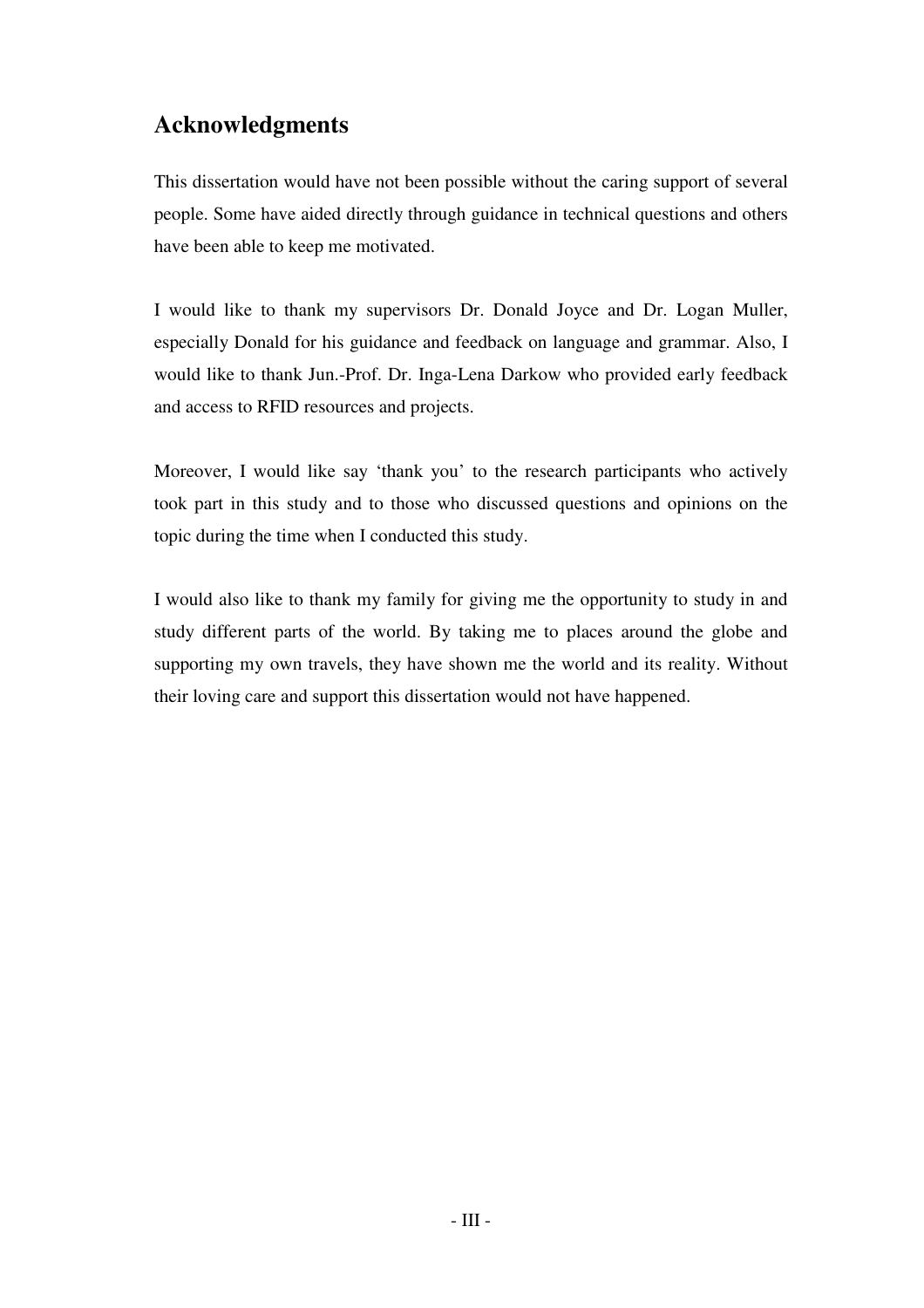## Acknowledgments

This dissertation would have not been possible without the caring support of several people. Some have aided directly through guidance in technical questions and others have been able to keep me motivated.

I would like to thank my supervisors Dr. Donald Joyce and Dr. Logan Muller, especially Donald for his guidance and feedback on language and grammar. Also, I would like to thank Jun.-Prof. Dr. Inga-Lena Darkow who provided early feedback and access to RFID resources and projects.

Moreover, I would like say 'thank you' to the research participants who actively took part in this study and to those who discussed questions and opinions on the topic during the time when I conducted this study.

I would also like to thank my family for giving me the opportunity to study in and study different parts of the world. By taking me to places around the globe and supporting my own travels, they have shown me the world and its reality. Without their loving care and support this dissertation would not have happened.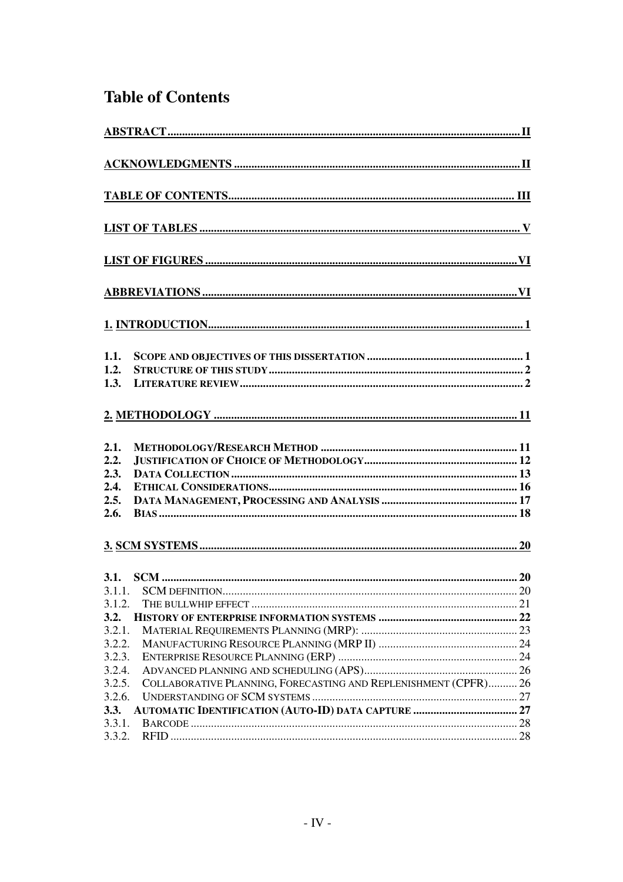# Table of Contents

[ABSTRACT .... II](#)

[ACKNOWLEDGMENTS .... II](#)

[TABLE OF CONTENTS .... III](#)

[LIST OF TABLES .... V](#)

[LIST OF FIGURES .... VI](#)

[ABBREVIATIONS .... VI](#)

[1. INTRODUCTION .... 1](#)

**1.1. SCOPE AND OBJECTIVES OF THIS DISSERTATION .... 1**
**1.2. STRUCTURE OF THIS STUDY .... 2**
**1.3. LITERATURE REVIEW .... 2**

[2. METHODOLOGY .... 11](#)

**2.1. METHODOLOGY/RESEARCH METHOD .... 11**
**2.2. JUSTIFICATION OF CHOICE OF METHODOLOGY .... 12**
**2.3. DATA COLLECTION .... 13**
**2.4. ETHICAL CONSIDERATIONS .... 16**
**2.5. DATA MANAGEMENT, PROCESSING AND ANALYSIS .... 17**
**2.6. BIAS .... 18**

[3. SCM SYSTEMS .... 20](#)

**3.1. SCM .... 20**
3.1.1. SCM DEFINITION .... 20
3.1.2. THE BULLWHIP EFFECT .... 21
**3.2. HISTORY OF ENTERPRISE INFORMATION SYSTEMS .... 22**
3.2.1. MATERIAL REQUIREMENTS PLANNING (MRP): .... 23
3.2.2. MANUFACTURING RESOURCE PLANNING (MRP II) .... 24
3.2.3. ENTERPRISE RESOURCE PLANNING (ERP) .... 24
3.2.4. ADVANCED PLANNING AND SCHEDULING (APS) .... 26
3.2.5. COLLABORATIVE PLANNING, FORECASTING AND REPLENISHMENT (CPFR) .... 26
3.2.6. UNDERSTANDING OF SCM SYSTEMS .... 27
**3.3. AUTOMATIC IDENTIFICATION (AUTO-ID) DATA CAPTURE .... 27**
3.3.1. BARCODE .... 28
3.3.2. RFID .... 28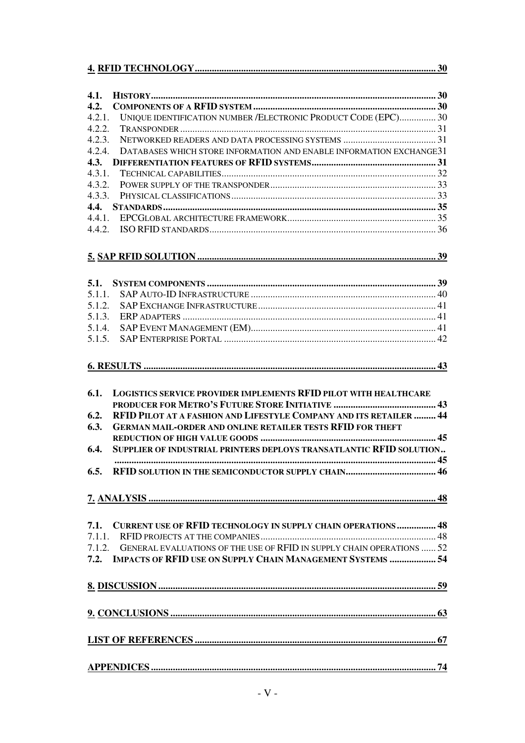**4. RFID TECHNOLOGY** .......... 30

- **4.1. HISTORY** .......... 30
- **4.2. COMPONENTS OF A RFID SYSTEM** .......... 30
  - 4.2.1. UNIQUE IDENTIFICATION NUMBER /ELECTRONIC PRODUCT CODE (EPC) .......... 30
  - 4.2.2. TRANSPONDER .......... 31
  - 4.2.3. NETWORKED READERS AND DATA PROCESSING SYSTEMS .......... 31
  - 4.2.4. DATABASES WHICH STORE INFORMATION AND ENABLE INFORMATION EXCHANGE 31
- **4.3. DIFFERENTIATION FEATURES OF RFID SYSTEMS** .......... 31
  - 4.3.1. TECHNICAL CAPABILITIES .......... 32
  - 4.3.2. POWER SUPPLY OF THE TRANSPONDER .......... 33
  - 4.3.3. PHYSICAL CLASSIFICATIONS .......... 33
- **4.4. STANDARDS** .......... 35
  - 4.4.1. EPCGLOBAL ARCHITECTURE FRAMEWORK .......... 35
  - 4.4.2. ISO RFID STANDARDS .......... 36

**5. SAP RFID SOLUTION** .......... 39

- **5.1. SYSTEM COMPONENTS** .......... 39
  - 5.1.1. SAP AUTO-ID INFRASTRUCTURE .......... 40
  - 5.1.2. SAP EXCHANGE INFRASTRUCTURE .......... 41
  - 5.1.3. ERP ADAPTERS .......... 41
  - 5.1.4. SAP EVENT MANAGEMENT (EM) .......... 41
  - 5.1.5. SAP ENTERPRISE PORTAL .......... 42

**6. RESULTS** .......... 43

- **6.1. LOGISTICS SERVICE PROVIDER IMPLEMENTS RFID PILOT WITH HEALTHCARE PRODUCER FOR METRO'S FUTURE STORE INITIATIVE** .......... 43
- **6.2. RFID PILOT AT A FASHION AND LIFESTYLE COMPANY AND ITS RETAILER** .......... 44
- **6.3. GERMAN MAIL-ORDER AND ONLINE RETAILER TESTS RFID FOR THEFT REDUCTION OF HIGH VALUE GOODS** .......... 45
- **6.4. SUPPLIER OF INDUSTRIAL PRINTERS DEPLOYS TRANSATLANTIC RFID SOLUTION** .......... 45
- **6.5. RFID SOLUTION IN THE SEMICONDUCTOR SUPPLY CHAIN** .......... 46

**7. ANALYSIS** .......... 48

- **7.1. CURRENT USE OF RFID TECHNOLOGY IN SUPPLY CHAIN OPERATIONS** .......... 48
  - 7.1.1. RFID PROJECTS AT THE COMPANIES .......... 48
  - 7.1.2. GENERAL EVALUATIONS OF THE USE OF RFID IN SUPPLY CHAIN OPERATIONS .......... 52
- **7.2. IMPACTS OF RFID USE ON SUPPLY CHAIN MANAGEMENT SYSTEMS** .......... 54

**8. DISCUSSION** .......... 59

**9. CONCLUSIONS** .......... 63

**LIST OF REFERENCES** .......... 67

**APPENDICES** .......... 74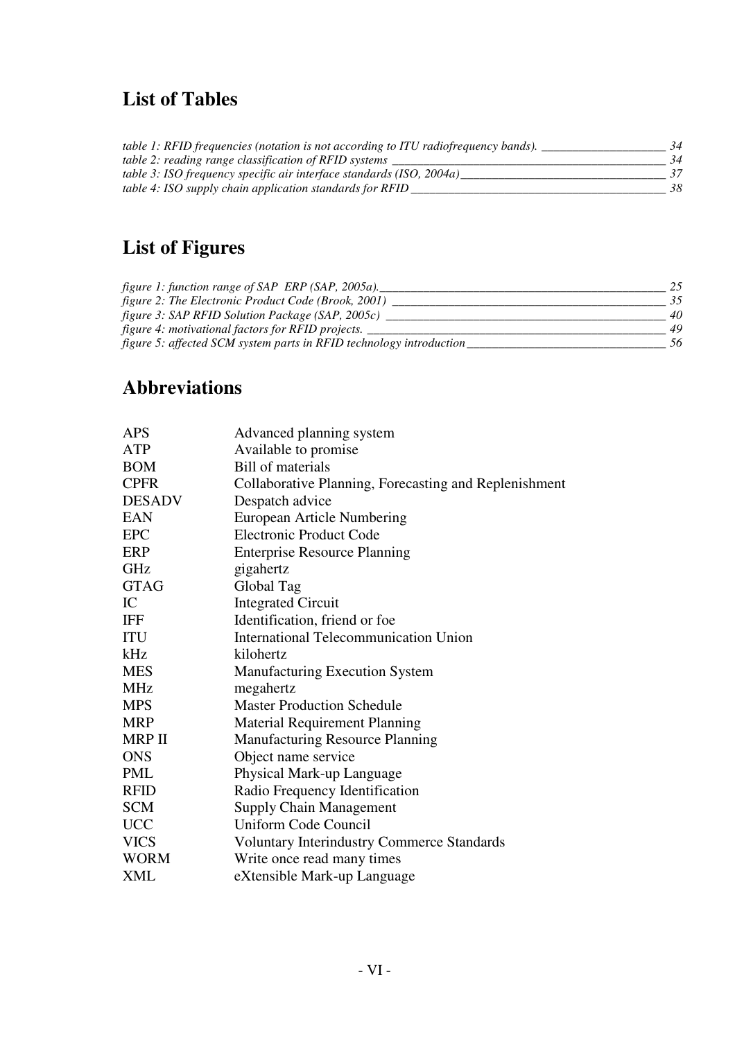## List of Tables

*table 1: RFID frequencies (notation is not according to ITU radiofrequency bands). ____________________ 34*
*table 2: reading range classification of RFID systems ____________________ 34*
*table 3: ISO frequency specific air interface standards (ISO, 2004a) ____________________ 37*
*table 4: ISO supply chain application standards for RFID ____________________ 38*

## List of Figures

*figure 1: function range of SAP ERP (SAP, 2005a). ____________________ 25*
*figure 2: The Electronic Product Code (Brook, 2001) ____________________ 35*
*figure 3: SAP RFID Solution Package (SAP, 2005c) ____________________ 40*
*figure 4: motivational factors for RFID projects. ____________________ 49*
*figure 5: affected SCM system parts in RFID technology introduction ____________________ 56*

## Abbreviations

| | |
|---|---|
| APS | Advanced planning system |
| ATP | Available to promise |
| BOM | Bill of materials |
| CPFR | Collaborative Planning, Forecasting and Replenishment |
| DESADV | Despatch advice |
| EAN | European Article Numbering |
| EPC | Electronic Product Code |
| ERP | Enterprise Resource Planning |
| GHz | gigahertz |
| GTAG | Global Tag |
| IC | Integrated Circuit |
| IFF | Identification, friend or foe |
| ITU | International Telecommunication Union |
| kHz | kilohertz |
| MES | Manufacturing Execution System |
| MHz | megahertz |
| MPS | Master Production Schedule |
| MRP | Material Requirement Planning |
| MRP II | Manufacturing Resource Planning |
| ONS | Object name service |
| PML | Physical Mark-up Language |
| RFID | Radio Frequency Identification |
| SCM | Supply Chain Management |
| UCC | Uniform Code Council |
| VICS | Voluntary Interindustry Commerce Standards |
| WORM | Write once read many times |
| XML | eXtensible Mark-up Language |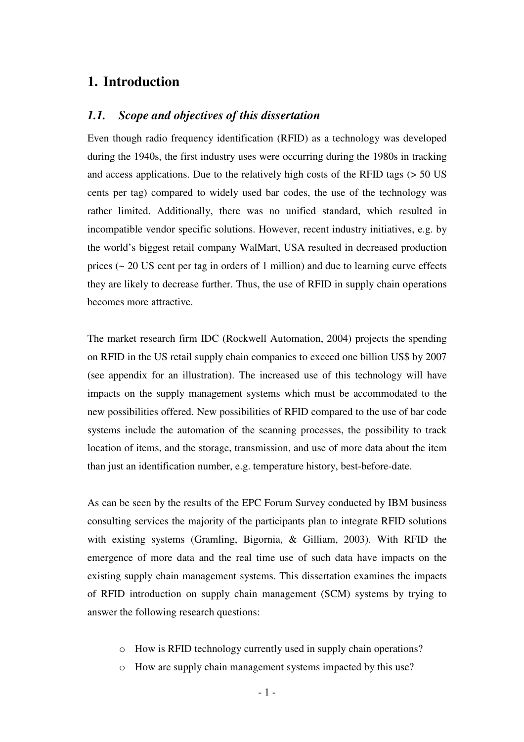# 1. Introduction

## *1.1. Scope and objectives of this dissertation*

Even though radio frequency identification (RFID) as a technology was developed during the 1940s, the first industry uses were occurring during the 1980s in tracking and access applications. Due to the relatively high costs of the RFID tags (> 50 US cents per tag) compared to widely used bar codes, the use of the technology was rather limited. Additionally, there was no unified standard, which resulted in incompatible vendor specific solutions. However, recent industry initiatives, e.g. by the world's biggest retail company WalMart, USA resulted in decreased production prices (~ 20 US cent per tag in orders of 1 million) and due to learning curve effects they are likely to decrease further. Thus, the use of RFID in supply chain operations becomes more attractive.

The market research firm IDC (Rockwell Automation, 2004) projects the spending on RFID in the US retail supply chain companies to exceed one billion US$ by 2007 (see appendix for an illustration). The increased use of this technology will have impacts on the supply management systems which must be accommodated to the new possibilities offered. New possibilities of RFID compared to the use of bar code systems include the automation of the scanning processes, the possibility to track location of items, and the storage, transmission, and use of more data about the item than just an identification number, e.g. temperature history, best-before-date.

As can be seen by the results of the EPC Forum Survey conducted by IBM business consulting services the majority of the participants plan to integrate RFID solutions with existing systems (Gramling, Bigornia, & Gilliam, 2003). With RFID the emergence of more data and the real time use of such data have impacts on the existing supply chain management systems. This dissertation examines the impacts of RFID introduction on supply chain management (SCM) systems by trying to answer the following research questions:

- How is RFID technology currently used in supply chain operations?
- How are supply chain management systems impacted by this use?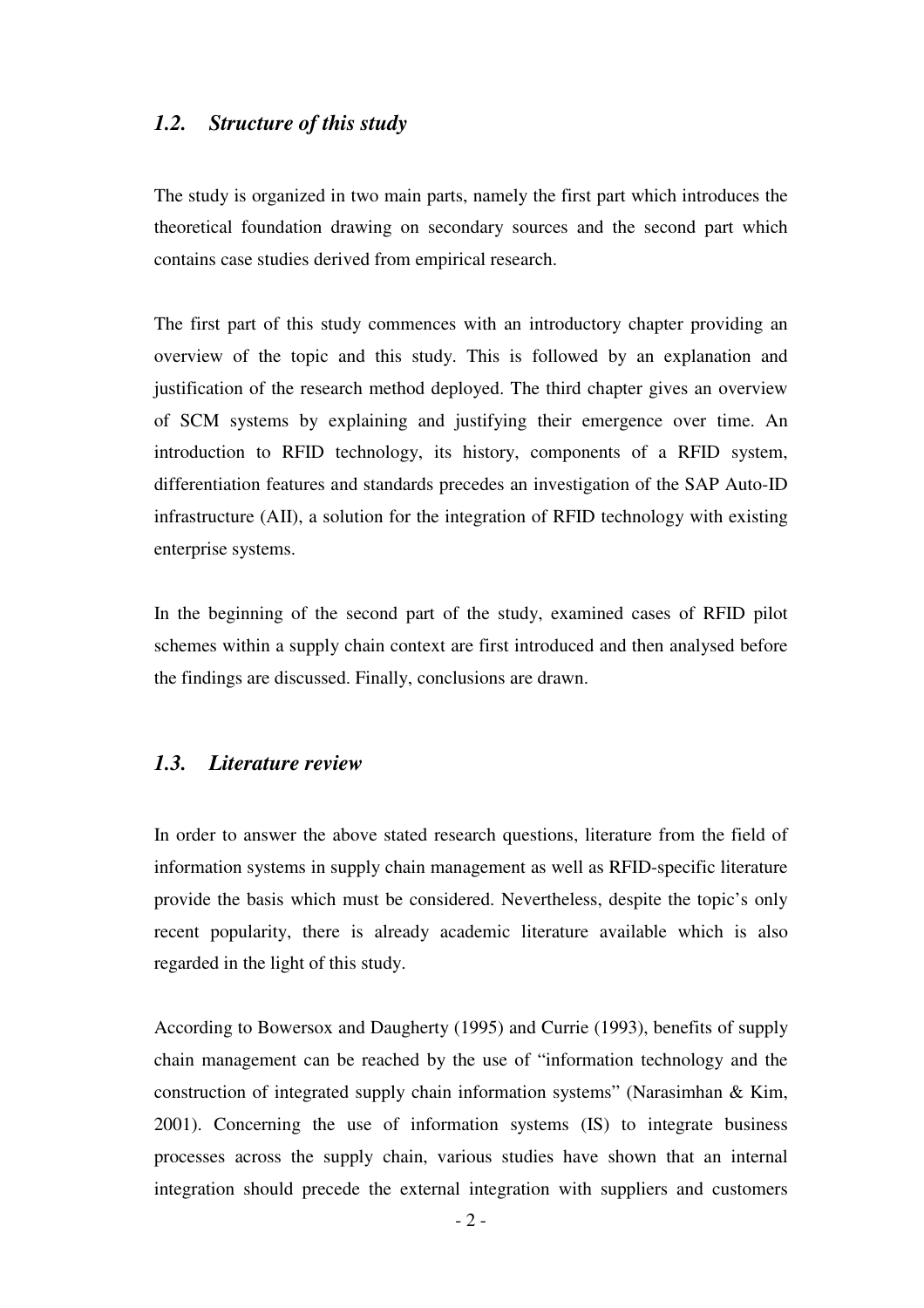## *1.2. Structure of this study*

The study is organized in two main parts, namely the first part which introduces the theoretical foundation drawing on secondary sources and the second part which contains case studies derived from empirical research.

The first part of this study commences with an introductory chapter providing an overview of the topic and this study. This is followed by an explanation and justification of the research method deployed. The third chapter gives an overview of SCM systems by explaining and justifying their emergence over time. An introduction to RFID technology, its history, components of a RFID system, differentiation features and standards precedes an investigation of the SAP Auto-ID infrastructure (AII), a solution for the integration of RFID technology with existing enterprise systems.

In the beginning of the second part of the study, examined cases of RFID pilot schemes within a supply chain context are first introduced and then analysed before the findings are discussed. Finally, conclusions are drawn.

## *1.3. Literature review*

In order to answer the above stated research questions, literature from the field of information systems in supply chain management as well as RFID-specific literature provide the basis which must be considered. Nevertheless, despite the topic's only recent popularity, there is already academic literature available which is also regarded in the light of this study.

According to Bowersox and Daugherty (1995) and Currie (1993), benefits of supply chain management can be reached by the use of "information technology and the construction of integrated supply chain information systems" (Narasimhan & Kim, 2001). Concerning the use of information systems (IS) to integrate business processes across the supply chain, various studies have shown that an internal integration should precede the external integration with suppliers and customers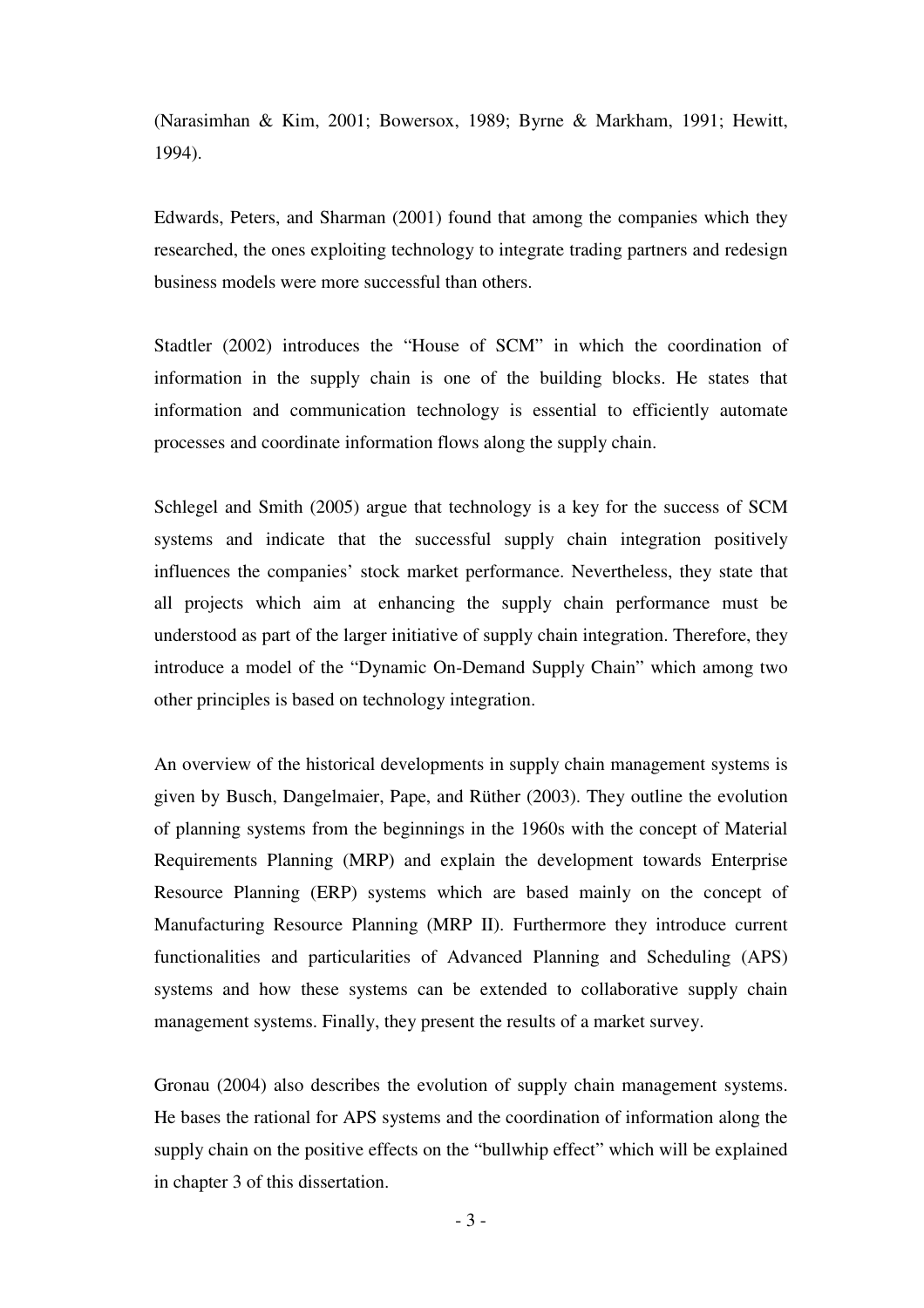(Narasimhan & Kim, 2001; Bowersox, 1989; Byrne & Markham, 1991; Hewitt, 1994).

Edwards, Peters, and Sharman (2001) found that among the companies which they researched, the ones exploiting technology to integrate trading partners and redesign business models were more successful than others.

Stadtler (2002) introduces the "House of SCM" in which the coordination of information in the supply chain is one of the building blocks. He states that information and communication technology is essential to efficiently automate processes and coordinate information flows along the supply chain.

Schlegel and Smith (2005) argue that technology is a key for the success of SCM systems and indicate that the successful supply chain integration positively influences the companies' stock market performance. Nevertheless, they state that all projects which aim at enhancing the supply chain performance must be understood as part of the larger initiative of supply chain integration. Therefore, they introduce a model of the "Dynamic On-Demand Supply Chain" which among two other principles is based on technology integration.

An overview of the historical developments in supply chain management systems is given by Busch, Dangelmaier, Pape, and Rüther (2003). They outline the evolution of planning systems from the beginnings in the 1960s with the concept of Material Requirements Planning (MRP) and explain the development towards Enterprise Resource Planning (ERP) systems which are based mainly on the concept of Manufacturing Resource Planning (MRP II). Furthermore they introduce current functionalities and particularities of Advanced Planning and Scheduling (APS) systems and how these systems can be extended to collaborative supply chain management systems. Finally, they present the results of a market survey.

Gronau (2004) also describes the evolution of supply chain management systems. He bases the rational for APS systems and the coordination of information along the supply chain on the positive effects on the "bullwhip effect" which will be explained in chapter 3 of this dissertation.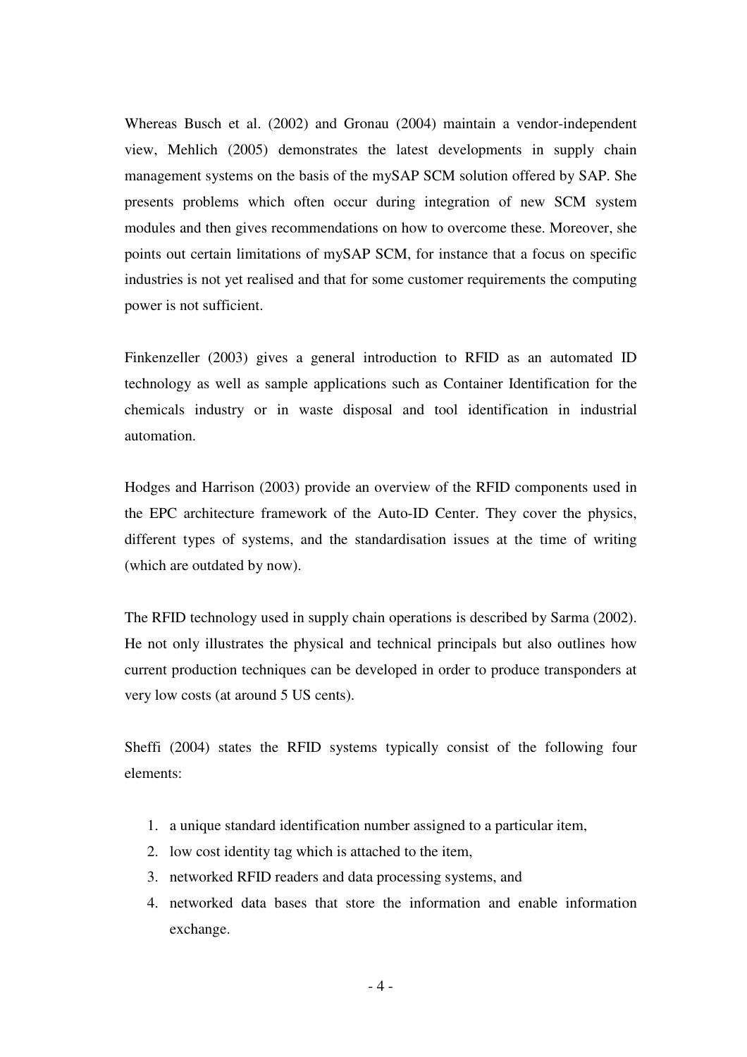Whereas Busch et al. (2002) and Gronau (2004) maintain a vendor-independent view, Mehlich (2005) demonstrates the latest developments in supply chain management systems on the basis of the mySAP SCM solution offered by SAP. She presents problems which often occur during integration of new SCM system modules and then gives recommendations on how to overcome these. Moreover, she points out certain limitations of mySAP SCM, for instance that a focus on specific industries is not yet realised and that for some customer requirements the computing power is not sufficient.

Finkenzeller (2003) gives a general introduction to RFID as an automated ID technology as well as sample applications such as Container Identification for the chemicals industry or in waste disposal and tool identification in industrial automation.

Hodges and Harrison (2003) provide an overview of the RFID components used in the EPC architecture framework of the Auto-ID Center. They cover the physics, different types of systems, and the standardisation issues at the time of writing (which are outdated by now).

The RFID technology used in supply chain operations is described by Sarma (2002). He not only illustrates the physical and technical principals but also outlines how current production techniques can be developed in order to produce transponders at very low costs (at around 5 US cents).

Sheffi (2004) states the RFID systems typically consist of the following four elements:

1. a unique standard identification number assigned to a particular item,
2. low cost identity tag which is attached to the item,
3. networked RFID readers and data processing systems, and
4. networked data bases that store the information and enable information exchange.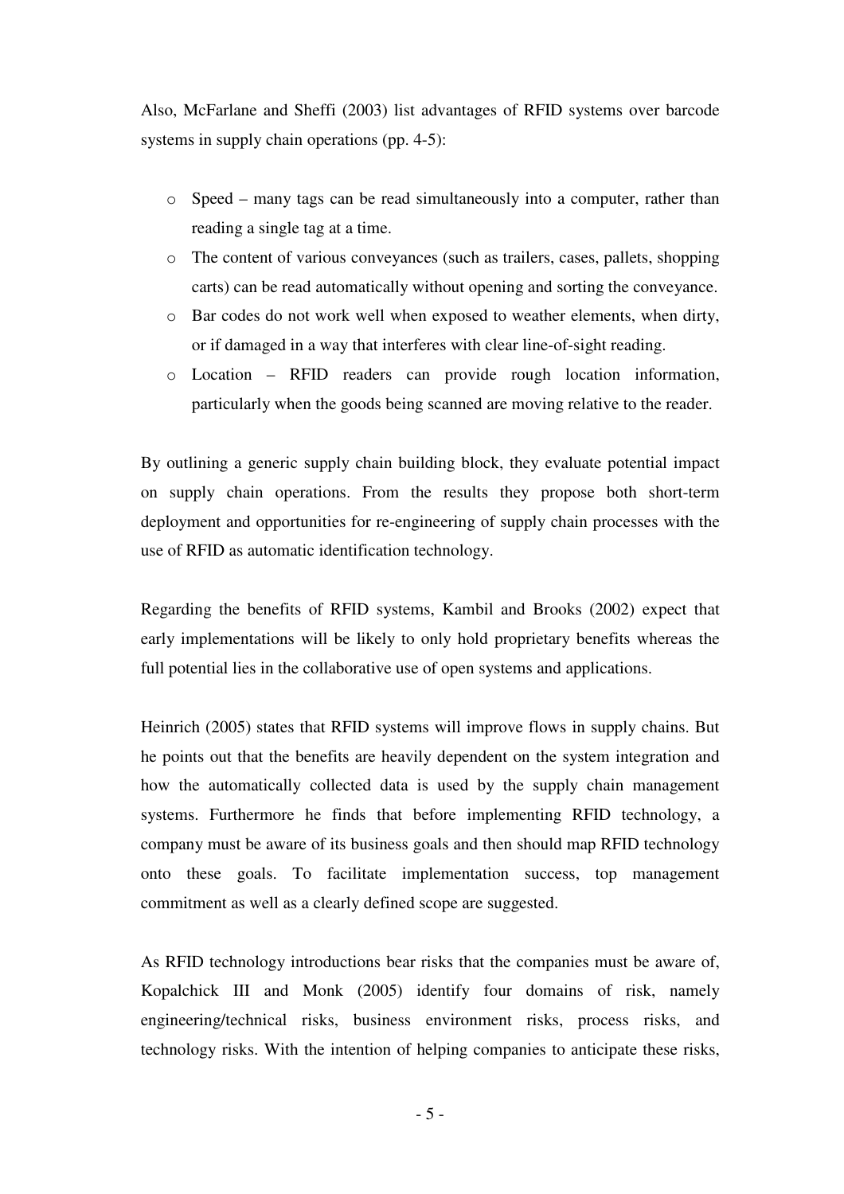Also, McFarlane and Sheffi (2003) list advantages of RFID systems over barcode systems in supply chain operations (pp. 4-5):

- Speed – many tags can be read simultaneously into a computer, rather than reading a single tag at a time.
- The content of various conveyances (such as trailers, cases, pallets, shopping carts) can be read automatically without opening and sorting the conveyance.
- Bar codes do not work well when exposed to weather elements, when dirty, or if damaged in a way that interferes with clear line-of-sight reading.
- Location – RFID readers can provide rough location information, particularly when the goods being scanned are moving relative to the reader.

By outlining a generic supply chain building block, they evaluate potential impact on supply chain operations. From the results they propose both short-term deployment and opportunities for re-engineering of supply chain processes with the use of RFID as automatic identification technology.

Regarding the benefits of RFID systems, Kambil and Brooks (2002) expect that early implementations will be likely to only hold proprietary benefits whereas the full potential lies in the collaborative use of open systems and applications.

Heinrich (2005) states that RFID systems will improve flows in supply chains. But he points out that the benefits are heavily dependent on the system integration and how the automatically collected data is used by the supply chain management systems. Furthermore he finds that before implementing RFID technology, a company must be aware of its business goals and then should map RFID technology onto these goals. To facilitate implementation success, top management commitment as well as a clearly defined scope are suggested.

As RFID technology introductions bear risks that the companies must be aware of, Kopalchick III and Monk (2005) identify four domains of risk, namely engineering/technical risks, business environment risks, process risks, and technology risks. With the intention of helping companies to anticipate these risks,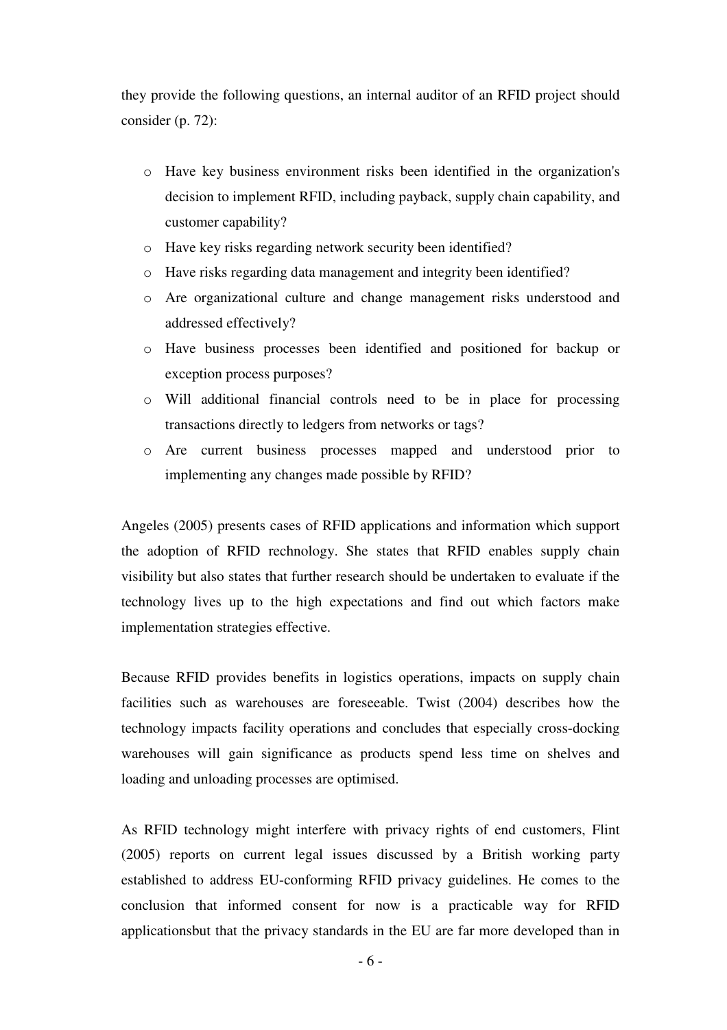they provide the following questions, an internal auditor of an RFID project should consider (p. 72):

- Have key business environment risks been identified in the organization's decision to implement RFID, including payback, supply chain capability, and customer capability?
- Have key risks regarding network security been identified?
- Have risks regarding data management and integrity been identified?
- Are organizational culture and change management risks understood and addressed effectively?
- Have business processes been identified and positioned for backup or exception process purposes?
- Will additional financial controls need to be in place for processing transactions directly to ledgers from networks or tags?
- Are current business processes mapped and understood prior to implementing any changes made possible by RFID?

Angeles (2005) presents cases of RFID applications and information which support the adoption of RFID rechnology. She states that RFID enables supply chain visibility but also states that further research should be undertaken to evaluate if the technology lives up to the high expectations and find out which factors make implementation strategies effective.

Because RFID provides benefits in logistics operations, impacts on supply chain facilities such as warehouses are foreseeable. Twist (2004) describes how the technology impacts facility operations and concludes that especially cross-docking warehouses will gain significance as products spend less time on shelves and loading and unloading processes are optimised.

As RFID technology might interfere with privacy rights of end customers, Flint (2005) reports on current legal issues discussed by a British working party established to address EU-conforming RFID privacy guidelines. He comes to the conclusion that informed consent for now is a practicable way for RFID applicationsbut that the privacy standards in the EU are far more developed than in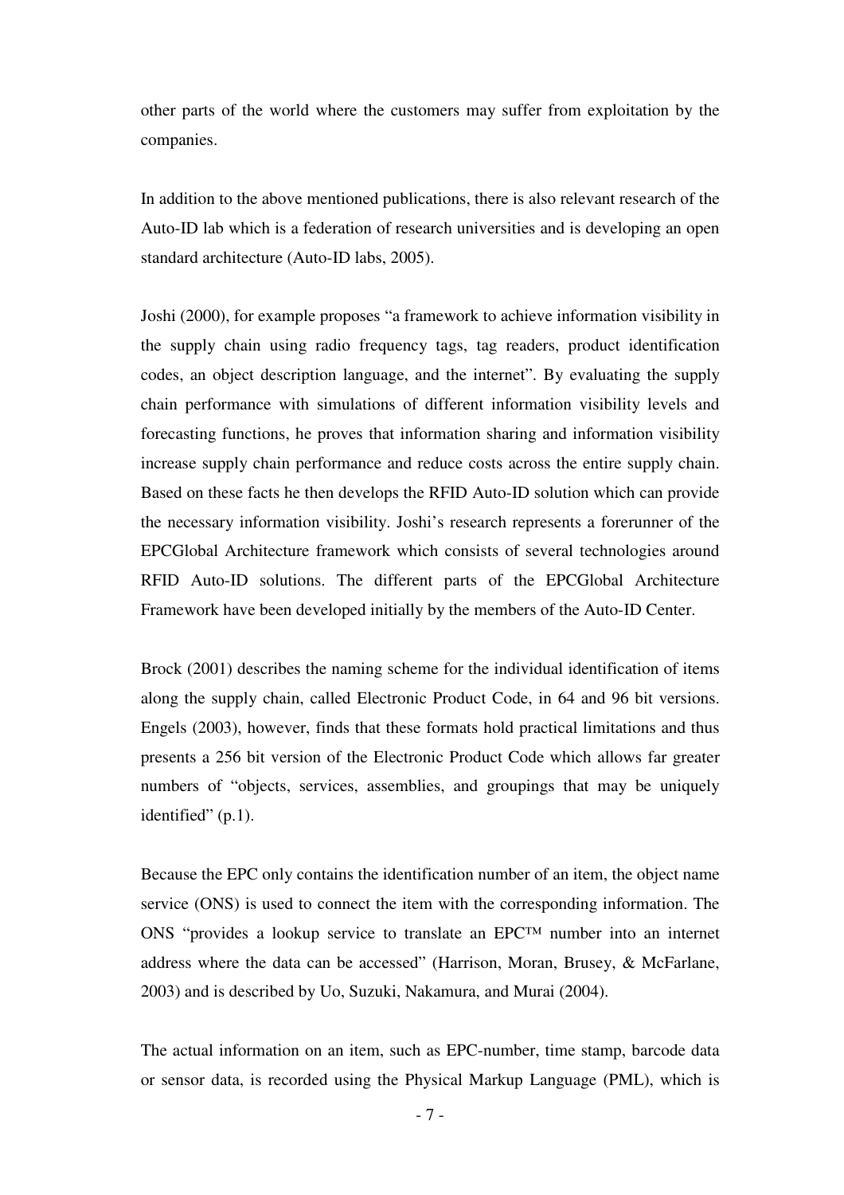other parts of the world where the customers may suffer from exploitation by the companies.

In addition to the above mentioned publications, there is also relevant research of the Auto-ID lab which is a federation of research universities and is developing an open standard architecture (Auto-ID labs, 2005).

Joshi (2000), for example proposes "a framework to achieve information visibility in the supply chain using radio frequency tags, tag readers, product identification codes, an object description language, and the internet". By evaluating the supply chain performance with simulations of different information visibility levels and forecasting functions, he proves that information sharing and information visibility increase supply chain performance and reduce costs across the entire supply chain. Based on these facts he then develops the RFID Auto-ID solution which can provide the necessary information visibility. Joshi's research represents a forerunner of the EPCGlobal Architecture framework which consists of several technologies around RFID Auto-ID solutions. The different parts of the EPCGlobal Architecture Framework have been developed initially by the members of the Auto-ID Center.

Brock (2001) describes the naming scheme for the individual identification of items along the supply chain, called Electronic Product Code, in 64 and 96 bit versions. Engels (2003), however, finds that these formats hold practical limitations and thus presents a 256 bit version of the Electronic Product Code which allows far greater numbers of "objects, services, assemblies, and groupings that may be uniquely identified" (p.1).

Because the EPC only contains the identification number of an item, the object name service (ONS) is used to connect the item with the corresponding information. The ONS "provides a lookup service to translate an EPC™ number into an internet address where the data can be accessed" (Harrison, Moran, Brusey, & McFarlane, 2003) and is described by Uo, Suzuki, Nakamura, and Murai (2004).

The actual information on an item, such as EPC-number, time stamp, barcode data or sensor data, is recorded using the Physical Markup Language (PML), which is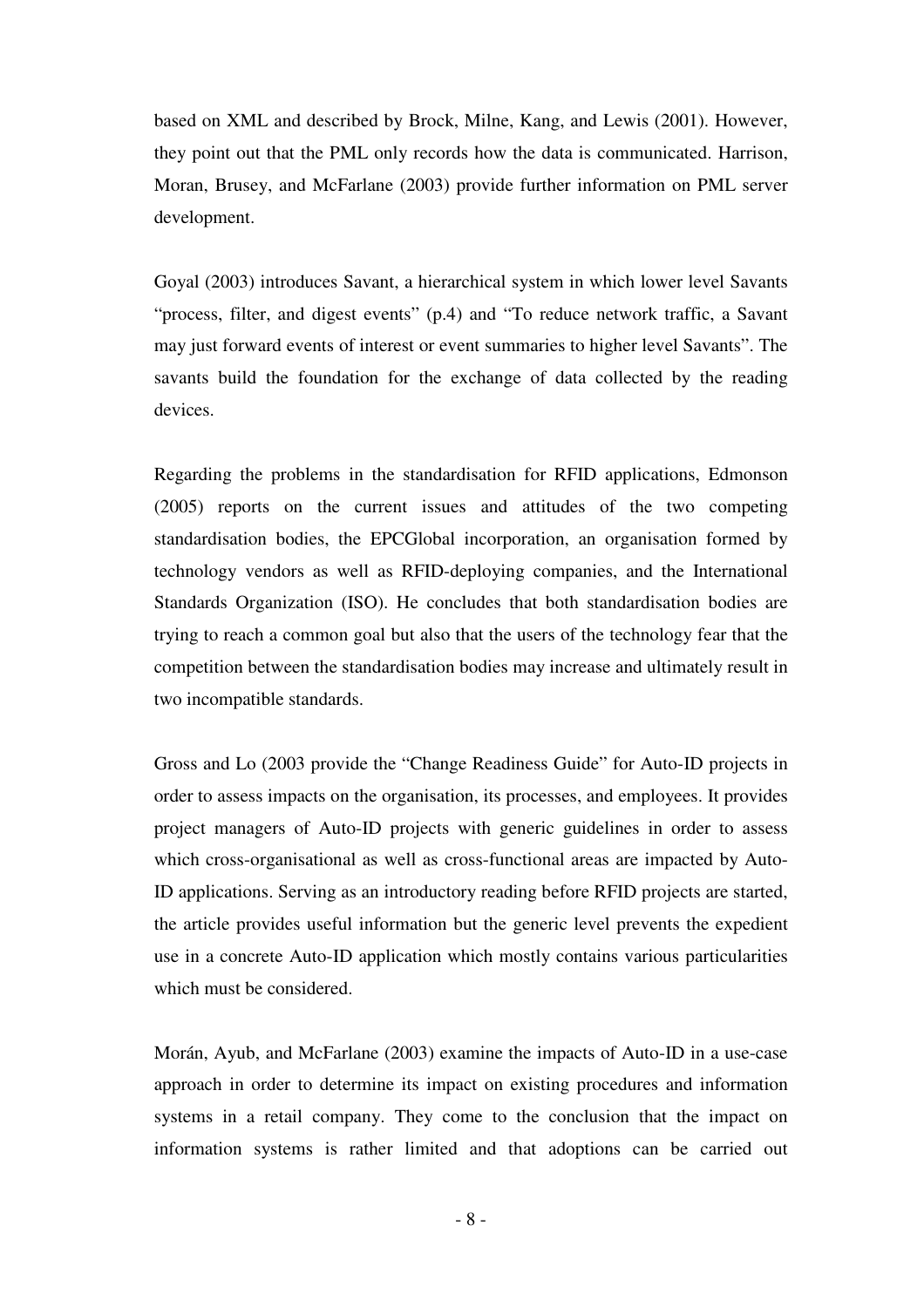based on XML and described by Brock, Milne, Kang, and Lewis (2001). However, they point out that the PML only records how the data is communicated. Harrison, Moran, Brusey, and McFarlane (2003) provide further information on PML server development.

Goyal (2003) introduces Savant, a hierarchical system in which lower level Savants "process, filter, and digest events" (p.4) and "To reduce network traffic, a Savant may just forward events of interest or event summaries to higher level Savants". The savants build the foundation for the exchange of data collected by the reading devices.

Regarding the problems in the standardisation for RFID applications, Edmonson (2005) reports on the current issues and attitudes of the two competing standardisation bodies, the EPCGlobal incorporation, an organisation formed by technology vendors as well as RFID-deploying companies, and the International Standards Organization (ISO). He concludes that both standardisation bodies are trying to reach a common goal but also that the users of the technology fear that the competition between the standardisation bodies may increase and ultimately result in two incompatible standards.

Gross and Lo (2003 provide the "Change Readiness Guide" for Auto-ID projects in order to assess impacts on the organisation, its processes, and employees. It provides project managers of Auto-ID projects with generic guidelines in order to assess which cross-organisational as well as cross-functional areas are impacted by Auto-ID applications. Serving as an introductory reading before RFID projects are started, the article provides useful information but the generic level prevents the expedient use in a concrete Auto-ID application which mostly contains various particularities which must be considered.

Morán, Ayub, and McFarlane (2003) examine the impacts of Auto-ID in a use-case approach in order to determine its impact on existing procedures and information systems in a retail company. They come to the conclusion that the impact on information systems is rather limited and that adoptions can be carried out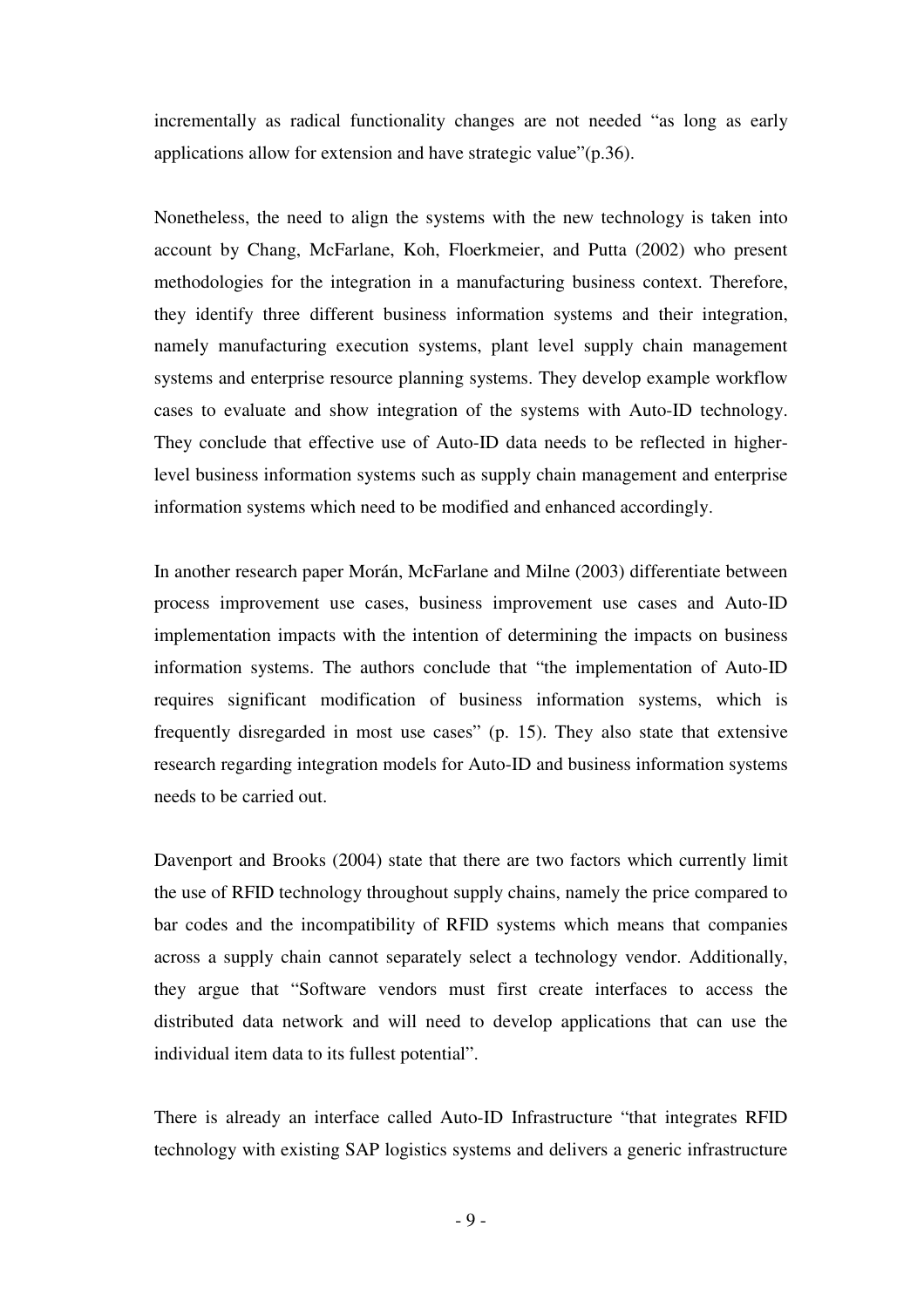incrementally as radical functionality changes are not needed “as long as early applications allow for extension and have strategic value”(p.36).

Nonetheless, the need to align the systems with the new technology is taken into account by Chang, McFarlane, Koh, Floerkmeier, and Putta (2002) who present methodologies for the integration in a manufacturing business context. Therefore, they identify three different business information systems and their integration, namely manufacturing execution systems, plant level supply chain management systems and enterprise resource planning systems. They develop example workflow cases to evaluate and show integration of the systems with Auto-ID technology. They conclude that effective use of Auto-ID data needs to be reflected in higher-level business information systems such as supply chain management and enterprise information systems which need to be modified and enhanced accordingly.

In another research paper Morán, McFarlane and Milne (2003) differentiate between process improvement use cases, business improvement use cases and Auto-ID implementation impacts with the intention of determining the impacts on business information systems. The authors conclude that “the implementation of Auto-ID requires significant modification of business information systems, which is frequently disregarded in most use cases” (p. 15). They also state that extensive research regarding integration models for Auto-ID and business information systems needs to be carried out.

Davenport and Brooks (2004) state that there are two factors which currently limit the use of RFID technology throughout supply chains, namely the price compared to bar codes and the incompatibility of RFID systems which means that companies across a supply chain cannot separately select a technology vendor. Additionally, they argue that “Software vendors must first create interfaces to access the distributed data network and will need to develop applications that can use the individual item data to its fullest potential”.

There is already an interface called Auto-ID Infrastructure “that integrates RFID technology with existing SAP logistics systems and delivers a generic infrastructure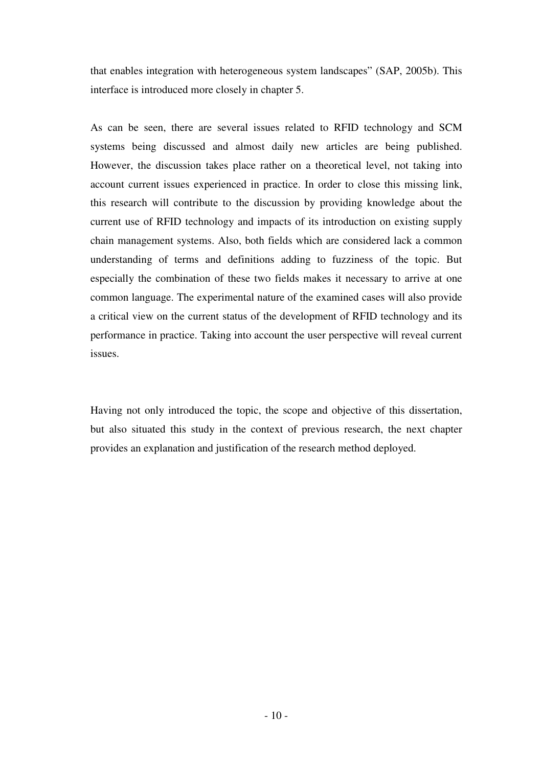that enables integration with heterogeneous system landscapes" (SAP, 2005b). This interface is introduced more closely in chapter 5.

As can be seen, there are several issues related to RFID technology and SCM systems being discussed and almost daily new articles are being published. However, the discussion takes place rather on a theoretical level, not taking into account current issues experienced in practice. In order to close this missing link, this research will contribute to the discussion by providing knowledge about the current use of RFID technology and impacts of its introduction on existing supply chain management systems. Also, both fields which are considered lack a common understanding of terms and definitions adding to fuzziness of the topic. But especially the combination of these two fields makes it necessary to arrive at one common language. The experimental nature of the examined cases will also provide a critical view on the current status of the development of RFID technology and its performance in practice. Taking into account the user perspective will reveal current issues.

Having not only introduced the topic, the scope and objective of this dissertation, but also situated this study in the context of previous research, the next chapter provides an explanation and justification of the research method deployed.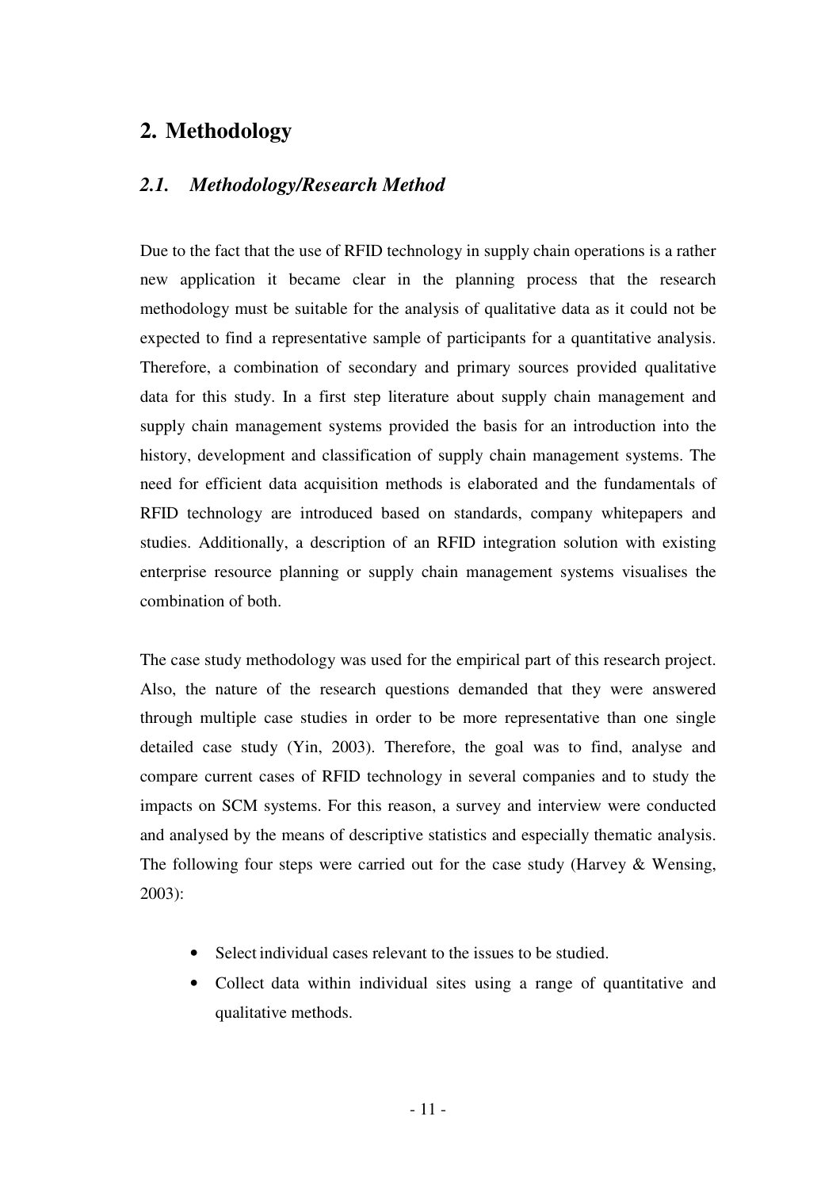# 2. Methodology

## *2.1. Methodology/Research Method*

Due to the fact that the use of RFID technology in supply chain operations is a rather new application it became clear in the planning process that the research methodology must be suitable for the analysis of qualitative data as it could not be expected to find a representative sample of participants for a quantitative analysis. Therefore, a combination of secondary and primary sources provided qualitative data for this study. In a first step literature about supply chain management and supply chain management systems provided the basis for an introduction into the history, development and classification of supply chain management systems. The need for efficient data acquisition methods is elaborated and the fundamentals of RFID technology are introduced based on standards, company whitepapers and studies. Additionally, a description of an RFID integration solution with existing enterprise resource planning or supply chain management systems visualises the combination of both.

The case study methodology was used for the empirical part of this research project. Also, the nature of the research questions demanded that they were answered through multiple case studies in order to be more representative than one single detailed case study (Yin, 2003). Therefore, the goal was to find, analyse and compare current cases of RFID technology in several companies and to study the impacts on SCM systems. For this reason, a survey and interview were conducted and analysed by the means of descriptive statistics and especially thematic analysis. The following four steps were carried out for the case study (Harvey & Wensing, 2003):

- Select individual cases relevant to the issues to be studied.
- Collect data within individual sites using a range of quantitative and qualitative methods.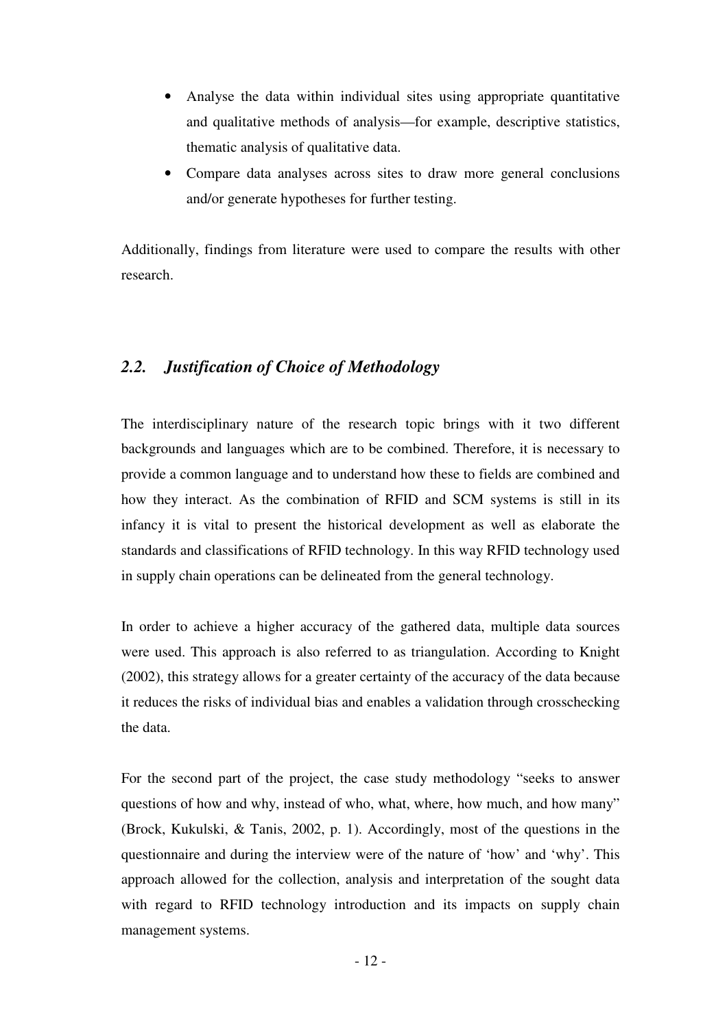- Analyse the data within individual sites using appropriate quantitative and qualitative methods of analysis—for example, descriptive statistics, thematic analysis of qualitative data.
- Compare data analyses across sites to draw more general conclusions and/or generate hypotheses for further testing.

Additionally, findings from literature were used to compare the results with other research.

## *2.2. Justification of Choice of Methodology*

The interdisciplinary nature of the research topic brings with it two different backgrounds and languages which are to be combined. Therefore, it is necessary to provide a common language and to understand how these to fields are combined and how they interact. As the combination of RFID and SCM systems is still in its infancy it is vital to present the historical development as well as elaborate the standards and classifications of RFID technology. In this way RFID technology used in supply chain operations can be delineated from the general technology.

In order to achieve a higher accuracy of the gathered data, multiple data sources were used. This approach is also referred to as triangulation. According to Knight (2002), this strategy allows for a greater certainty of the accuracy of the data because it reduces the risks of individual bias and enables a validation through crosschecking the data.

For the second part of the project, the case study methodology "seeks to answer questions of how and why, instead of who, what, where, how much, and how many" (Brock, Kukulski, & Tanis, 2002, p. 1). Accordingly, most of the questions in the questionnaire and during the interview were of the nature of 'how' and 'why'. This approach allowed for the collection, analysis and interpretation of the sought data with regard to RFID technology introduction and its impacts on supply chain management systems.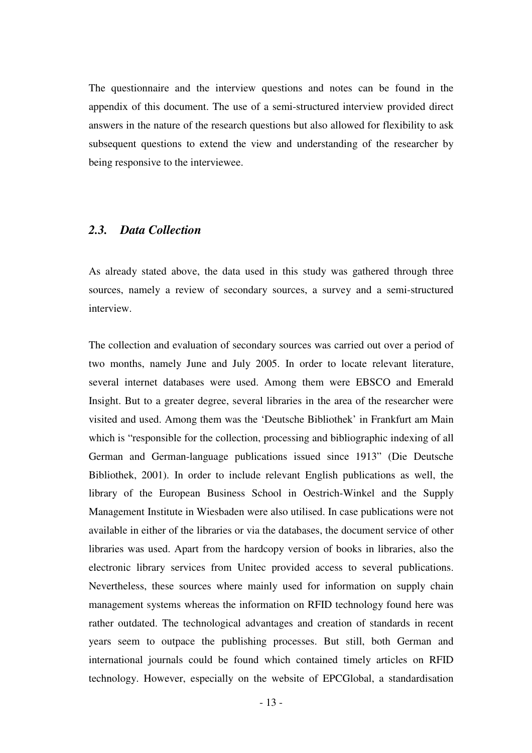The questionnaire and the interview questions and notes can be found in the appendix of this document. The use of a semi-structured interview provided direct answers in the nature of the research questions but also allowed for flexibility to ask subsequent questions to extend the view and understanding of the researcher by being responsive to the interviewee.

## *2.3. Data Collection*

As already stated above, the data used in this study was gathered through three sources, namely a review of secondary sources, a survey and a semi-structured interview.

The collection and evaluation of secondary sources was carried out over a period of two months, namely June and July 2005. In order to locate relevant literature, several internet databases were used. Among them were EBSCO and Emerald Insight. But to a greater degree, several libraries in the area of the researcher were visited and used. Among them was the 'Deutsche Bibliothek' in Frankfurt am Main which is "responsible for the collection, processing and bibliographic indexing of all German and German-language publications issued since 1913" (Die Deutsche Bibliothek, 2001). In order to include relevant English publications as well, the library of the European Business School in Oestrich-Winkel and the Supply Management Institute in Wiesbaden were also utilised. In case publications were not available in either of the libraries or via the databases, the document service of other libraries was used. Apart from the hardcopy version of books in libraries, also the electronic library services from Unitec provided access to several publications. Nevertheless, these sources where mainly used for information on supply chain management systems whereas the information on RFID technology found here was rather outdated. The technological advantages and creation of standards in recent years seem to outpace the publishing processes. But still, both German and international journals could be found which contained timely articles on RFID technology. However, especially on the website of EPCGlobal, a standardisation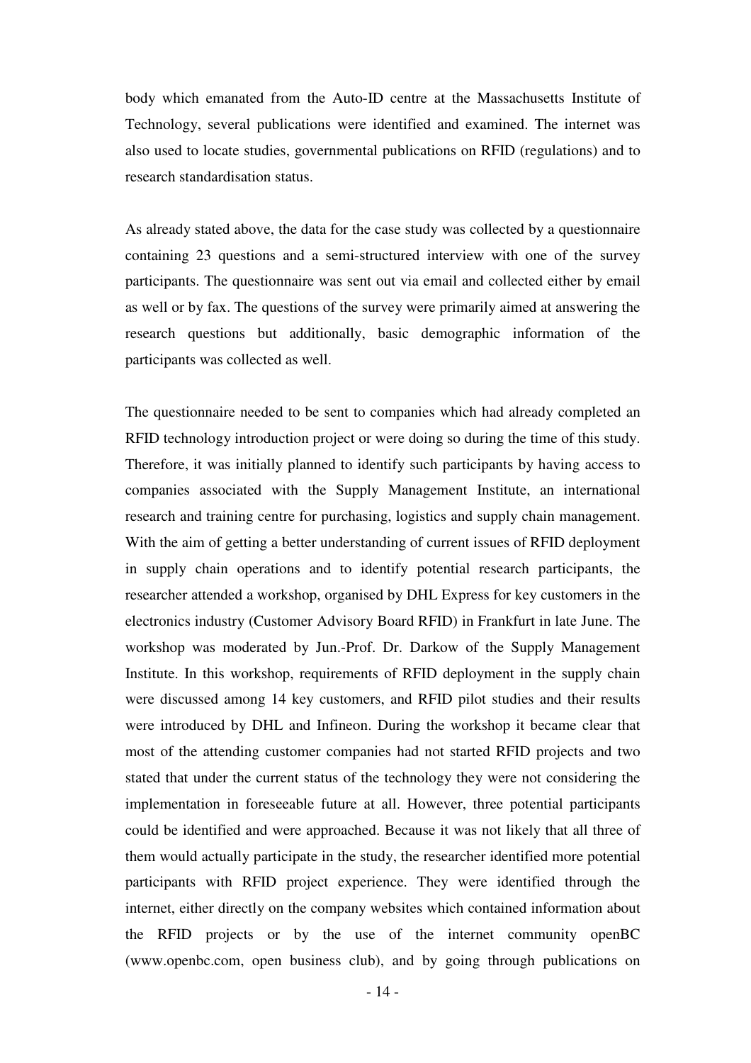body which emanated from the Auto-ID centre at the Massachusetts Institute of Technology, several publications were identified and examined. The internet was also used to locate studies, governmental publications on RFID (regulations) and to research standardisation status.

As already stated above, the data for the case study was collected by a questionnaire containing 23 questions and a semi-structured interview with one of the survey participants. The questionnaire was sent out via email and collected either by email as well or by fax. The questions of the survey were primarily aimed at answering the research questions but additionally, basic demographic information of the participants was collected as well.

The questionnaire needed to be sent to companies which had already completed an RFID technology introduction project or were doing so during the time of this study. Therefore, it was initially planned to identify such participants by having access to companies associated with the Supply Management Institute, an international research and training centre for purchasing, logistics and supply chain management. With the aim of getting a better understanding of current issues of RFID deployment in supply chain operations and to identify potential research participants, the researcher attended a workshop, organised by DHL Express for key customers in the electronics industry (Customer Advisory Board RFID) in Frankfurt in late June. The workshop was moderated by Jun.-Prof. Dr. Darkow of the Supply Management Institute. In this workshop, requirements of RFID deployment in the supply chain were discussed among 14 key customers, and RFID pilot studies and their results were introduced by DHL and Infineon. During the workshop it became clear that most of the attending customer companies had not started RFID projects and two stated that under the current status of the technology they were not considering the implementation in foreseeable future at all. However, three potential participants could be identified and were approached. Because it was not likely that all three of them would actually participate in the study, the researcher identified more potential participants with RFID project experience. They were identified through the internet, either directly on the company websites which contained information about the RFID projects or by the use of the internet community openBC (www.openbc.com, open business club), and by going through publications on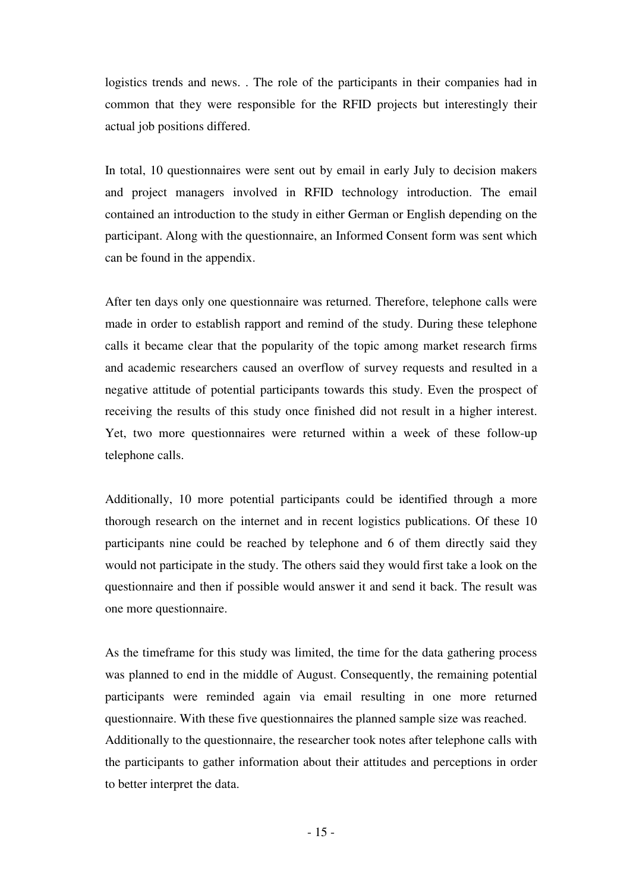logistics trends and news. . The role of the participants in their companies had in common that they were responsible for the RFID projects but interestingly their actual job positions differed.

In total, 10 questionnaires were sent out by email in early July to decision makers and project managers involved in RFID technology introduction. The email contained an introduction to the study in either German or English depending on the participant. Along with the questionnaire, an Informed Consent form was sent which can be found in the appendix.

After ten days only one questionnaire was returned. Therefore, telephone calls were made in order to establish rapport and remind of the study. During these telephone calls it became clear that the popularity of the topic among market research firms and academic researchers caused an overflow of survey requests and resulted in a negative attitude of potential participants towards this study. Even the prospect of receiving the results of this study once finished did not result in a higher interest. Yet, two more questionnaires were returned within a week of these follow-up telephone calls.

Additionally, 10 more potential participants could be identified through a more thorough research on the internet and in recent logistics publications. Of these 10 participants nine could be reached by telephone and 6 of them directly said they would not participate in the study. The others said they would first take a look on the questionnaire and then if possible would answer it and send it back. The result was one more questionnaire.

As the timeframe for this study was limited, the time for the data gathering process was planned to end in the middle of August. Consequently, the remaining potential participants were reminded again via email resulting in one more returned questionnaire. With these five questionnaires the planned sample size was reached.
Additionally to the questionnaire, the researcher took notes after telephone calls with the participants to gather information about their attitudes and perceptions in order to better interpret the data.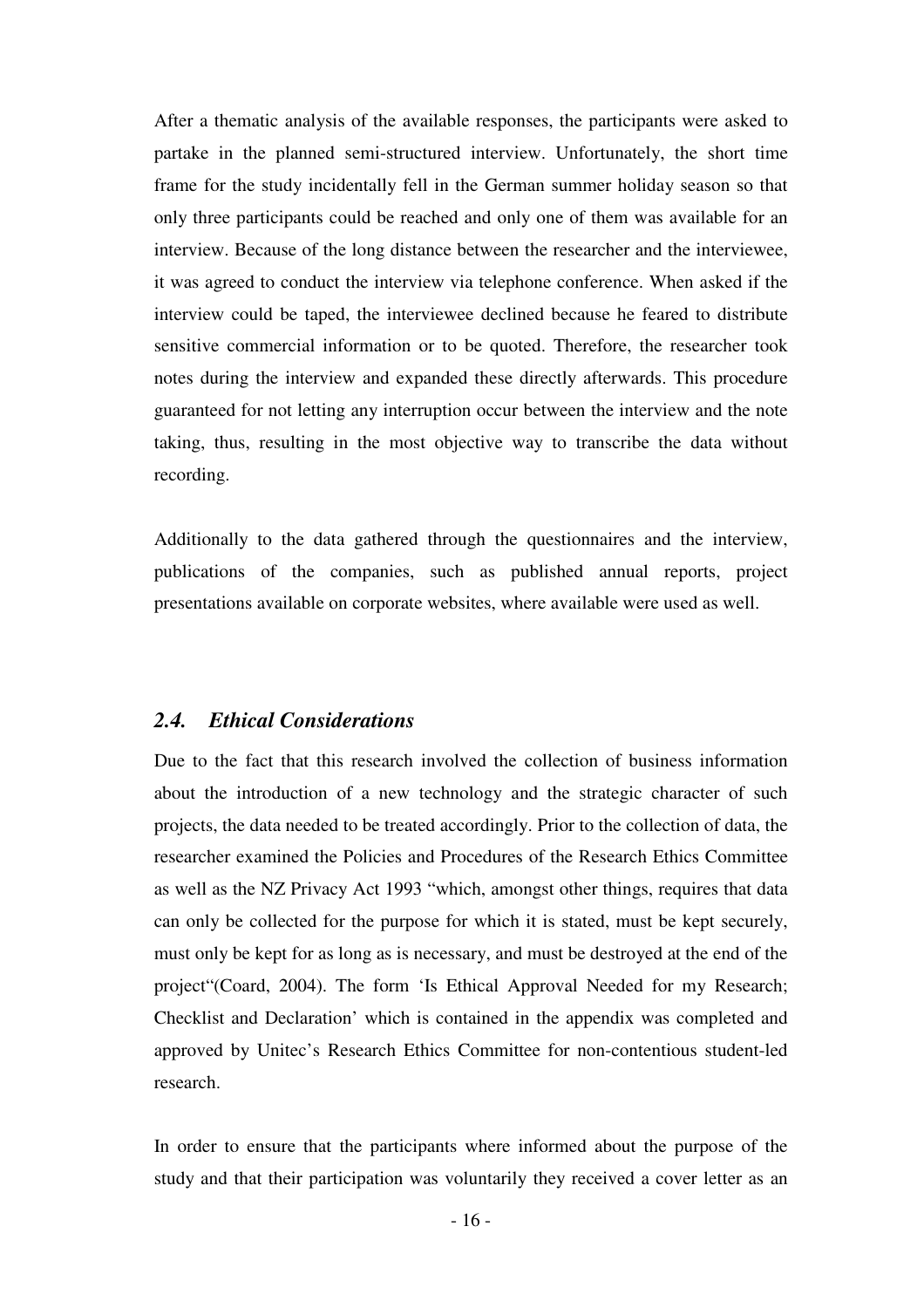After a thematic analysis of the available responses, the participants were asked to partake in the planned semi-structured interview. Unfortunately, the short time frame for the study incidentally fell in the German summer holiday season so that only three participants could be reached and only one of them was available for an interview. Because of the long distance between the researcher and the interviewee, it was agreed to conduct the interview via telephone conference. When asked if the interview could be taped, the interviewee declined because he feared to distribute sensitive commercial information or to be quoted. Therefore, the researcher took notes during the interview and expanded these directly afterwards. This procedure guaranteed for not letting any interruption occur between the interview and the note taking, thus, resulting in the most objective way to transcribe the data without recording.

Additionally to the data gathered through the questionnaires and the interview, publications of the companies, such as published annual reports, project presentations available on corporate websites, where available were used as well.

## *2.4. Ethical Considerations*

Due to the fact that this research involved the collection of business information about the introduction of a new technology and the strategic character of such projects, the data needed to be treated accordingly. Prior to the collection of data, the researcher examined the Policies and Procedures of the Research Ethics Committee as well as the NZ Privacy Act 1993 "which, amongst other things, requires that data can only be collected for the purpose for which it is stated, must be kept securely, must only be kept for as long as is necessary, and must be destroyed at the end of the project"(Coard, 2004). The form 'Is Ethical Approval Needed for my Research; Checklist and Declaration' which is contained in the appendix was completed and approved by Unitec's Research Ethics Committee for non-contentious student-led research.

In order to ensure that the participants where informed about the purpose of the study and that their participation was voluntarily they received a cover letter as an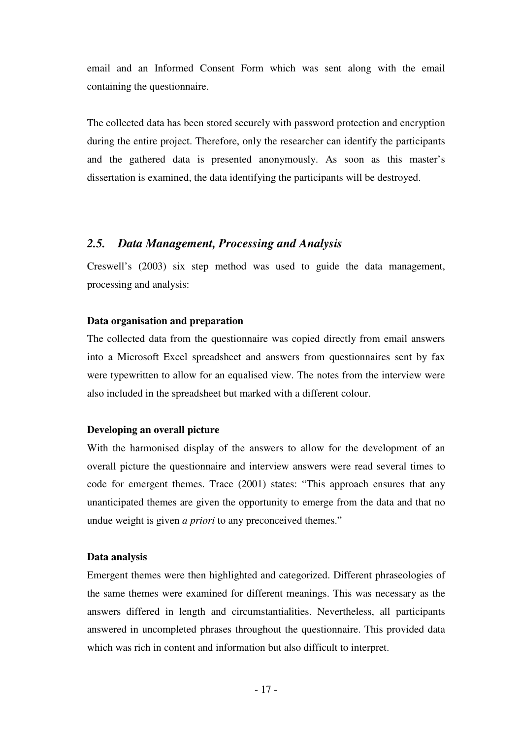email and an Informed Consent Form which was sent along with the email containing the questionnaire.

The collected data has been stored securely with password protection and encryption during the entire project. Therefore, only the researcher can identify the participants and the gathered data is presented anonymously. As soon as this master's dissertation is examined, the data identifying the participants will be destroyed.

## *2.5. Data Management, Processing and Analysis*

Creswell's (2003) six step method was used to guide the data management, processing and analysis:

**Data organisation and preparation**

The collected data from the questionnaire was copied directly from email answers into a Microsoft Excel spreadsheet and answers from questionnaires sent by fax were typewritten to allow for an equalised view. The notes from the interview were also included in the spreadsheet but marked with a different colour.

**Developing an overall picture**

With the harmonised display of the answers to allow for the development of an overall picture the questionnaire and interview answers were read several times to code for emergent themes. Trace (2001) states: "This approach ensures that any unanticipated themes are given the opportunity to emerge from the data and that no undue weight is given *a priori* to any preconceived themes."

**Data analysis**

Emergent themes were then highlighted and categorized. Different phraseologies of the same themes were examined for different meanings. This was necessary as the answers differed in length and circumstantialities. Nevertheless, all participants answered in uncompleted phrases throughout the questionnaire. This provided data which was rich in content and information but also difficult to interpret.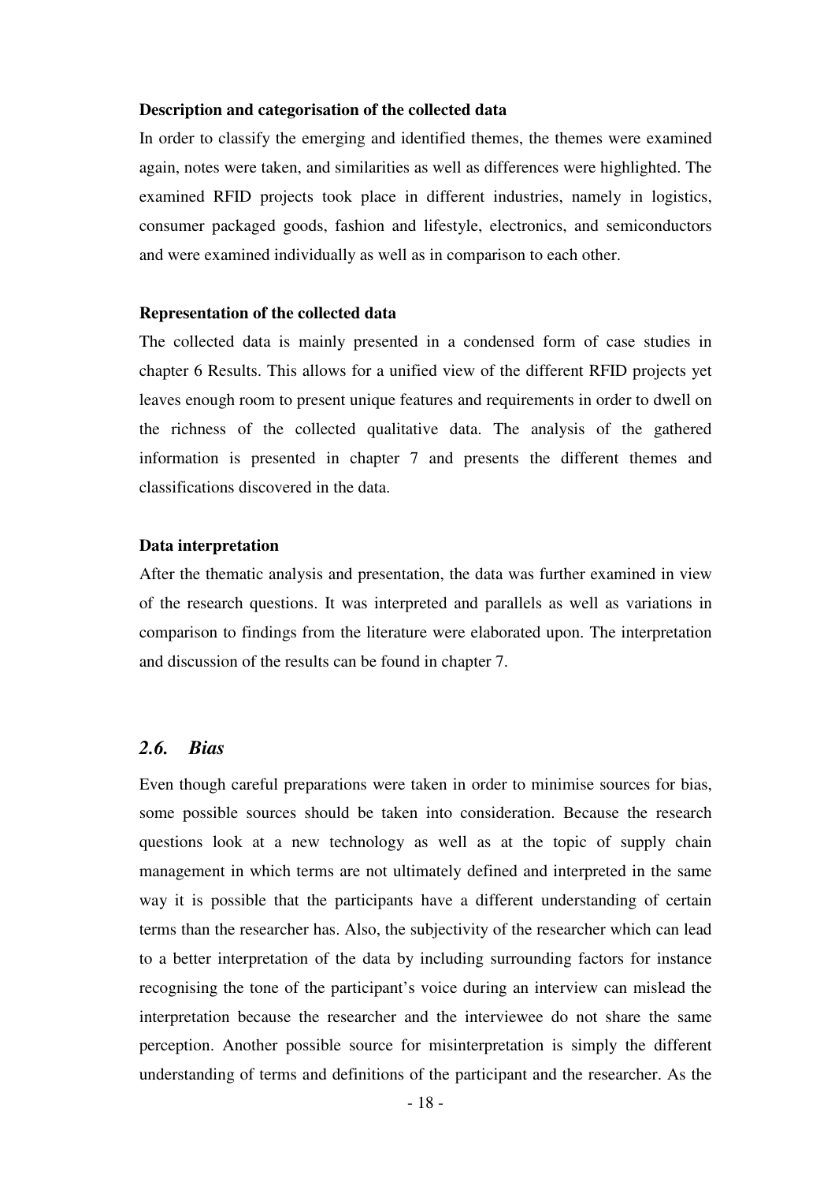**Description and categorisation of the collected data**

In order to classify the emerging and identified themes, the themes were examined again, notes were taken, and similarities as well as differences were highlighted. The examined RFID projects took place in different industries, namely in logistics, consumer packaged goods, fashion and lifestyle, electronics, and semiconductors and were examined individually as well as in comparison to each other.

**Representation of the collected data**

The collected data is mainly presented in a condensed form of case studies in chapter 6 Results. This allows for a unified view of the different RFID projects yet leaves enough room to present unique features and requirements in order to dwell on the richness of the collected qualitative data. The analysis of the gathered information is presented in chapter 7 and presents the different themes and classifications discovered in the data.

**Data interpretation**

After the thematic analysis and presentation, the data was further examined in view of the research questions. It was interpreted and parallels as well as variations in comparison to findings from the literature were elaborated upon. The interpretation and discussion of the results can be found in chapter 7.

## *2.6. Bias*

Even though careful preparations were taken in order to minimise sources for bias, some possible sources should be taken into consideration. Because the research questions look at a new technology as well as at the topic of supply chain management in which terms are not ultimately defined and interpreted in the same way it is possible that the participants have a different understanding of certain terms than the researcher has. Also, the subjectivity of the researcher which can lead to a better interpretation of the data by including surrounding factors for instance recognising the tone of the participant's voice during an interview can mislead the interpretation because the researcher and the interviewee do not share the same perception. Another possible source for misinterpretation is simply the different understanding of terms and definitions of the participant and the researcher. As the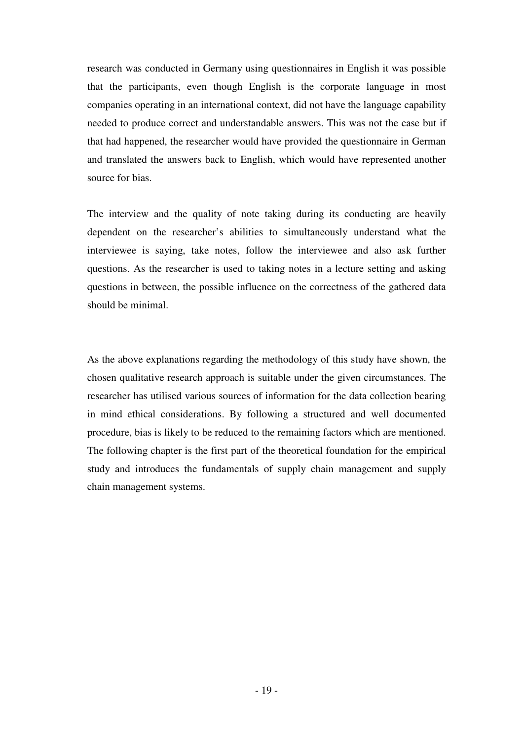research was conducted in Germany using questionnaires in English it was possible that the participants, even though English is the corporate language in most companies operating in an international context, did not have the language capability needed to produce correct and understandable answers. This was not the case but if that had happened, the researcher would have provided the questionnaire in German and translated the answers back to English, which would have represented another source for bias.

The interview and the quality of note taking during its conducting are heavily dependent on the researcher's abilities to simultaneously understand what the interviewee is saying, take notes, follow the interviewee and also ask further questions. As the researcher is used to taking notes in a lecture setting and asking questions in between, the possible influence on the correctness of the gathered data should be minimal.

As the above explanations regarding the methodology of this study have shown, the chosen qualitative research approach is suitable under the given circumstances. The researcher has utilised various sources of information for the data collection bearing in mind ethical considerations. By following a structured and well documented procedure, bias is likely to be reduced to the remaining factors which are mentioned. The following chapter is the first part of the theoretical foundation for the empirical study and introduces the fundamentals of supply chain management and supply chain management systems.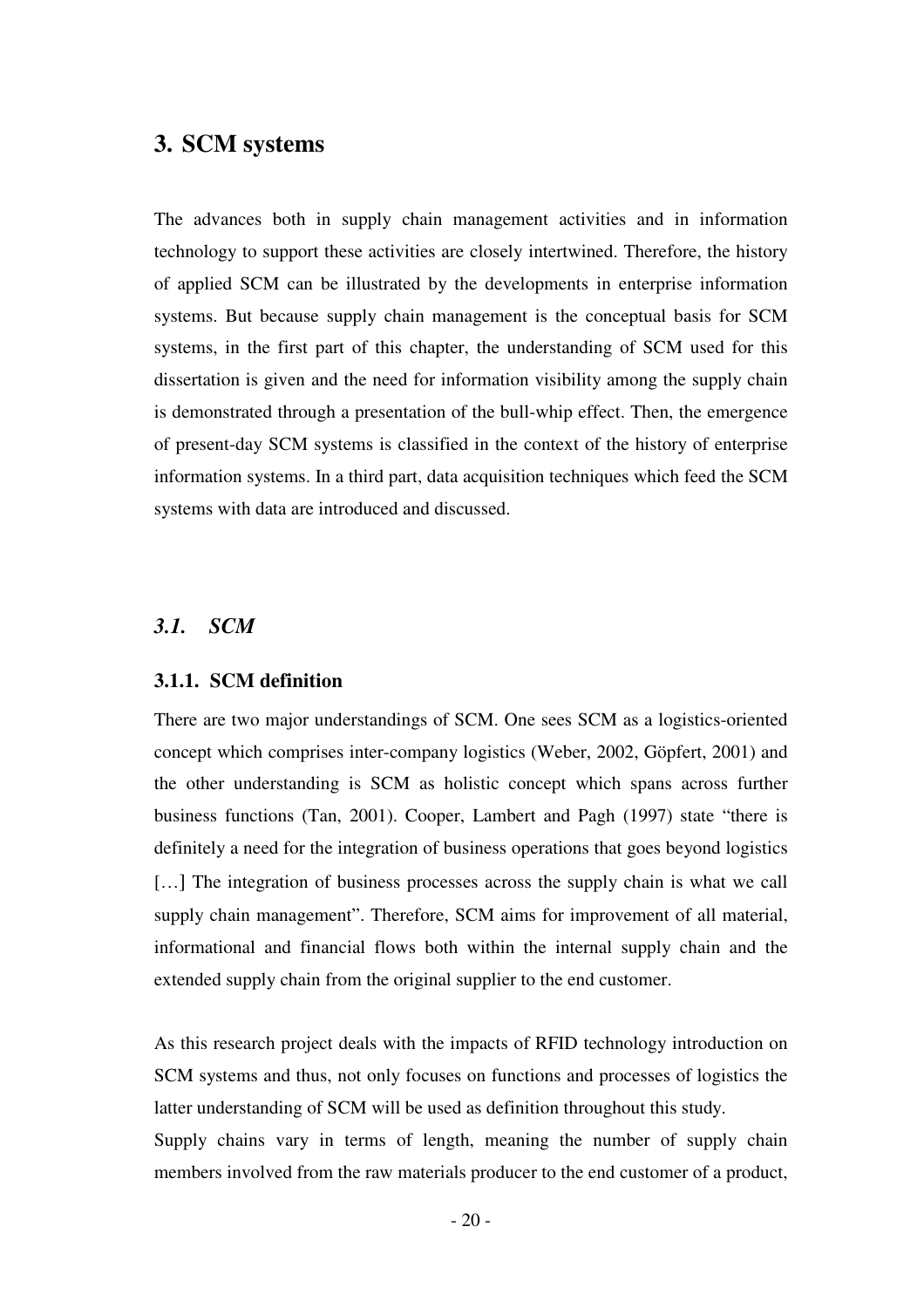# 3. SCM systems

The advances both in supply chain management activities and in information technology to support these activities are closely intertwined. Therefore, the history of applied SCM can be illustrated by the developments in enterprise information systems. But because supply chain management is the conceptual basis for SCM systems, in the first part of this chapter, the understanding of SCM used for this dissertation is given and the need for information visibility among the supply chain is demonstrated through a presentation of the bull-whip effect. Then, the emergence of present-day SCM systems is classified in the context of the history of enterprise information systems. In a third part, data acquisition techniques which feed the SCM systems with data are introduced and discussed.

## *3.1. SCM*

### 3.1.1. SCM definition

There are two major understandings of SCM. One sees SCM as a logistics-oriented concept which comprises inter-company logistics (Weber, 2002, Göpfert, 2001) and the other understanding is SCM as holistic concept which spans across further business functions (Tan, 2001). Cooper, Lambert and Pagh (1997) state "there is definitely a need for the integration of business operations that goes beyond logistics […] The integration of business processes across the supply chain is what we call supply chain management". Therefore, SCM aims for improvement of all material, informational and financial flows both within the internal supply chain and the extended supply chain from the original supplier to the end customer.

As this research project deals with the impacts of RFID technology introduction on SCM systems and thus, not only focuses on functions and processes of logistics the latter understanding of SCM will be used as definition throughout this study.

Supply chains vary in terms of length, meaning the number of supply chain members involved from the raw materials producer to the end customer of a product,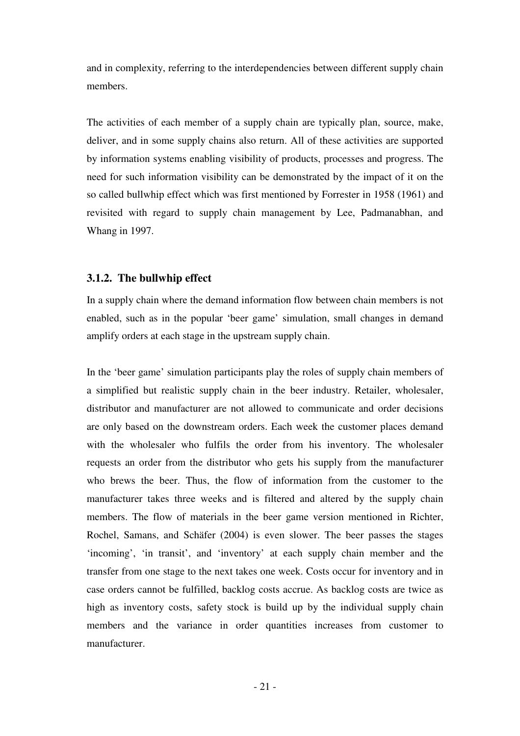and in complexity, referring to the interdependencies between different supply chain members.

The activities of each member of a supply chain are typically plan, source, make, deliver, and in some supply chains also return. All of these activities are supported by information systems enabling visibility of products, processes and progress. The need for such information visibility can be demonstrated by the impact of it on the so called bullwhip effect which was first mentioned by Forrester in 1958 (1961) and revisited with regard to supply chain management by Lee, Padmanabhan, and Whang in 1997.

### 3.1.2. The bullwhip effect

In a supply chain where the demand information flow between chain members is not enabled, such as in the popular 'beer game' simulation, small changes in demand amplify orders at each stage in the upstream supply chain.

In the 'beer game' simulation participants play the roles of supply chain members of a simplified but realistic supply chain in the beer industry. Retailer, wholesaler, distributor and manufacturer are not allowed to communicate and order decisions are only based on the downstream orders. Each week the customer places demand with the wholesaler who fulfils the order from his inventory. The wholesaler requests an order from the distributor who gets his supply from the manufacturer who brews the beer. Thus, the flow of information from the customer to the manufacturer takes three weeks and is filtered and altered by the supply chain members. The flow of materials in the beer game version mentioned in Richter, Rochel, Samans, and Schäfer (2004) is even slower. The beer passes the stages 'incoming', 'in transit', and 'inventory' at each supply chain member and the transfer from one stage to the next takes one week. Costs occur for inventory and in case orders cannot be fulfilled, backlog costs accrue. As backlog costs are twice as high as inventory costs, safety stock is build up by the individual supply chain members and the variance in order quantities increases from customer to manufacturer.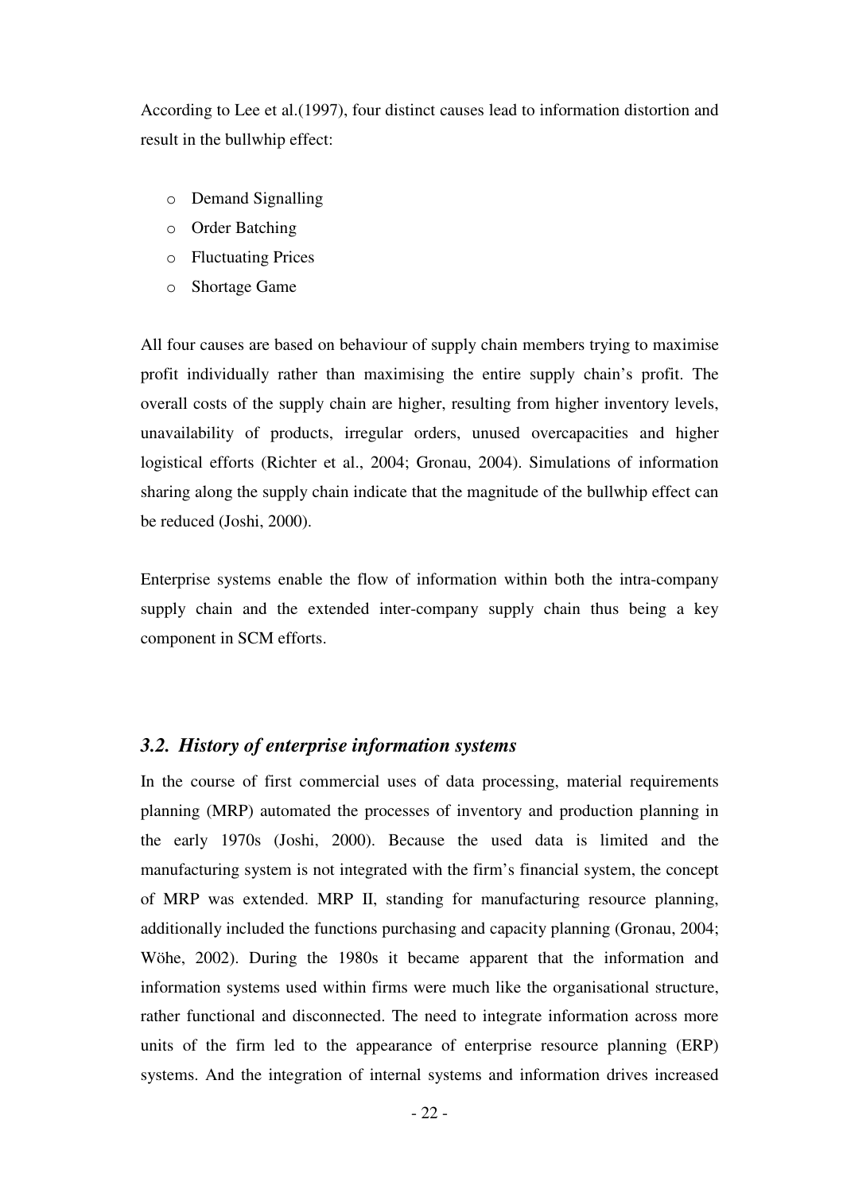According to Lee et al.(1997), four distinct causes lead to information distortion and result in the bullwhip effect:

- Demand Signalling
- Order Batching
- Fluctuating Prices
- Shortage Game

All four causes are based on behaviour of supply chain members trying to maximise profit individually rather than maximising the entire supply chain's profit. The overall costs of the supply chain are higher, resulting from higher inventory levels, unavailability of products, irregular orders, unused overcapacities and higher logistical efforts (Richter et al., 2004; Gronau, 2004). Simulations of information sharing along the supply chain indicate that the magnitude of the bullwhip effect can be reduced (Joshi, 2000).

Enterprise systems enable the flow of information within both the intra-company supply chain and the extended inter-company supply chain thus being a key component in SCM efforts.

### *3.2. History of enterprise information systems*

In the course of first commercial uses of data processing, material requirements planning (MRP) automated the processes of inventory and production planning in the early 1970s (Joshi, 2000). Because the used data is limited and the manufacturing system is not integrated with the firm's financial system, the concept of MRP was extended. MRP II, standing for manufacturing resource planning, additionally included the functions purchasing and capacity planning (Gronau, 2004; Wöhe, 2002). During the 1980s it became apparent that the information and information systems used within firms were much like the organisational structure, rather functional and disconnected. The need to integrate information across more units of the firm led to the appearance of enterprise resource planning (ERP) systems. And the integration of internal systems and information drives increased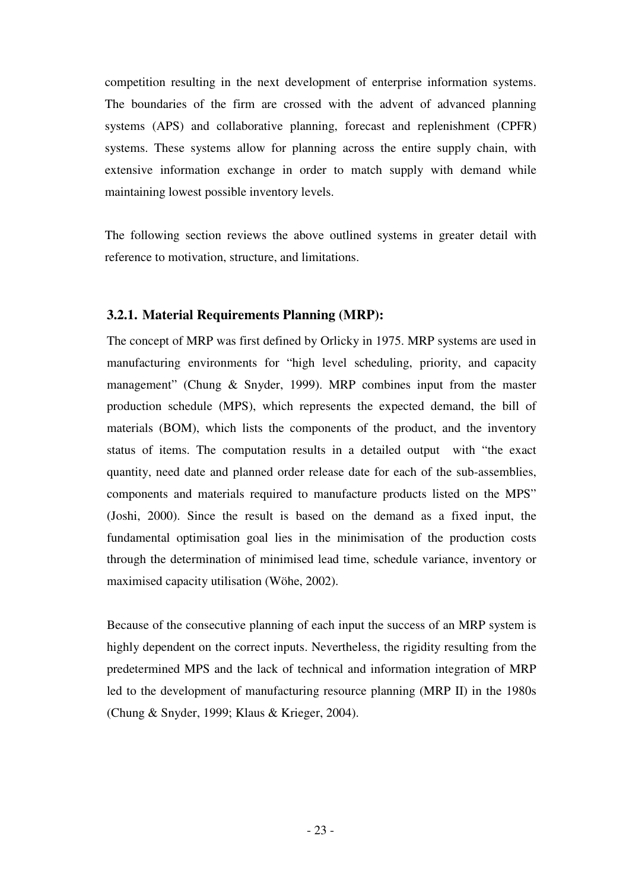competition resulting in the next development of enterprise information systems. The boundaries of the firm are crossed with the advent of advanced planning systems (APS) and collaborative planning, forecast and replenishment (CPFR) systems. These systems allow for planning across the entire supply chain, with extensive information exchange in order to match supply with demand while maintaining lowest possible inventory levels.

The following section reviews the above outlined systems in greater detail with reference to motivation, structure, and limitations.

### 3.2.1. Material Requirements Planning (MRP):

The concept of MRP was first defined by Orlicky in 1975. MRP systems are used in manufacturing environments for "high level scheduling, priority, and capacity management" (Chung & Snyder, 1999). MRP combines input from the master production schedule (MPS), which represents the expected demand, the bill of materials (BOM), which lists the components of the product, and the inventory status of items. The computation results in a detailed output with "the exact quantity, need date and planned order release date for each of the sub-assemblies, components and materials required to manufacture products listed on the MPS" (Joshi, 2000). Since the result is based on the demand as a fixed input, the fundamental optimisation goal lies in the minimisation of the production costs through the determination of minimised lead time, schedule variance, inventory or maximised capacity utilisation (Wöhe, 2002).

Because of the consecutive planning of each input the success of an MRP system is highly dependent on the correct inputs. Nevertheless, the rigidity resulting from the predetermined MPS and the lack of technical and information integration of MRP led to the development of manufacturing resource planning (MRP II) in the 1980s (Chung & Snyder, 1999; Klaus & Krieger, 2004).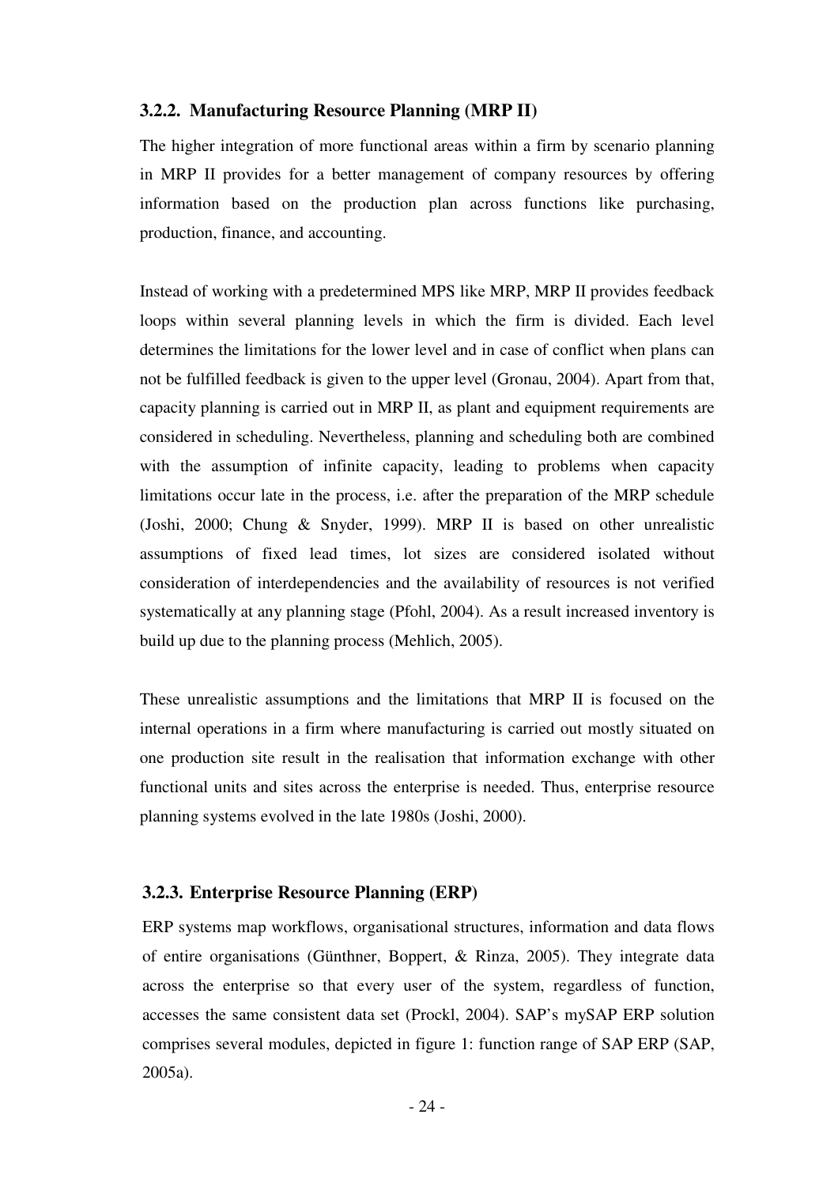### 3.2.2. Manufacturing Resource Planning (MRP II)

The higher integration of more functional areas within a firm by scenario planning in MRP II provides for a better management of company resources by offering information based on the production plan across functions like purchasing, production, finance, and accounting.

Instead of working with a predetermined MPS like MRP, MRP II provides feedback loops within several planning levels in which the firm is divided. Each level determines the limitations for the lower level and in case of conflict when plans can not be fulfilled feedback is given to the upper level (Gronau, 2004). Apart from that, capacity planning is carried out in MRP II, as plant and equipment requirements are considered in scheduling. Nevertheless, planning and scheduling both are combined with the assumption of infinite capacity, leading to problems when capacity limitations occur late in the process, i.e. after the preparation of the MRP schedule (Joshi, 2000; Chung & Snyder, 1999). MRP II is based on other unrealistic assumptions of fixed lead times, lot sizes are considered isolated without consideration of interdependencies and the availability of resources is not verified systematically at any planning stage (Pfohl, 2004). As a result increased inventory is build up due to the planning process (Mehlich, 2005).

These unrealistic assumptions and the limitations that MRP II is focused on the internal operations in a firm where manufacturing is carried out mostly situated on one production site result in the realisation that information exchange with other functional units and sites across the enterprise is needed. Thus, enterprise resource planning systems evolved in the late 1980s (Joshi, 2000).

### 3.2.3. Enterprise Resource Planning (ERP)

ERP systems map workflows, organisational structures, information and data flows of entire organisations (Günthner, Boppert, & Rinza, 2005). They integrate data across the enterprise so that every user of the system, regardless of function, accesses the same consistent data set (Prockl, 2004). SAP's mySAP ERP solution comprises several modules, depicted in figure 1: function range of SAP ERP (SAP, 2005a).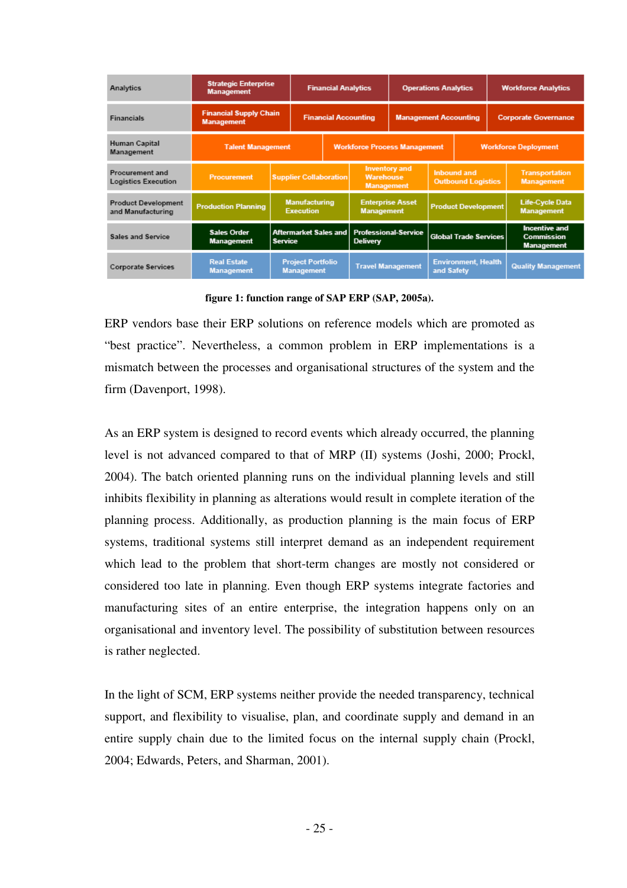| Analytics | Strategic Enterprise Management | Financial Analytics | Operations Analytics | Workforce Analytics |
|---|---|---|---|---|
| Financials | Financial Supply Chain Management | Financial Accounting | Management Accounting | Corporate Governance |
| Human Capital Management | Talent Management | Workforce Process Management | Workforce Deployment | |
| Procurement and Logistics Execution | Procurement | Supplier Collaboration | Inventory and Warehouse Management | Inbound and Outbound Logistics | Transportation Management |
| Product Development and Manufacturing | Production Planning | Manufacturing Execution | Enterprise Asset Management | Product Development | Life-Cycle Data Management |
| Sales and Service | Sales Order Management | Aftermarket Sales and Service | Professional-Service Delivery | Global Trade Services | Incentive and Commission Management |
| Corporate Services | Real Estate Management | Project Portfolio Management | Travel Management | Environment, Health and Safety | Quality Management |

**figure 1: function range of SAP ERP (SAP, 2005a).**

ERP vendors base their ERP solutions on reference models which are promoted as "best practice". Nevertheless, a common problem in ERP implementations is a mismatch between the processes and organisational structures of the system and the firm (Davenport, 1998).

As an ERP system is designed to record events which already occurred, the planning level is not advanced compared to that of MRP (II) systems (Joshi, 2000; Prockl, 2004). The batch oriented planning runs on the individual planning levels and still inhibits flexibility in planning as alterations would result in complete iteration of the planning process. Additionally, as production planning is the main focus of ERP systems, traditional systems still interpret demand as an independent requirement which lead to the problem that short-term changes are mostly not considered or considered too late in planning. Even though ERP systems integrate factories and manufacturing sites of an entire enterprise, the integration happens only on an organisational and inventory level. The possibility of substitution between resources is rather neglected.

In the light of SCM, ERP systems neither provide the needed transparency, technical support, and flexibility to visualise, plan, and coordinate supply and demand in an entire supply chain due to the limited focus on the internal supply chain (Prockl, 2004; Edwards, Peters, and Sharman, 2001).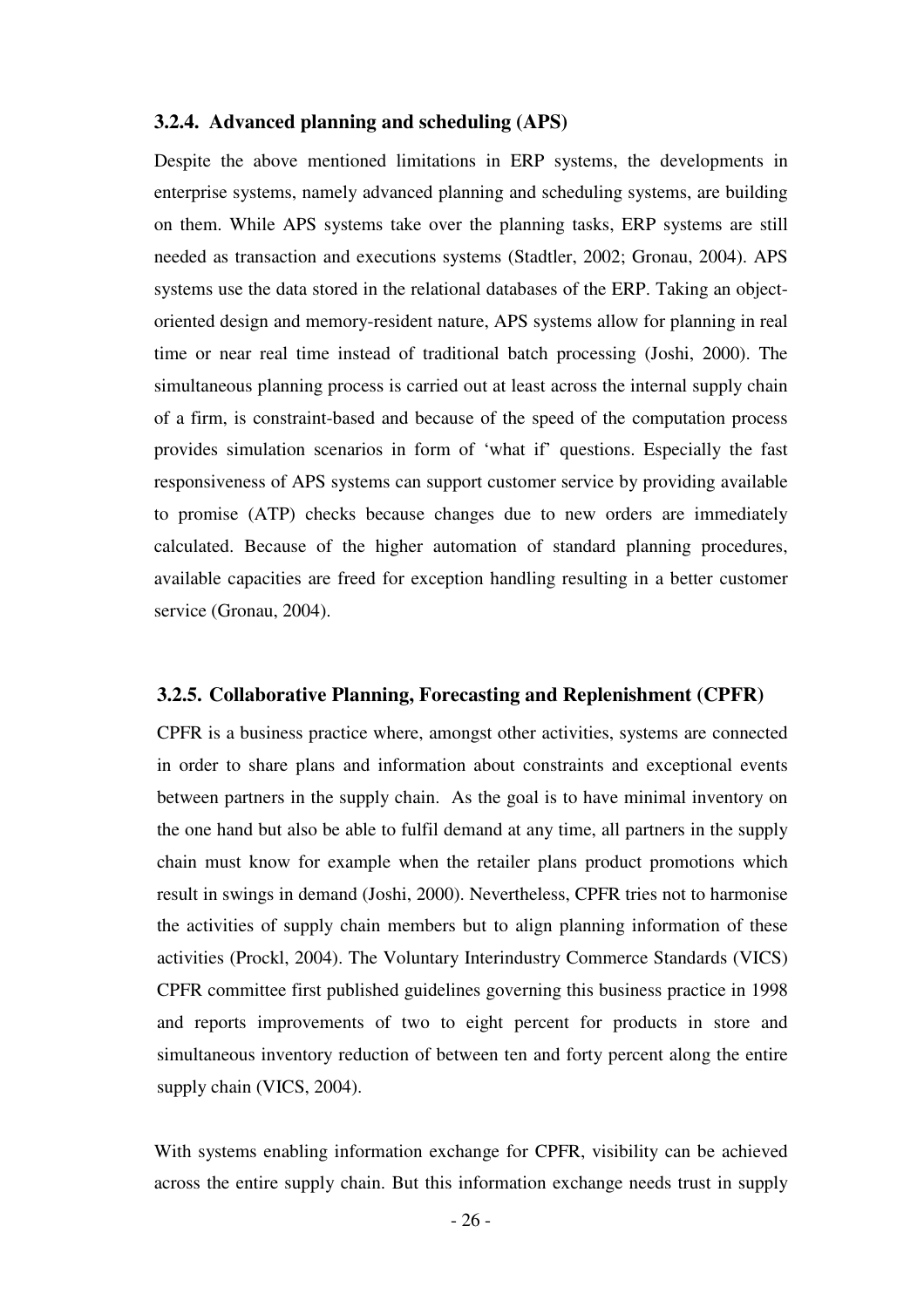### 3.2.4. Advanced planning and scheduling (APS)

Despite the above mentioned limitations in ERP systems, the developments in enterprise systems, namely advanced planning and scheduling systems, are building on them. While APS systems take over the planning tasks, ERP systems are still needed as transaction and executions systems (Stadtler, 2002; Gronau, 2004). APS systems use the data stored in the relational databases of the ERP. Taking an object-oriented design and memory-resident nature, APS systems allow for planning in real time or near real time instead of traditional batch processing (Joshi, 2000). The simultaneous planning process is carried out at least across the internal supply chain of a firm, is constraint-based and because of the speed of the computation process provides simulation scenarios in form of 'what if' questions. Especially the fast responsiveness of APS systems can support customer service by providing available to promise (ATP) checks because changes due to new orders are immediately calculated. Because of the higher automation of standard planning procedures, available capacities are freed for exception handling resulting in a better customer service (Gronau, 2004).

### 3.2.5. Collaborative Planning, Forecasting and Replenishment (CPFR)

CPFR is a business practice where, amongst other activities, systems are connected in order to share plans and information about constraints and exceptional events between partners in the supply chain. As the goal is to have minimal inventory on the one hand but also be able to fulfil demand at any time, all partners in the supply chain must know for example when the retailer plans product promotions which result in swings in demand (Joshi, 2000). Nevertheless, CPFR tries not to harmonise the activities of supply chain members but to align planning information of these activities (Prockl, 2004). The Voluntary Interindustry Commerce Standards (VICS) CPFR committee first published guidelines governing this business practice in 1998 and reports improvements of two to eight percent for products in store and simultaneous inventory reduction of between ten and forty percent along the entire supply chain (VICS, 2004).

With systems enabling information exchange for CPFR, visibility can be achieved across the entire supply chain. But this information exchange needs trust in supply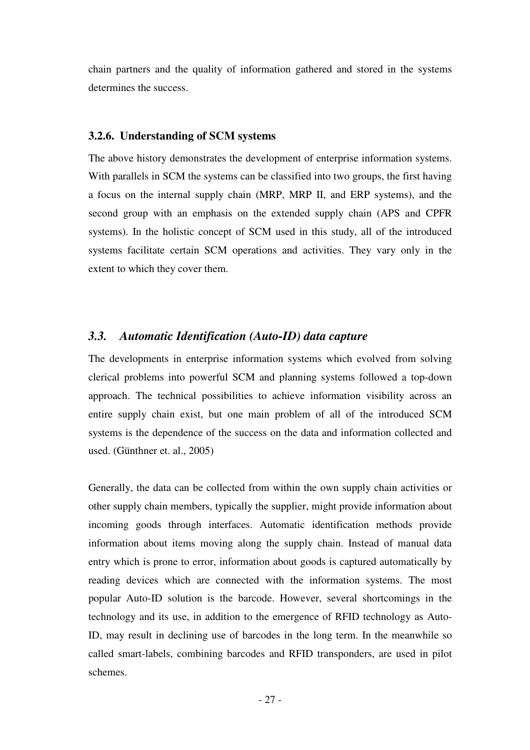chain partners and the quality of information gathered and stored in the systems determines the success.

### 3.2.6. Understanding of SCM systems

The above history demonstrates the development of enterprise information systems. With parallels in SCM the systems can be classified into two groups, the first having a focus on the internal supply chain (MRP, MRP II, and ERP systems), and the second group with an emphasis on the extended supply chain (APS and CPFR systems). In the holistic concept of SCM used in this study, all of the introduced systems facilitate certain SCM operations and activities. They vary only in the extent to which they cover them.

## *3.3. Automatic Identification (Auto-ID) data capture*

The developments in enterprise information systems which evolved from solving clerical problems into powerful SCM and planning systems followed a top-down approach. The technical possibilities to achieve information visibility across an entire supply chain exist, but one main problem of all of the introduced SCM systems is the dependence of the success on the data and information collected and used. (Günthner et. al., 2005)

Generally, the data can be collected from within the own supply chain activities or other supply chain members, typically the supplier, might provide information about incoming goods through interfaces. Automatic identification methods provide information about items moving along the supply chain. Instead of manual data entry which is prone to error, information about goods is captured automatically by reading devices which are connected with the information systems. The most popular Auto-ID solution is the barcode. However, several shortcomings in the technology and its use, in addition to the emergence of RFID technology as Auto-ID, may result in declining use of barcodes in the long term. In the meanwhile so called smart-labels, combining barcodes and RFID transponders, are used in pilot schemes.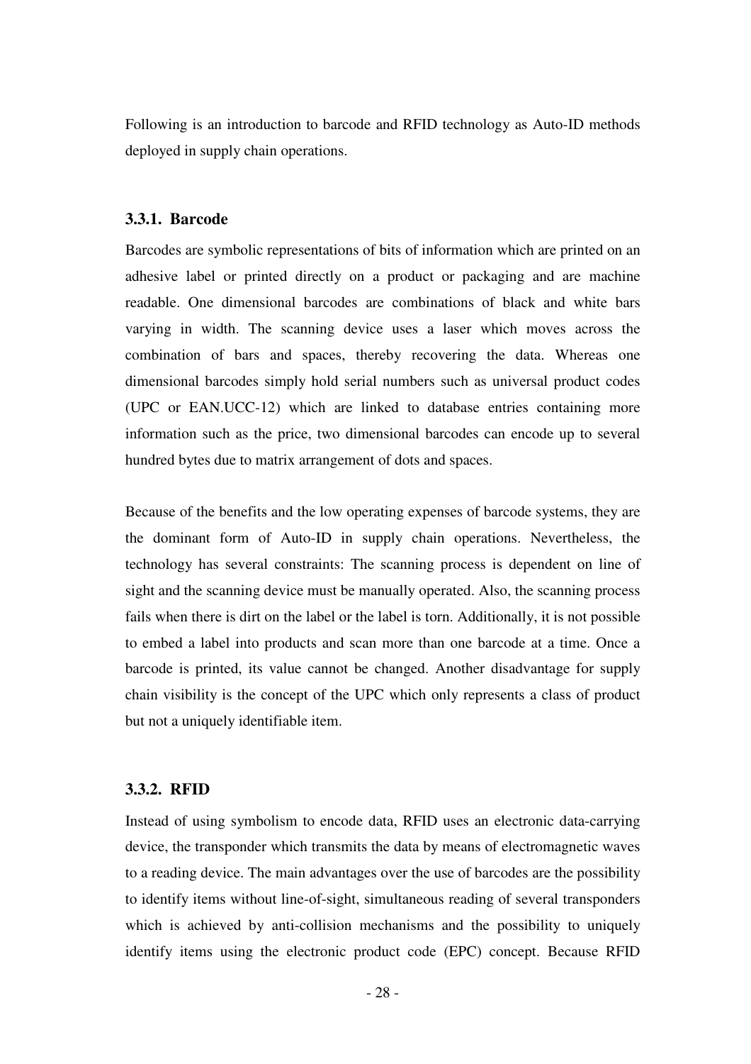Following is an introduction to barcode and RFID technology as Auto-ID methods deployed in supply chain operations.

### 3.3.1. Barcode

Barcodes are symbolic representations of bits of information which are printed on an adhesive label or printed directly on a product or packaging and are machine readable. One dimensional barcodes are combinations of black and white bars varying in width. The scanning device uses a laser which moves across the combination of bars and spaces, thereby recovering the data. Whereas one dimensional barcodes simply hold serial numbers such as universal product codes (UPC or EAN.UCC-12) which are linked to database entries containing more information such as the price, two dimensional barcodes can encode up to several hundred bytes due to matrix arrangement of dots and spaces.

Because of the benefits and the low operating expenses of barcode systems, they are the dominant form of Auto-ID in supply chain operations. Nevertheless, the technology has several constraints: The scanning process is dependent on line of sight and the scanning device must be manually operated. Also, the scanning process fails when there is dirt on the label or the label is torn. Additionally, it is not possible to embed a label into products and scan more than one barcode at a time. Once a barcode is printed, its value cannot be changed. Another disadvantage for supply chain visibility is the concept of the UPC which only represents a class of product but not a uniquely identifiable item.

### 3.3.2. RFID

Instead of using symbolism to encode data, RFID uses an electronic data-carrying device, the transponder which transmits the data by means of electromagnetic waves to a reading device. The main advantages over the use of barcodes are the possibility to identify items without line-of-sight, simultaneous reading of several transponders which is achieved by anti-collision mechanisms and the possibility to uniquely identify items using the electronic product code (EPC) concept. Because RFID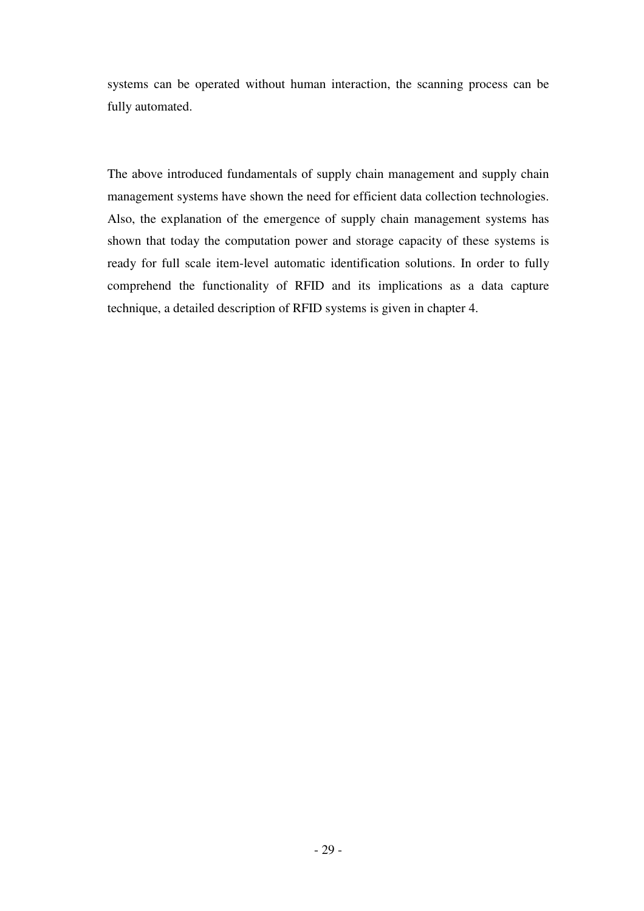systems can be operated without human interaction, the scanning process can be fully automated.

The above introduced fundamentals of supply chain management and supply chain management systems have shown the need for efficient data collection technologies. Also, the explanation of the emergence of supply chain management systems has shown that today the computation power and storage capacity of these systems is ready for full scale item-level automatic identification solutions. In order to fully comprehend the functionality of RFID and its implications as a data capture technique, a detailed description of RFID systems is given in chapter 4.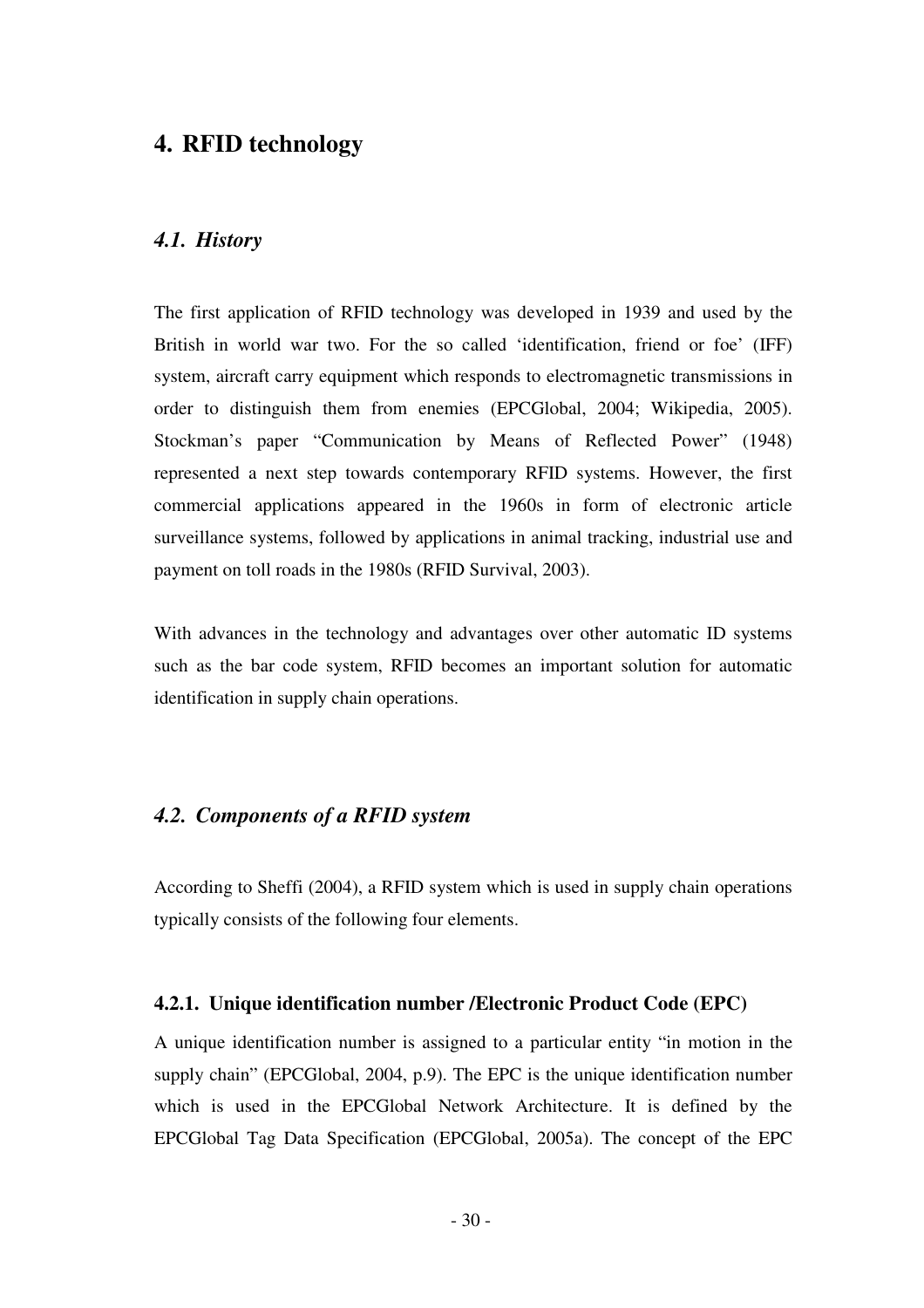# 4. RFID technology

## *4.1. History*

The first application of RFID technology was developed in 1939 and used by the British in world war two. For the so called 'identification, friend or foe' (IFF) system, aircraft carry equipment which responds to electromagnetic transmissions in order to distinguish them from enemies (EPCGlobal, 2004; Wikipedia, 2005). Stockman's paper "Communication by Means of Reflected Power" (1948) represented a next step towards contemporary RFID systems. However, the first commercial applications appeared in the 1960s in form of electronic article surveillance systems, followed by applications in animal tracking, industrial use and payment on toll roads in the 1980s (RFID Survival, 2003).

With advances in the technology and advantages over other automatic ID systems such as the bar code system, RFID becomes an important solution for automatic identification in supply chain operations.

## *4.2. Components of a RFID system*

According to Sheffi (2004), a RFID system which is used in supply chain operations typically consists of the following four elements.

### 4.2.1. Unique identification number /Electronic Product Code (EPC)

A unique identification number is assigned to a particular entity "in motion in the supply chain" (EPCGlobal, 2004, p.9). The EPC is the unique identification number which is used in the EPCGlobal Network Architecture. It is defined by the EPCGlobal Tag Data Specification (EPCGlobal, 2005a). The concept of the EPC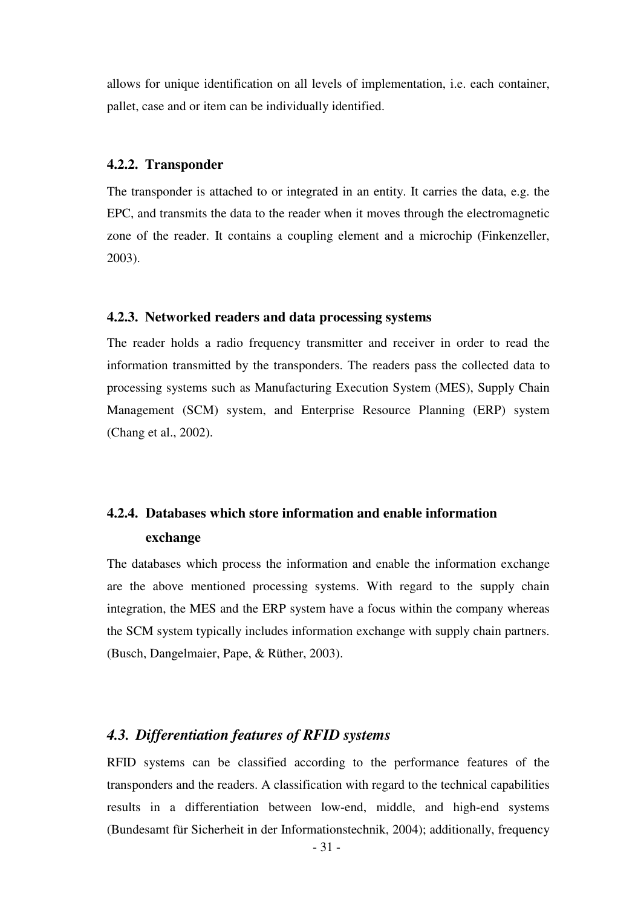allows for unique identification on all levels of implementation, i.e. each container, pallet, case and or item can be individually identified.

#### 4.2.2. Transponder

The transponder is attached to or integrated in an entity. It carries the data, e.g. the EPC, and transmits the data to the reader when it moves through the electromagnetic zone of the reader. It contains a coupling element and a microchip (Finkenzeller, 2003).

#### 4.2.3. Networked readers and data processing systems

The reader holds a radio frequency transmitter and receiver in order to read the information transmitted by the transponders. The readers pass the collected data to processing systems such as Manufacturing Execution System (MES), Supply Chain Management (SCM) system, and Enterprise Resource Planning (ERP) system (Chang et al., 2002).

#### 4.2.4. Databases which store information and enable information exchange

The databases which process the information and enable the information exchange are the above mentioned processing systems. With regard to the supply chain integration, the MES and the ERP system have a focus within the company whereas the SCM system typically includes information exchange with supply chain partners. (Busch, Dangelmaier, Pape, & Rüther, 2003).

### *4.3. Differentiation features of RFID systems*

RFID systems can be classified according to the performance features of the transponders and the readers. A classification with regard to the technical capabilities results in a differentiation between low-end, middle, and high-end systems (Bundesamt für Sicherheit in der Informationstechnik, 2004); additionally, frequency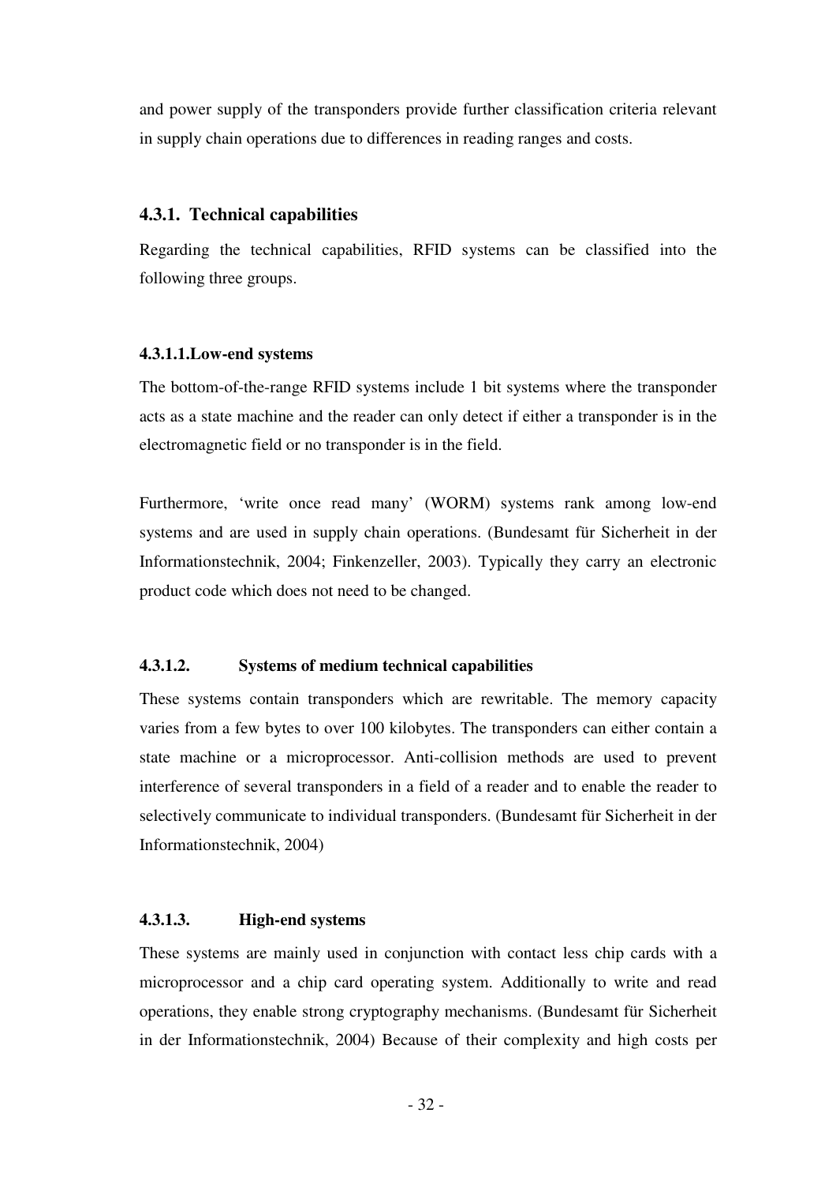and power supply of the transponders provide further classification criteria relevant in supply chain operations due to differences in reading ranges and costs.

### 4.3.1. Technical capabilities

Regarding the technical capabilities, RFID systems can be classified into the following three groups.

#### 4.3.1.1.Low-end systems

The bottom-of-the-range RFID systems include 1 bit systems where the transponder acts as a state machine and the reader can only detect if either a transponder is in the electromagnetic field or no transponder is in the field.

Furthermore, 'write once read many' (WORM) systems rank among low-end systems and are used in supply chain operations. (Bundesamt für Sicherheit in der Informationstechnik, 2004; Finkenzeller, 2003). Typically they carry an electronic product code which does not need to be changed.

#### 4.3.1.2. Systems of medium technical capabilities

These systems contain transponders which are rewritable. The memory capacity varies from a few bytes to over 100 kilobytes. The transponders can either contain a state machine or a microprocessor. Anti-collision methods are used to prevent interference of several transponders in a field of a reader and to enable the reader to selectively communicate to individual transponders. (Bundesamt für Sicherheit in der Informationstechnik, 2004)

#### 4.3.1.3. High-end systems

These systems are mainly used in conjunction with contact less chip cards with a microprocessor and a chip card operating system. Additionally to write and read operations, they enable strong cryptography mechanisms. (Bundesamt für Sicherheit in der Informationstechnik, 2004) Because of their complexity and high costs per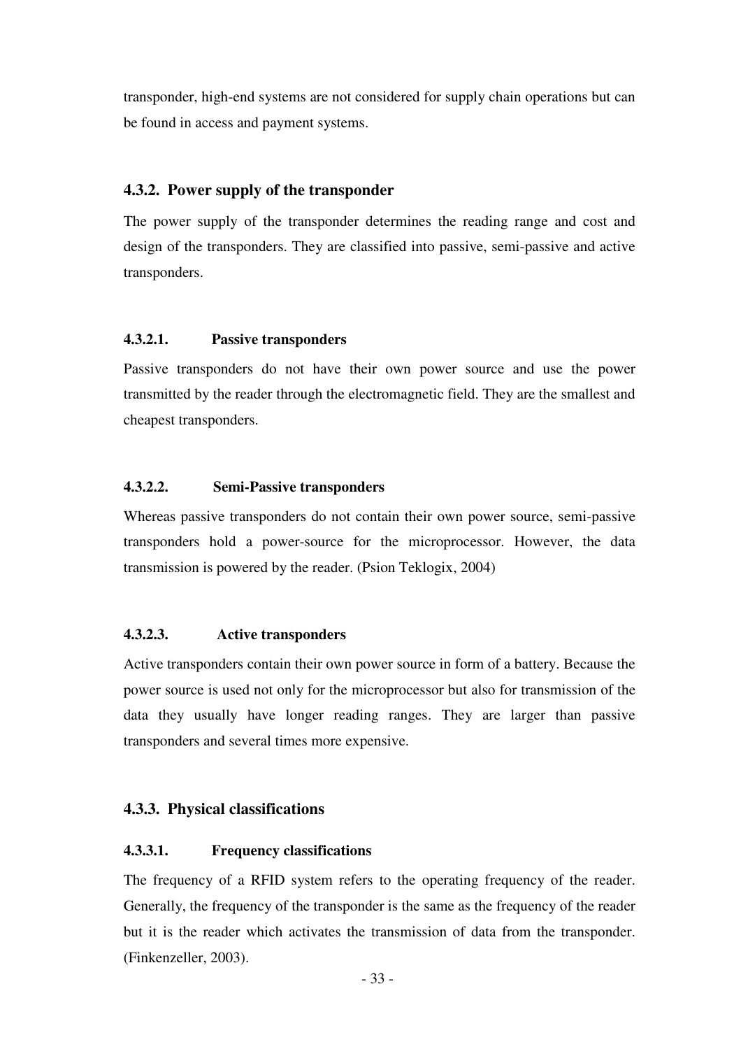transponder, high-end systems are not considered for supply chain operations but can be found in access and payment systems.

### 4.3.2. Power supply of the transponder

The power supply of the transponder determines the reading range and cost and design of the transponders. They are classified into passive, semi-passive and active transponders.

#### 4.3.2.1. Passive transponders

Passive transponders do not have their own power source and use the power transmitted by the reader through the electromagnetic field. They are the smallest and cheapest transponders.

#### 4.3.2.2. Semi-Passive transponders

Whereas passive transponders do not contain their own power source, semi-passive transponders hold a power-source for the microprocessor. However, the data transmission is powered by the reader. (Psion Teklogix, 2004)

#### 4.3.2.3. Active transponders

Active transponders contain their own power source in form of a battery. Because the power source is used not only for the microprocessor but also for transmission of the data they usually have longer reading ranges. They are larger than passive transponders and several times more expensive.

### 4.3.3. Physical classifications

#### 4.3.3.1. Frequency classifications

The frequency of a RFID system refers to the operating frequency of the reader. Generally, the frequency of the transponder is the same as the frequency of the reader but it is the reader which activates the transmission of data from the transponder. (Finkenzeller, 2003).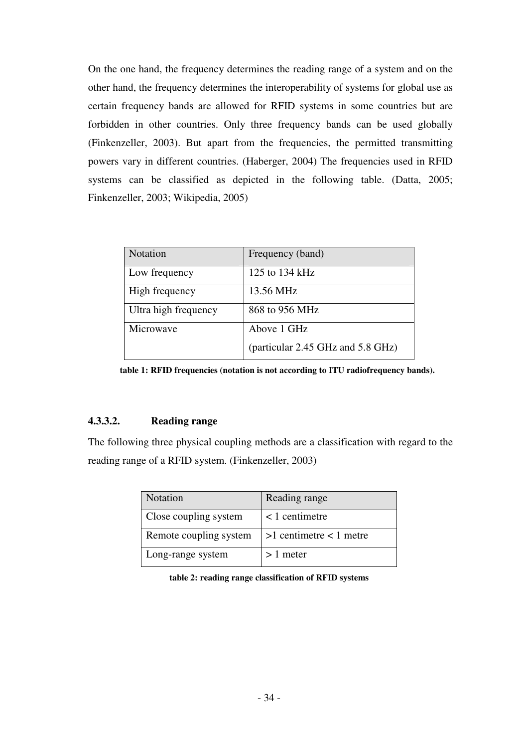On the one hand, the frequency determines the reading range of a system and on the other hand, the frequency determines the interoperability of systems for global use as certain frequency bands are allowed for RFID systems in some countries but are forbidden in other countries. Only three frequency bands can be used globally (Finkenzeller, 2003). But apart from the frequencies, the permitted transmitting powers vary in different countries. (Haberger, 2004) The frequencies used in RFID systems can be classified as depicted in the following table. (Datta, 2005; Finkenzeller, 2003; Wikipedia, 2005)

| Notation | Frequency (band) |
|---|---|
| Low frequency | 125 to 134 kHz |
| High frequency | 13.56 MHz |
| Ultra high frequency | 868 to 956 MHz |
| Microwave | Above 1 GHz<br>(particular 2.45 GHz and 5.8 GHz) |

**table 1: RFID frequencies (notation is not according to ITU radiofrequency bands).**

#### 4.3.3.2. Reading range

The following three physical coupling methods are a classification with regard to the reading range of a RFID system. (Finkenzeller, 2003)

| Notation | Reading range |
|---|---|
| Close coupling system | < 1 centimetre |
| Remote coupling system | >1 centimetre < 1 metre |
| Long-range system | > 1 meter |

**table 2: reading range classification of RFID systems**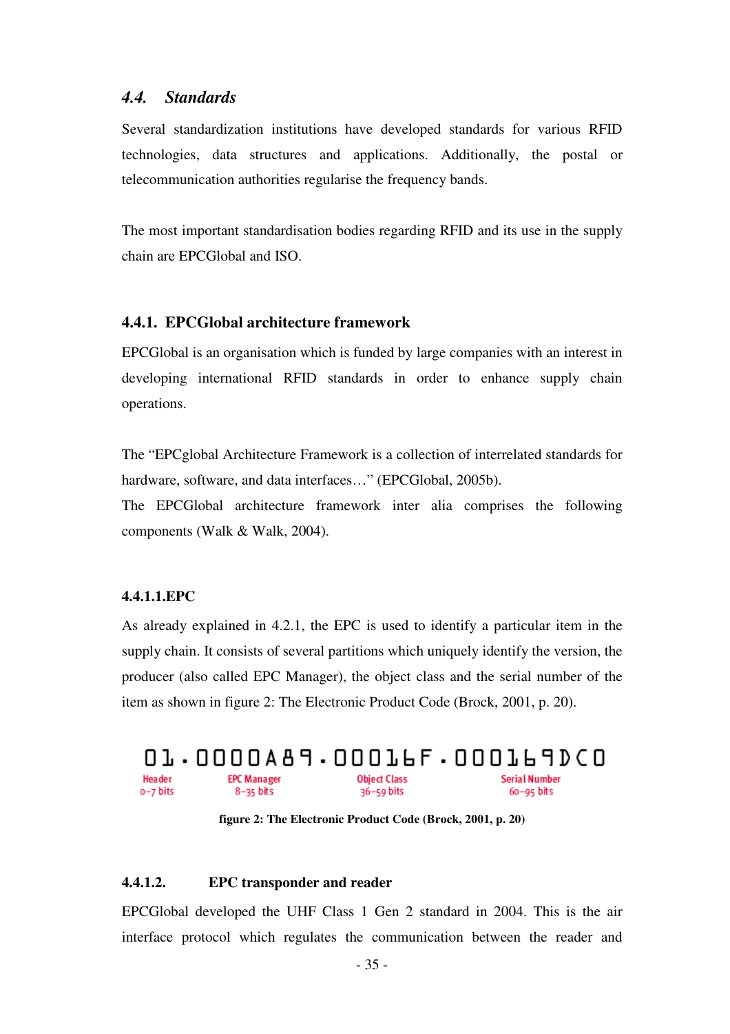### 4.4. *Standards*

Several standardization institutions have developed standards for various RFID technologies, data structures and applications. Additionally, the postal or telecommunication authorities regularise the frequency bands.

The most important standardisation bodies regarding RFID and its use in the supply chain are EPCGlobal and ISO.

#### 4.4.1. EPCGlobal architecture framework

EPCGlobal is an organisation which is funded by large companies with an interest in developing international RFID standards in order to enhance supply chain operations.

The "EPCglobal Architecture Framework is a collection of interrelated standards for hardware, software, and data interfaces…" (EPCGlobal, 2005b).
The EPCGlobal architecture framework inter alia comprises the following components (Walk & Walk, 2004).

##### 4.4.1.1.EPC

As already explained in 4.2.1, the EPC is used to identify a particular item in the supply chain. It consists of several partitions which uniquely identify the version, the producer (also called EPC Manager), the object class and the serial number of the item as shown in figure 2: The Electronic Product Code (Brock, 2001, p. 20).

| 01 | 0000A89 | 00016F | 000169DC0 |
|---|---|---|---|
| Header 0–7 bits | EPC Manager 8–35 bits | Object Class 36–59 bits | Serial Number 60–95 bits |

**figure 2: The Electronic Product Code (Brock, 2001, p. 20)**

##### 4.4.1.2. EPC transponder and reader

EPCGlobal developed the UHF Class 1 Gen 2 standard in 2004. This is the air interface protocol which regulates the communication between the reader and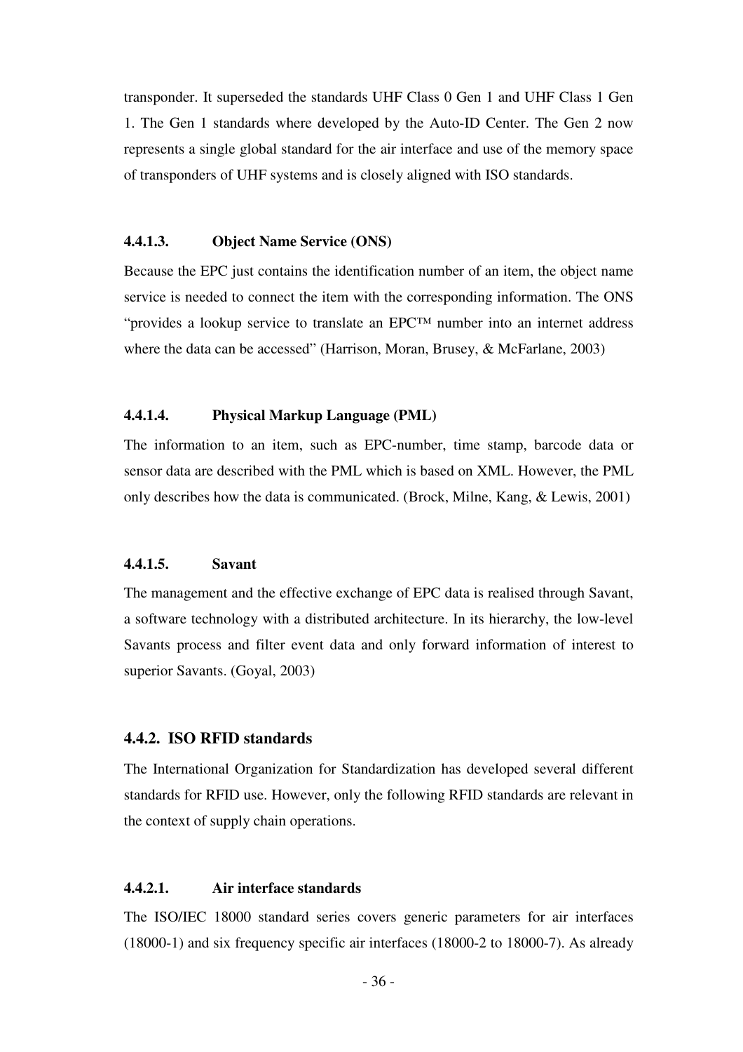transponder. It superseded the standards UHF Class 0 Gen 1 and UHF Class 1 Gen 1. The Gen 1 standards where developed by the Auto-ID Center. The Gen 2 now represents a single global standard for the air interface and use of the memory space of transponders of UHF systems and is closely aligned with ISO standards.

#### 4.4.1.3. Object Name Service (ONS)

Because the EPC just contains the identification number of an item, the object name service is needed to connect the item with the corresponding information. The ONS "provides a lookup service to translate an EPC™ number into an internet address where the data can be accessed" (Harrison, Moran, Brusey, & McFarlane, 2003)

#### 4.4.1.4. Physical Markup Language (PML)

The information to an item, such as EPC-number, time stamp, barcode data or sensor data are described with the PML which is based on XML. However, the PML only describes how the data is communicated. (Brock, Milne, Kang, & Lewis, 2001)

#### 4.4.1.5. Savant

The management and the effective exchange of EPC data is realised through Savant, a software technology with a distributed architecture. In its hierarchy, the low-level Savants process and filter event data and only forward information of interest to superior Savants. (Goyal, 2003)

### 4.4.2. ISO RFID standards

The International Organization for Standardization has developed several different standards for RFID use. However, only the following RFID standards are relevant in the context of supply chain operations.

#### 4.4.2.1. Air interface standards

The ISO/IEC 18000 standard series covers generic parameters for air interfaces (18000-1) and six frequency specific air interfaces (18000-2 to 18000-7). As already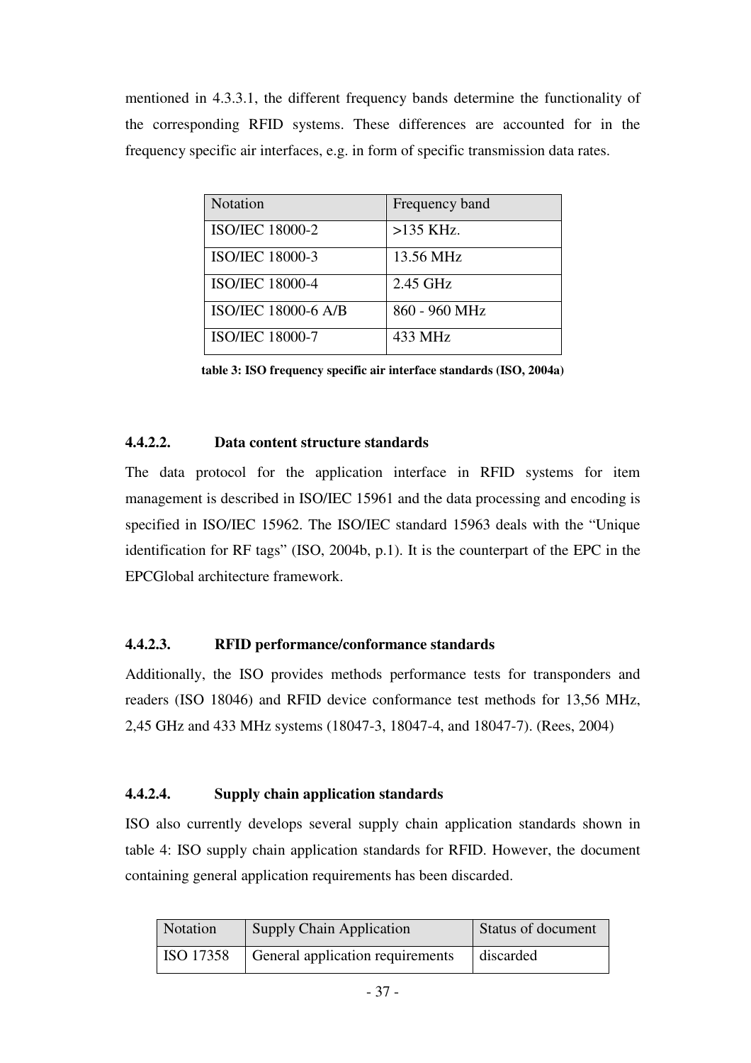mentioned in 4.3.3.1, the different frequency bands determine the functionality of the corresponding RFID systems. These differences are accounted for in the frequency specific air interfaces, e.g. in form of specific transmission data rates.

| Notation | Frequency band |
|---|---|
| ISO/IEC 18000-2 | >135 KHz. |
| ISO/IEC 18000-3 | 13.56 MHz |
| ISO/IEC 18000-4 | 2.45 GHz |
| ISO/IEC 18000-6 A/B | 860 - 960 MHz |
| ISO/IEC 18000-7 | 433 MHz |

**table 3: ISO frequency specific air interface standards (ISO, 2004a)**

#### 4.4.2.2. Data content structure standards

The data protocol for the application interface in RFID systems for item management is described in ISO/IEC 15961 and the data processing and encoding is specified in ISO/IEC 15962. The ISO/IEC standard 15963 deals with the "Unique identification for RF tags" (ISO, 2004b, p.1). It is the counterpart of the EPC in the EPCGlobal architecture framework.

#### 4.4.2.3. RFID performance/conformance standards

Additionally, the ISO provides methods performance tests for transponders and readers (ISO 18046) and RFID device conformance test methods for 13,56 MHz, 2,45 GHz and 433 MHz systems (18047-3, 18047-4, and 18047-7). (Rees, 2004)

#### 4.4.2.4. Supply chain application standards

ISO also currently develops several supply chain application standards shown in table 4: ISO supply chain application standards for RFID. However, the document containing general application requirements has been discarded.

| Notation | Supply Chain Application | Status of document |
|---|---|---|
| ISO 17358 | General application requirements | discarded |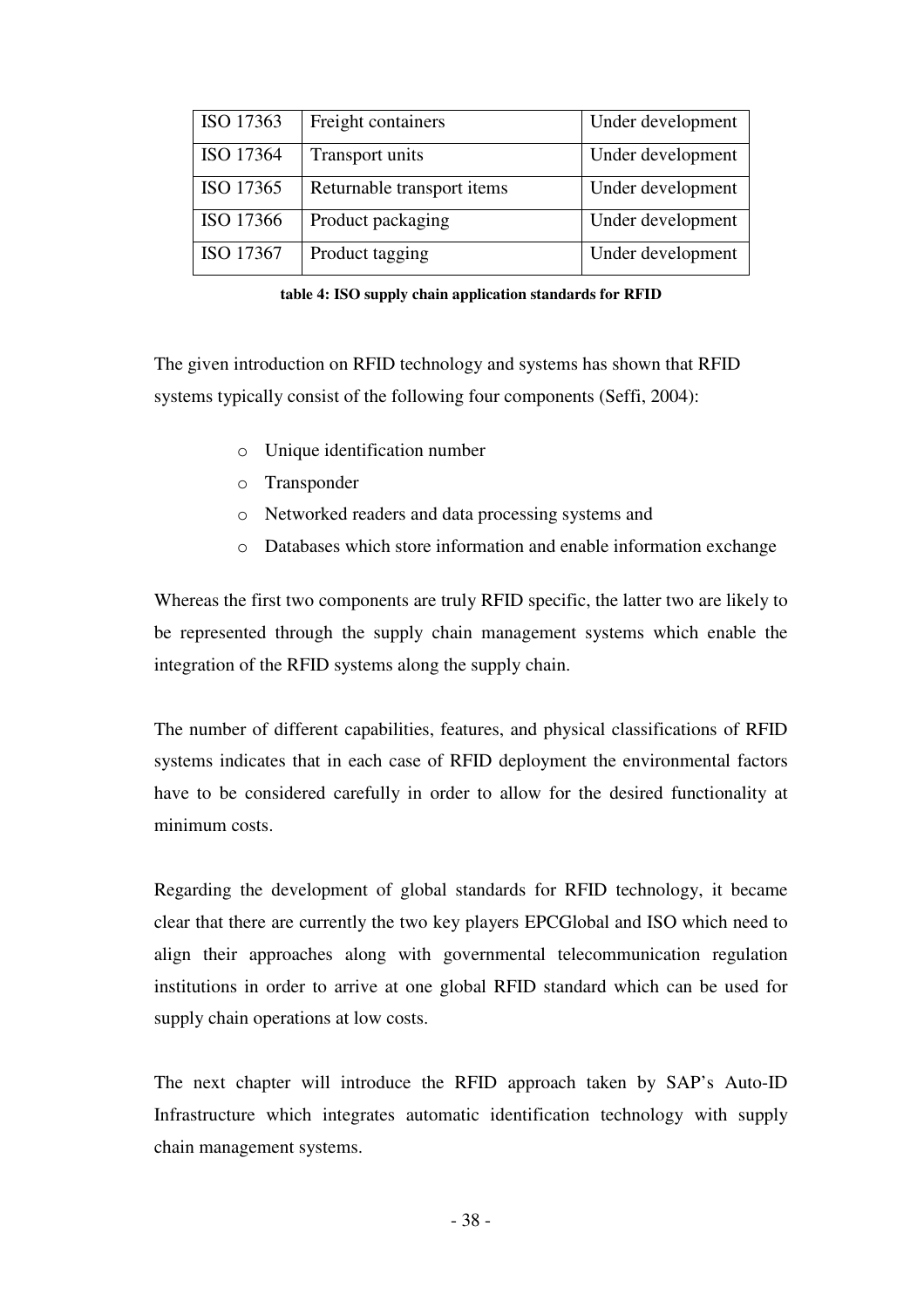| ISO 17363 | Freight containers | Under development |
|---|---|---|
| ISO 17364 | Transport units | Under development |
| ISO 17365 | Returnable transport items | Under development |
| ISO 17366 | Product packaging | Under development |
| ISO 17367 | Product tagging | Under development |

**table 4: ISO supply chain application standards for RFID**

The given introduction on RFID technology and systems has shown that RFID systems typically consist of the following four components (Seffi, 2004):

- Unique identification number
- Transponder
- Networked readers and data processing systems and
- Databases which store information and enable information exchange

Whereas the first two components are truly RFID specific, the latter two are likely to be represented through the supply chain management systems which enable the integration of the RFID systems along the supply chain.

The number of different capabilities, features, and physical classifications of RFID systems indicates that in each case of RFID deployment the environmental factors have to be considered carefully in order to allow for the desired functionality at minimum costs.

Regarding the development of global standards for RFID technology, it became clear that there are currently the two key players EPCGlobal and ISO which need to align their approaches along with governmental telecommunication regulation institutions in order to arrive at one global RFID standard which can be used for supply chain operations at low costs.

The next chapter will introduce the RFID approach taken by SAP's Auto-ID Infrastructure which integrates automatic identification technology with supply chain management systems.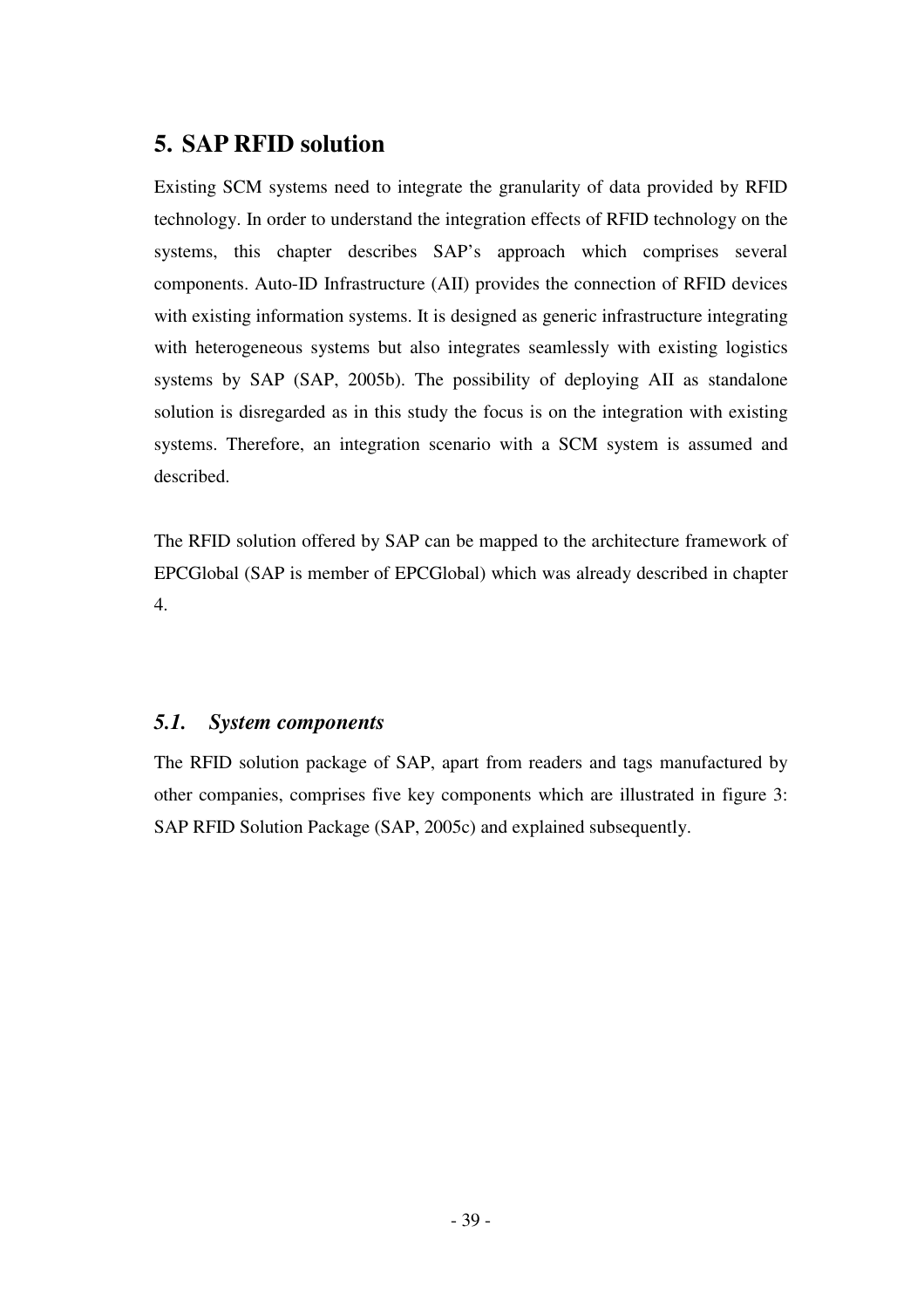# 5. SAP RFID solution

Existing SCM systems need to integrate the granularity of data provided by RFID technology. In order to understand the integration effects of RFID technology on the systems, this chapter describes SAP's approach which comprises several components. Auto-ID Infrastructure (AII) provides the connection of RFID devices with existing information systems. It is designed as generic infrastructure integrating with heterogeneous systems but also integrates seamlessly with existing logistics systems by SAP (SAP, 2005b). The possibility of deploying AII as standalone solution is disregarded as in this study the focus is on the integration with existing systems. Therefore, an integration scenario with a SCM system is assumed and described.

The RFID solution offered by SAP can be mapped to the architecture framework of EPCGlobal (SAP is member of EPCGlobal) which was already described in chapter 4.

## *5.1. System components*

The RFID solution package of SAP, apart from readers and tags manufactured by other companies, comprises five key components which are illustrated in figure 3: SAP RFID Solution Package (SAP, 2005c) and explained subsequently.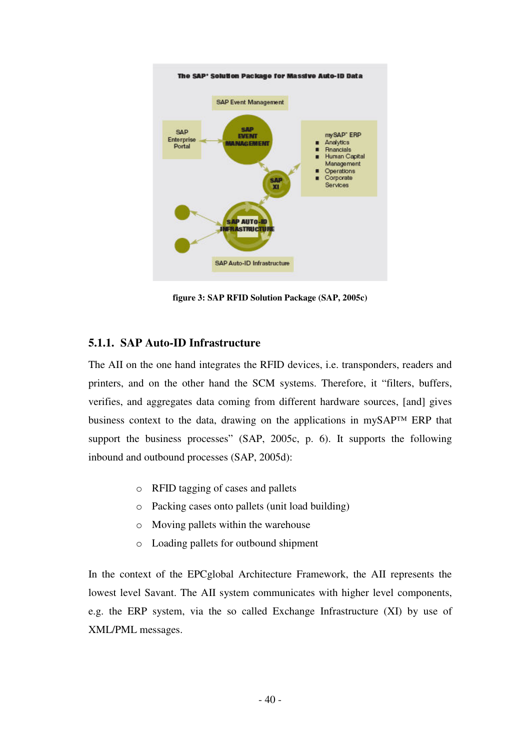figure 3: SAP RFID Solution Package (SAP, 2005c)

### 5.1.1. SAP Auto-ID Infrastructure

The AII on the one hand integrates the RFID devices, i.e. transponders, readers and printers, and on the other hand the SCM systems. Therefore, it "filters, buffers, verifies, and aggregates data coming from different hardware sources, [and] gives business context to the data, drawing on the applications in mySAP™ ERP that support the business processes" (SAP, 2005c, p. 6). It supports the following inbound and outbound processes (SAP, 2005d):

- RFID tagging of cases and pallets
- Packing cases onto pallets (unit load building)
- Moving pallets within the warehouse
- Loading pallets for outbound shipment

In the context of the EPCglobal Architecture Framework, the AII represents the lowest level Savant. The AII system communicates with higher level components, e.g. the ERP system, via the so called Exchange Infrastructure (XI) by use of XML/PML messages.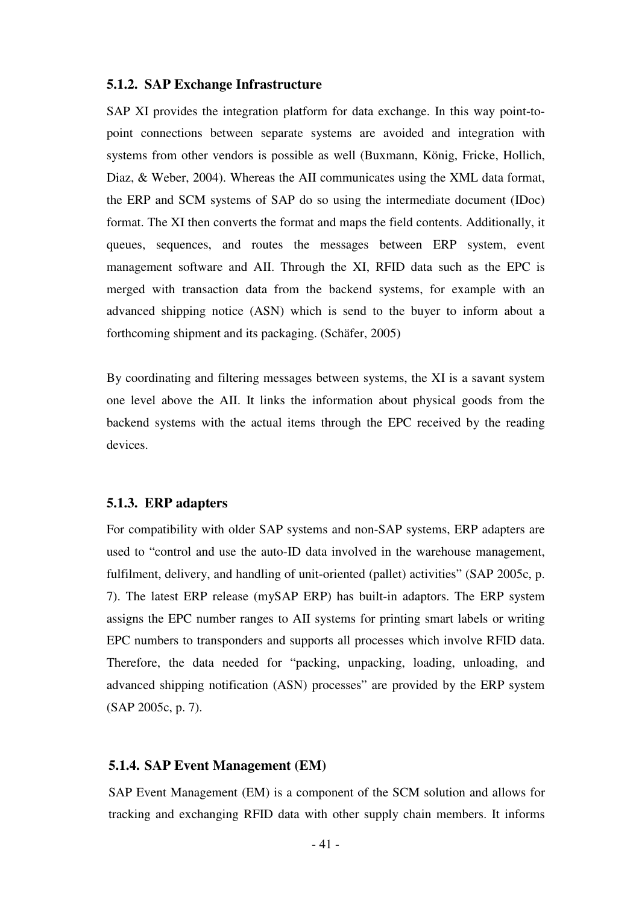### 5.1.2. SAP Exchange Infrastructure

SAP XI provides the integration platform for data exchange. In this way point-to-point connections between separate systems are avoided and integration with systems from other vendors is possible as well (Buxmann, König, Fricke, Hollich, Diaz, & Weber, 2004). Whereas the AII communicates using the XML data format, the ERP and SCM systems of SAP do so using the intermediate document (IDoc) format. The XI then converts the format and maps the field contents. Additionally, it queues, sequences, and routes the messages between ERP system, event management software and AII. Through the XI, RFID data such as the EPC is merged with transaction data from the backend systems, for example with an advanced shipping notice (ASN) which is send to the buyer to inform about a forthcoming shipment and its packaging. (Schäfer, 2005)

By coordinating and filtering messages between systems, the XI is a savant system one level above the AII. It links the information about physical goods from the backend systems with the actual items through the EPC received by the reading devices.

### 5.1.3. ERP adapters

For compatibility with older SAP systems and non-SAP systems, ERP adapters are used to "control and use the auto-ID data involved in the warehouse management, fulfilment, delivery, and handling of unit-oriented (pallet) activities" (SAP 2005c, p. 7). The latest ERP release (mySAP ERP) has built-in adaptors. The ERP system assigns the EPC number ranges to AII systems for printing smart labels or writing EPC numbers to transponders and supports all processes which involve RFID data. Therefore, the data needed for "packing, unpacking, loading, unloading, and advanced shipping notification (ASN) processes" are provided by the ERP system (SAP 2005c, p. 7).

### 5.1.4. SAP Event Management (EM)

SAP Event Management (EM) is a component of the SCM solution and allows for tracking and exchanging RFID data with other supply chain members. It informs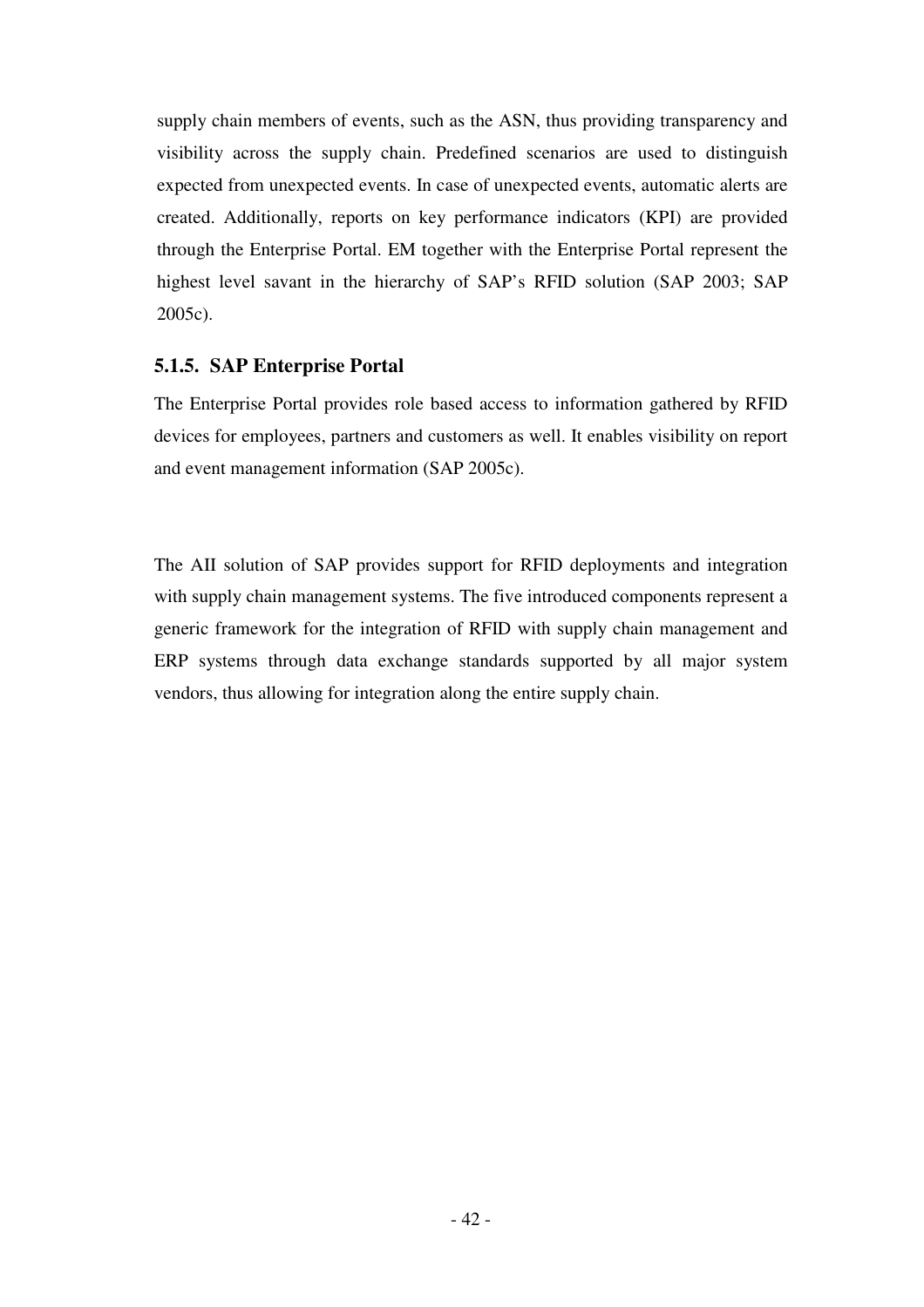supply chain members of events, such as the ASN, thus providing transparency and visibility across the supply chain. Predefined scenarios are used to distinguish expected from unexpected events. In case of unexpected events, automatic alerts are created. Additionally, reports on key performance indicators (KPI) are provided through the Enterprise Portal. EM together with the Enterprise Portal represent the highest level savant in the hierarchy of SAP's RFID solution (SAP 2003; SAP 2005c).

### 5.1.5. SAP Enterprise Portal

The Enterprise Portal provides role based access to information gathered by RFID devices for employees, partners and customers as well. It enables visibility on report and event management information (SAP 2005c).

The AII solution of SAP provides support for RFID deployments and integration with supply chain management systems. The five introduced components represent a generic framework for the integration of RFID with supply chain management and ERP systems through data exchange standards supported by all major system vendors, thus allowing for integration along the entire supply chain.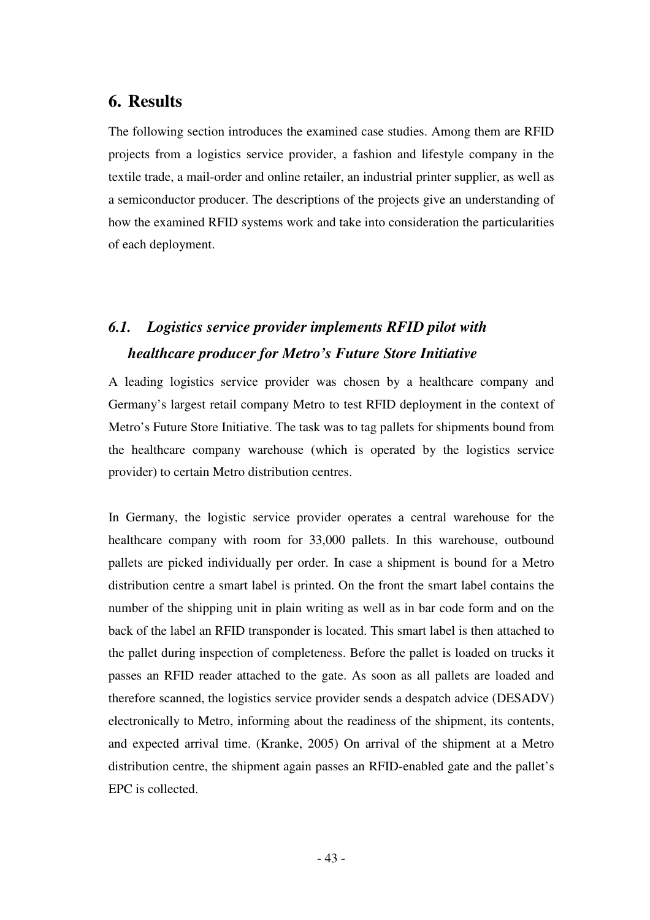# 6. Results

The following section introduces the examined case studies. Among them are RFID projects from a logistics service provider, a fashion and lifestyle company in the textile trade, a mail-order and online retailer, an industrial printer supplier, as well as a semiconductor producer. The descriptions of the projects give an understanding of how the examined RFID systems work and take into consideration the particularities of each deployment.

## *6.1. Logistics service provider implements RFID pilot with healthcare producer for Metro's Future Store Initiative*

A leading logistics service provider was chosen by a healthcare company and Germany's largest retail company Metro to test RFID deployment in the context of Metro's Future Store Initiative. The task was to tag pallets for shipments bound from the healthcare company warehouse (which is operated by the logistics service provider) to certain Metro distribution centres.

In Germany, the logistic service provider operates a central warehouse for the healthcare company with room for 33,000 pallets. In this warehouse, outbound pallets are picked individually per order. In case a shipment is bound for a Metro distribution centre a smart label is printed. On the front the smart label contains the number of the shipping unit in plain writing as well as in bar code form and on the back of the label an RFID transponder is located. This smart label is then attached to the pallet during inspection of completeness. Before the pallet is loaded on trucks it passes an RFID reader attached to the gate. As soon as all pallets are loaded and therefore scanned, the logistics service provider sends a despatch advice (DESADV) electronically to Metro, informing about the readiness of the shipment, its contents, and expected arrival time. (Kranke, 2005) On arrival of the shipment at a Metro distribution centre, the shipment again passes an RFID-enabled gate and the pallet's EPC is collected.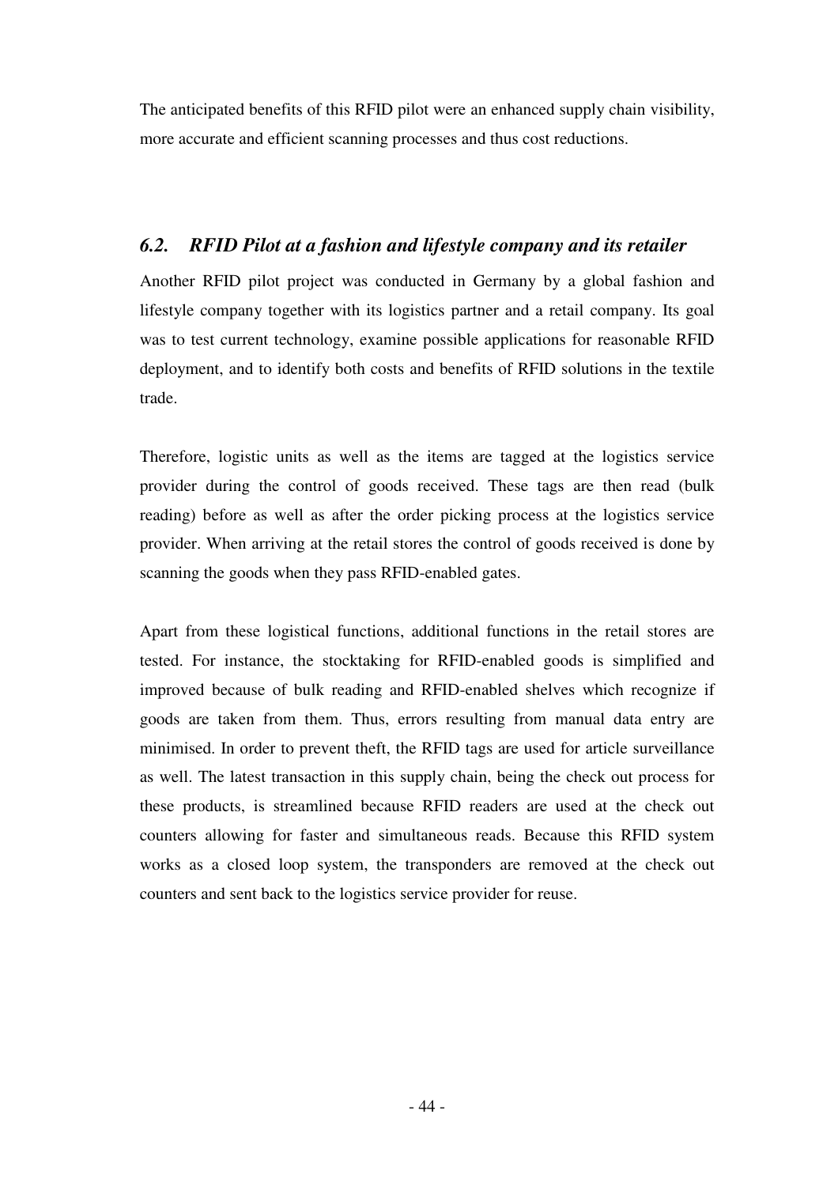The anticipated benefits of this RFID pilot were an enhanced supply chain visibility, more accurate and efficient scanning processes and thus cost reductions.

## *6.2. RFID Pilot at a fashion and lifestyle company and its retailer*

Another RFID pilot project was conducted in Germany by a global fashion and lifestyle company together with its logistics partner and a retail company. Its goal was to test current technology, examine possible applications for reasonable RFID deployment, and to identify both costs and benefits of RFID solutions in the textile trade.

Therefore, logistic units as well as the items are tagged at the logistics service provider during the control of goods received. These tags are then read (bulk reading) before as well as after the order picking process at the logistics service provider. When arriving at the retail stores the control of goods received is done by scanning the goods when they pass RFID-enabled gates.

Apart from these logistical functions, additional functions in the retail stores are tested. For instance, the stocktaking for RFID-enabled goods is simplified and improved because of bulk reading and RFID-enabled shelves which recognize if goods are taken from them. Thus, errors resulting from manual data entry are minimised. In order to prevent theft, the RFID tags are used for article surveillance as well. The latest transaction in this supply chain, being the check out process for these products, is streamlined because RFID readers are used at the check out counters allowing for faster and simultaneous reads. Because this RFID system works as a closed loop system, the transponders are removed at the check out counters and sent back to the logistics service provider for reuse.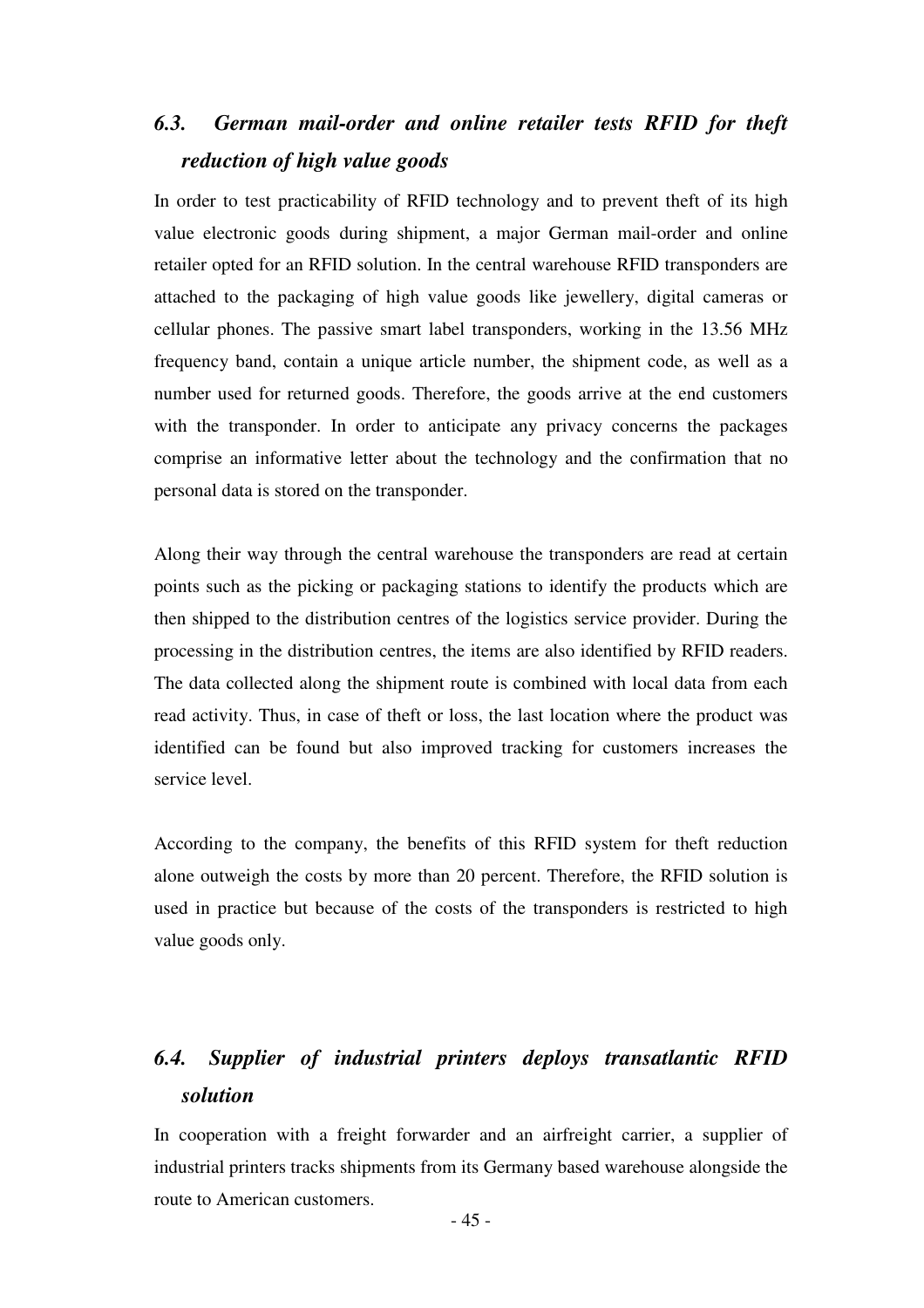### *6.3. German mail-order and online retailer tests RFID for theft reduction of high value goods*

In order to test practicability of RFID technology and to prevent theft of its high value electronic goods during shipment, a major German mail-order and online retailer opted for an RFID solution. In the central warehouse RFID transponders are attached to the packaging of high value goods like jewellery, digital cameras or cellular phones. The passive smart label transponders, working in the 13.56 MHz frequency band, contain a unique article number, the shipment code, as well as a number used for returned goods. Therefore, the goods arrive at the end customers with the transponder. In order to anticipate any privacy concerns the packages comprise an informative letter about the technology and the confirmation that no personal data is stored on the transponder.

Along their way through the central warehouse the transponders are read at certain points such as the picking or packaging stations to identify the products which are then shipped to the distribution centres of the logistics service provider. During the processing in the distribution centres, the items are also identified by RFID readers. The data collected along the shipment route is combined with local data from each read activity. Thus, in case of theft or loss, the last location where the product was identified can be found but also improved tracking for customers increases the service level.

According to the company, the benefits of this RFID system for theft reduction alone outweigh the costs by more than 20 percent. Therefore, the RFID solution is used in practice but because of the costs of the transponders is restricted to high value goods only.

### *6.4. Supplier of industrial printers deploys transatlantic RFID solution*

In cooperation with a freight forwarder and an airfreight carrier, a supplier of industrial printers tracks shipments from its Germany based warehouse alongside the route to American customers.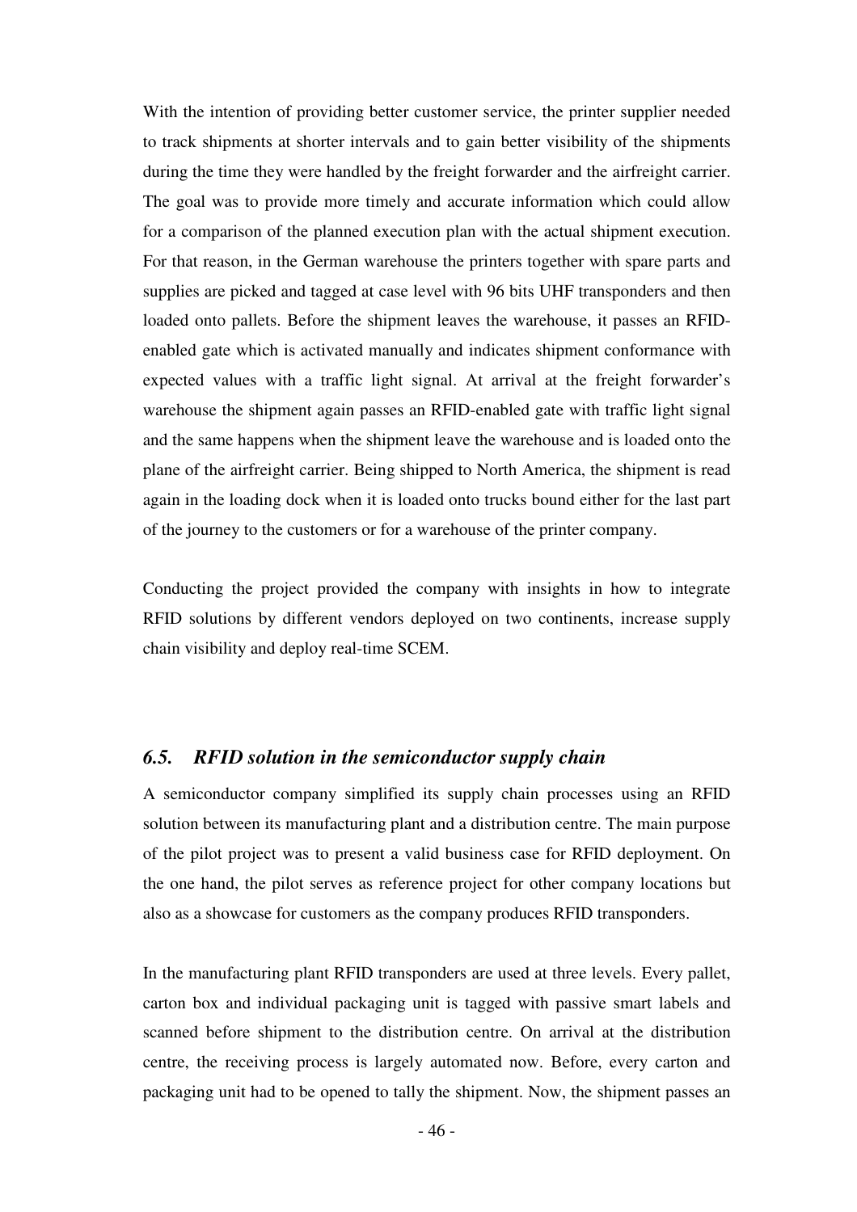With the intention of providing better customer service, the printer supplier needed to track shipments at shorter intervals and to gain better visibility of the shipments during the time they were handled by the freight forwarder and the airfreight carrier. The goal was to provide more timely and accurate information which could allow for a comparison of the planned execution plan with the actual shipment execution. For that reason, in the German warehouse the printers together with spare parts and supplies are picked and tagged at case level with 96 bits UHF transponders and then loaded onto pallets. Before the shipment leaves the warehouse, it passes an RFID-enabled gate which is activated manually and indicates shipment conformance with expected values with a traffic light signal. At arrival at the freight forwarder's warehouse the shipment again passes an RFID-enabled gate with traffic light signal and the same happens when the shipment leave the warehouse and is loaded onto the plane of the airfreight carrier. Being shipped to North America, the shipment is read again in the loading dock when it is loaded onto trucks bound either for the last part of the journey to the customers or for a warehouse of the printer company.

Conducting the project provided the company with insights in how to integrate RFID solutions by different vendors deployed on two continents, increase supply chain visibility and deploy real-time SCEM.

## *6.5. RFID solution in the semiconductor supply chain*

A semiconductor company simplified its supply chain processes using an RFID solution between its manufacturing plant and a distribution centre. The main purpose of the pilot project was to present a valid business case for RFID deployment. On the one hand, the pilot serves as reference project for other company locations but also as a showcase for customers as the company produces RFID transponders.

In the manufacturing plant RFID transponders are used at three levels. Every pallet, carton box and individual packaging unit is tagged with passive smart labels and scanned before shipment to the distribution centre. On arrival at the distribution centre, the receiving process is largely automated now. Before, every carton and packaging unit had to be opened to tally the shipment. Now, the shipment passes an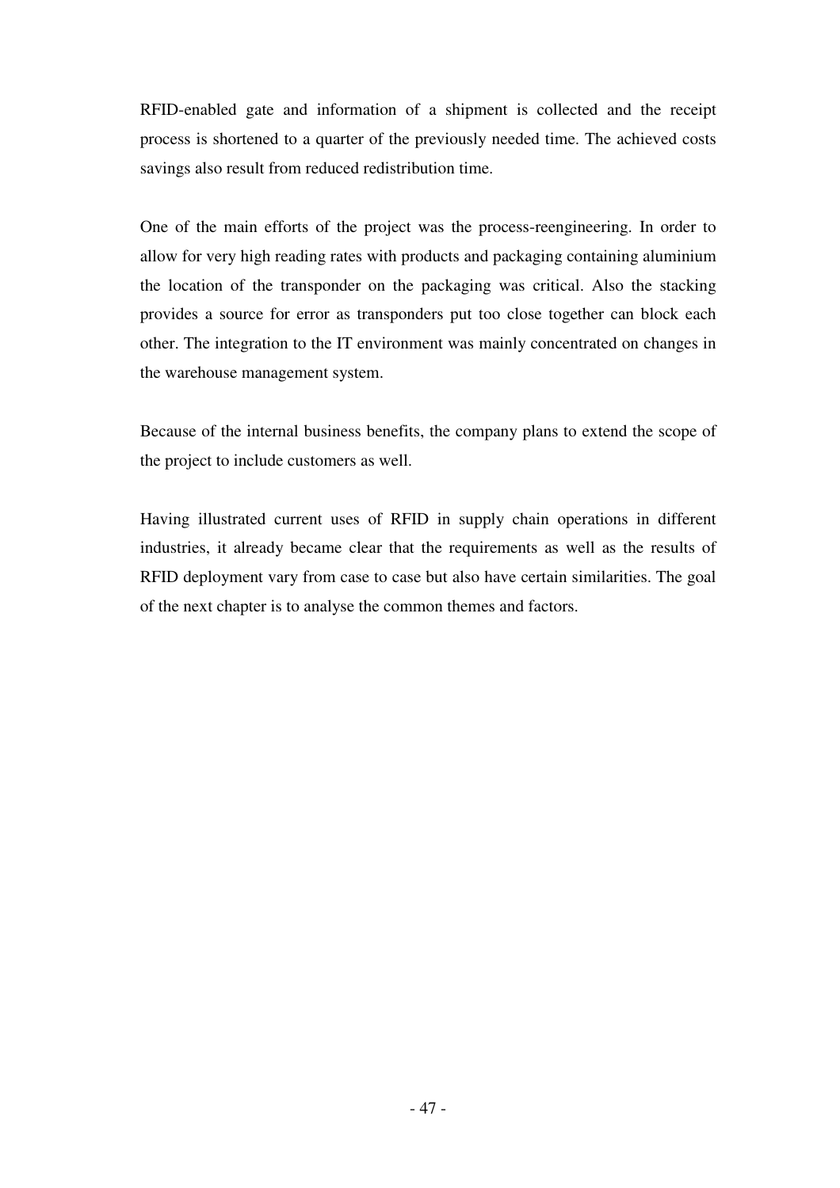RFID-enabled gate and information of a shipment is collected and the receipt process is shortened to a quarter of the previously needed time. The achieved costs savings also result from reduced redistribution time.

One of the main efforts of the project was the process-reengineering. In order to allow for very high reading rates with products and packaging containing aluminium the location of the transponder on the packaging was critical. Also the stacking provides a source for error as transponders put too close together can block each other. The integration to the IT environment was mainly concentrated on changes in the warehouse management system.

Because of the internal business benefits, the company plans to extend the scope of the project to include customers as well.

Having illustrated current uses of RFID in supply chain operations in different industries, it already became clear that the requirements as well as the results of RFID deployment vary from case to case but also have certain similarities. The goal of the next chapter is to analyse the common themes and factors.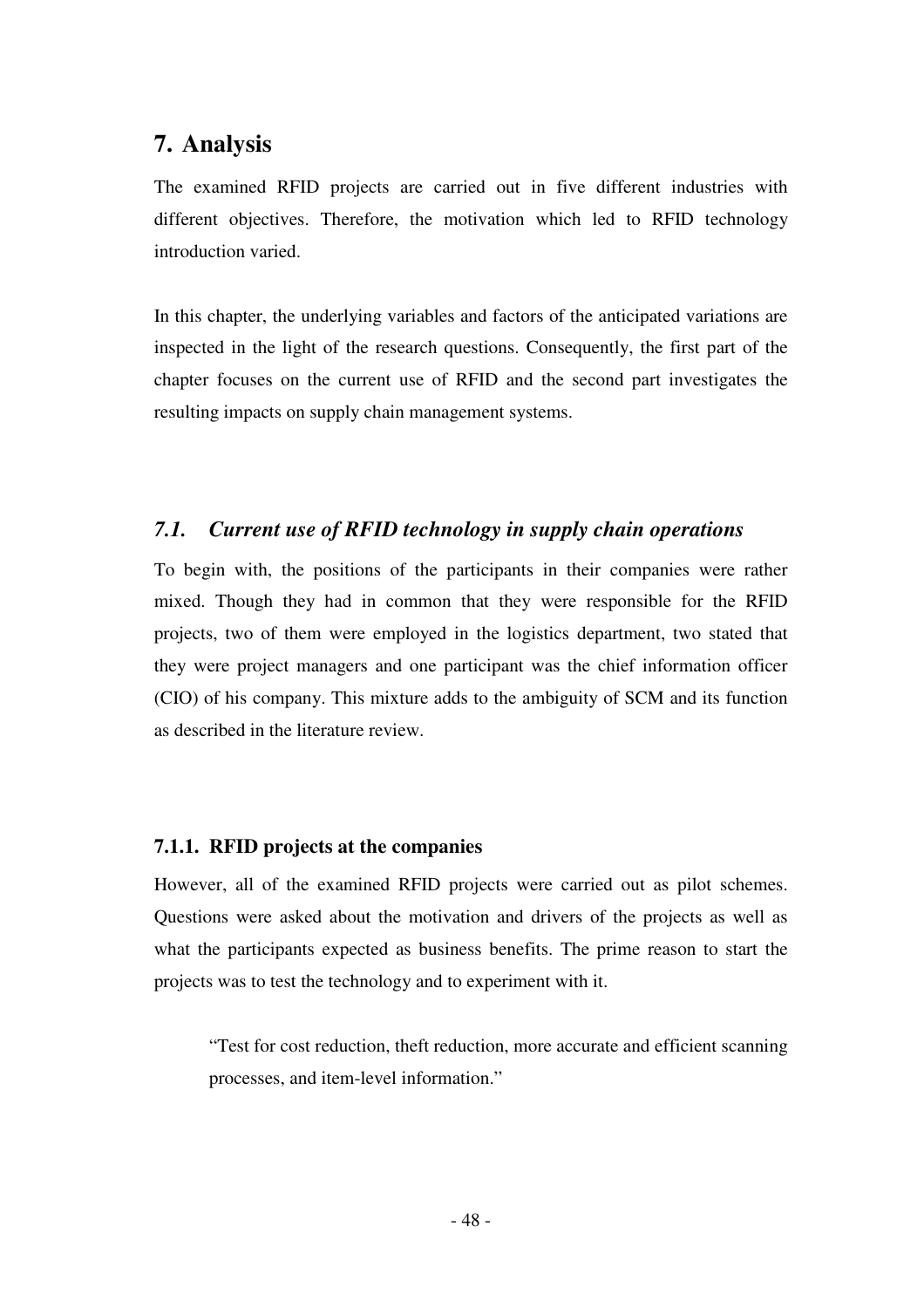# 7. Analysis

The examined RFID projects are carried out in five different industries with different objectives. Therefore, the motivation which led to RFID technology introduction varied.

In this chapter, the underlying variables and factors of the anticipated variations are inspected in the light of the research questions. Consequently, the first part of the chapter focuses on the current use of RFID and the second part investigates the resulting impacts on supply chain management systems.

## *7.1. Current use of RFID technology in supply chain operations*

To begin with, the positions of the participants in their companies were rather mixed. Though they had in common that they were responsible for the RFID projects, two of them were employed in the logistics department, two stated that they were project managers and one participant was the chief information officer (CIO) of his company. This mixture adds to the ambiguity of SCM and its function as described in the literature review.

### 7.1.1. RFID projects at the companies

However, all of the examined RFID projects were carried out as pilot schemes. Questions were asked about the motivation and drivers of the projects as well as what the participants expected as business benefits. The prime reason to start the projects was to test the technology and to experiment with it.

> "Test for cost reduction, theft reduction, more accurate and efficient scanning processes, and item-level information."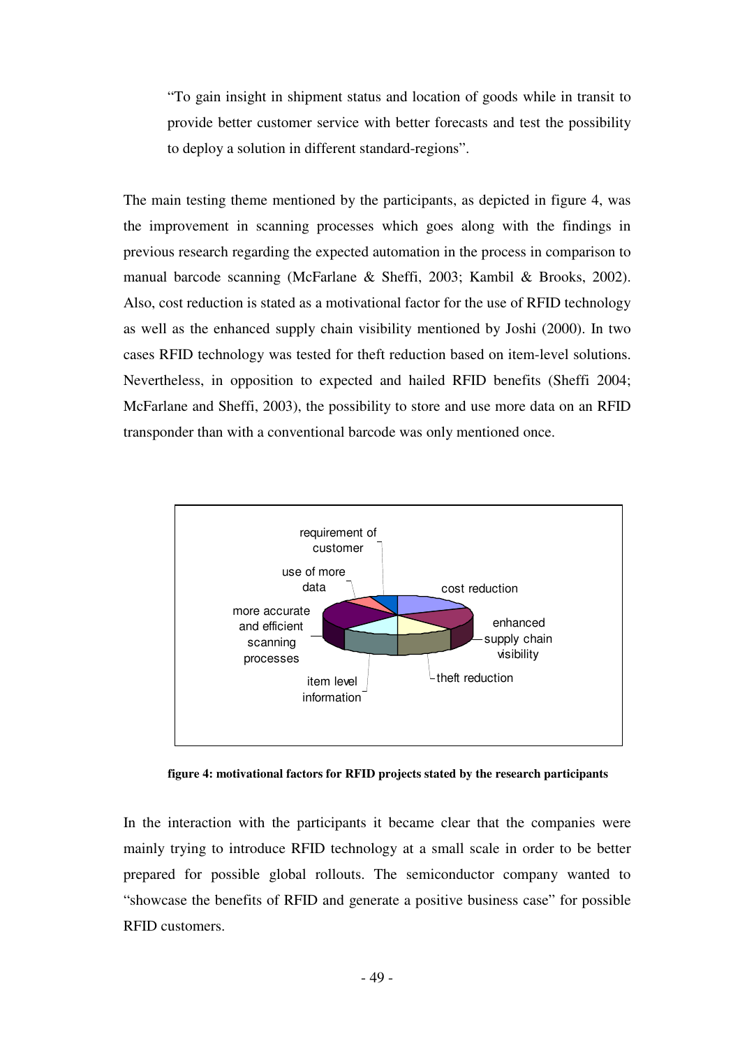> "To gain insight in shipment status and location of goods while in transit to provide better customer service with better forecasts and test the possibility to deploy a solution in different standard-regions".

The main testing theme mentioned by the participants, as depicted in figure 4, was the improvement in scanning processes which goes along with the findings in previous research regarding the expected automation in the process in comparison to manual barcode scanning (McFarlane & Sheffi, 2003; Kambil & Brooks, 2002). Also, cost reduction is stated as a motivational factor for the use of RFID technology as well as the enhanced supply chain visibility mentioned by Joshi (2000). In two cases RFID technology was tested for theft reduction based on item-level solutions. Nevertheless, in opposition to expected and hailed RFID benefits (Sheffi 2004; McFarlane and Sheffi, 2003), the possibility to store and use more data on an RFID transponder than with a conventional barcode was only mentioned once.

**figure 4: motivational factors for RFID projects stated by the research participants**

In the interaction with the participants it became clear that the companies were mainly trying to introduce RFID technology at a small scale in order to be better prepared for possible global rollouts. The semiconductor company wanted to "showcase the benefits of RFID and generate a positive business case" for possible RFID customers.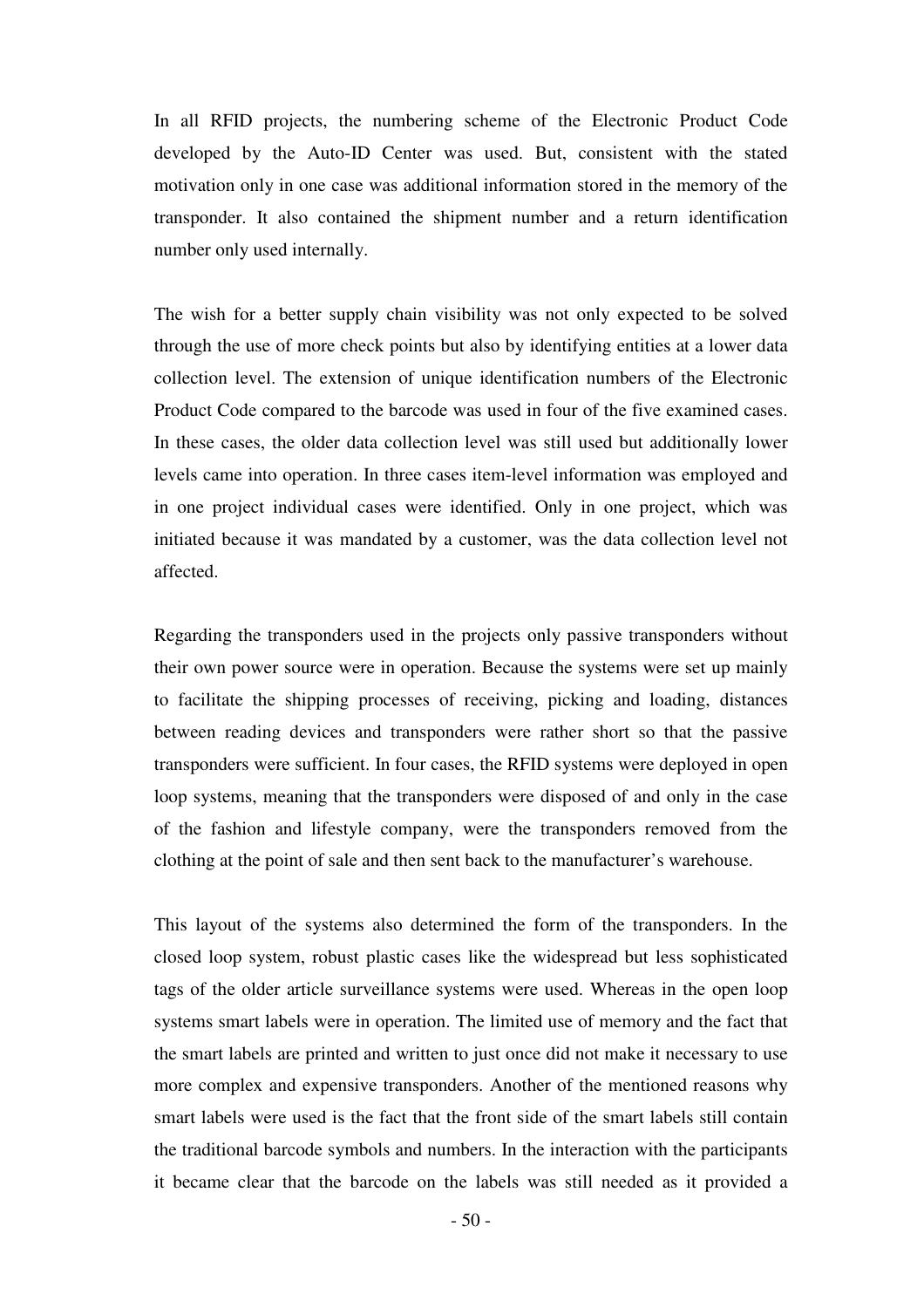In all RFID projects, the numbering scheme of the Electronic Product Code developed by the Auto-ID Center was used. But, consistent with the stated motivation only in one case was additional information stored in the memory of the transponder. It also contained the shipment number and a return identification number only used internally.

The wish for a better supply chain visibility was not only expected to be solved through the use of more check points but also by identifying entities at a lower data collection level. The extension of unique identification numbers of the Electronic Product Code compared to the barcode was used in four of the five examined cases. In these cases, the older data collection level was still used but additionally lower levels came into operation. In three cases item-level information was employed and in one project individual cases were identified. Only in one project, which was initiated because it was mandated by a customer, was the data collection level not affected.

Regarding the transponders used in the projects only passive transponders without their own power source were in operation. Because the systems were set up mainly to facilitate the shipping processes of receiving, picking and loading, distances between reading devices and transponders were rather short so that the passive transponders were sufficient. In four cases, the RFID systems were deployed in open loop systems, meaning that the transponders were disposed of and only in the case of the fashion and lifestyle company, were the transponders removed from the clothing at the point of sale and then sent back to the manufacturer's warehouse.

This layout of the systems also determined the form of the transponders. In the closed loop system, robust plastic cases like the widespread but less sophisticated tags of the older article surveillance systems were used. Whereas in the open loop systems smart labels were in operation. The limited use of memory and the fact that the smart labels are printed and written to just once did not make it necessary to use more complex and expensive transponders. Another of the mentioned reasons why smart labels were used is the fact that the front side of the smart labels still contain the traditional barcode symbols and numbers. In the interaction with the participants it became clear that the barcode on the labels was still needed as it provided a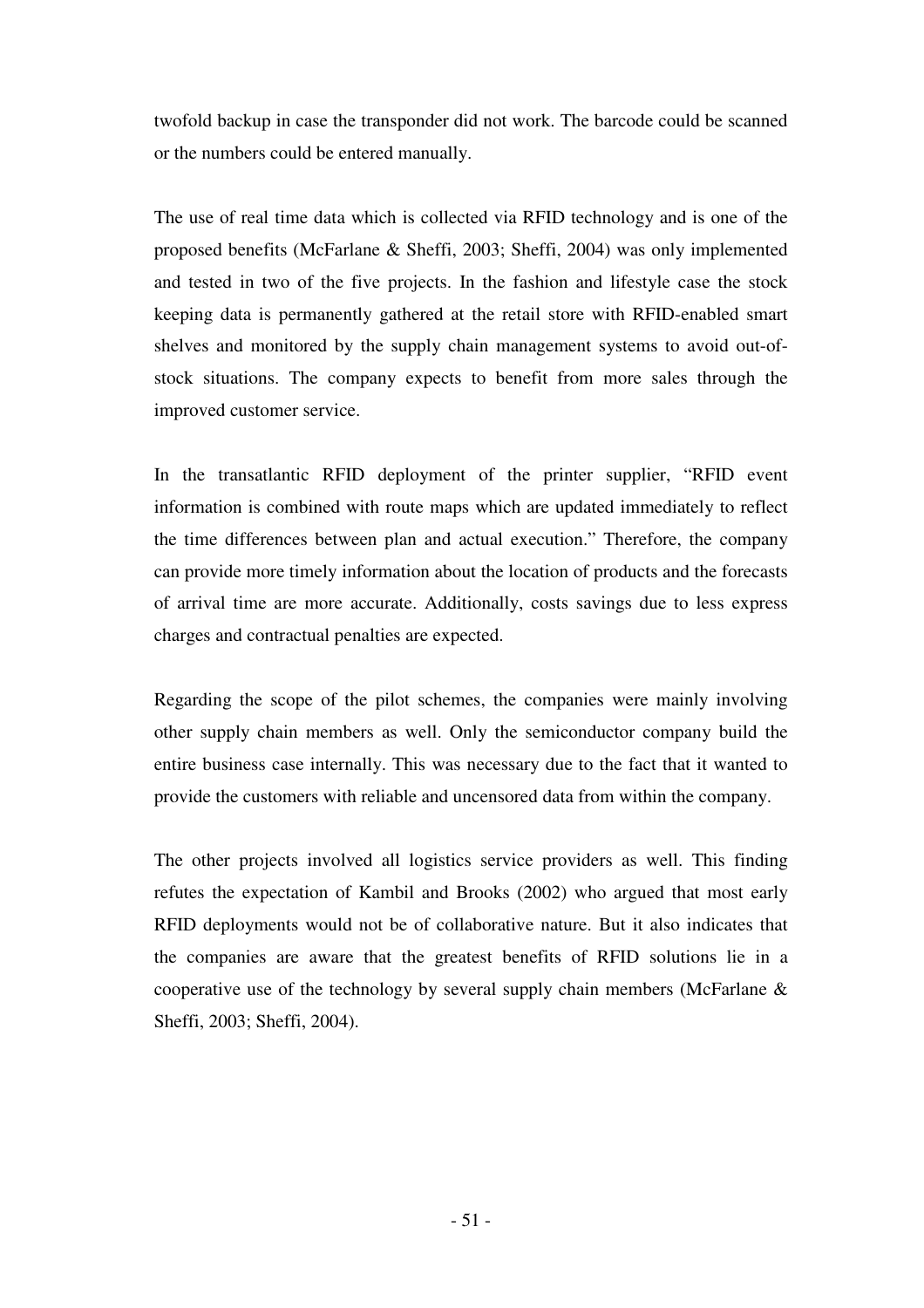twofold backup in case the transponder did not work. The barcode could be scanned or the numbers could be entered manually.

The use of real time data which is collected via RFID technology and is one of the proposed benefits (McFarlane & Sheffi, 2003; Sheffi, 2004) was only implemented and tested in two of the five projects. In the fashion and lifestyle case the stock keeping data is permanently gathered at the retail store with RFID-enabled smart shelves and monitored by the supply chain management systems to avoid out-of-stock situations. The company expects to benefit from more sales through the improved customer service.

In the transatlantic RFID deployment of the printer supplier, "RFID event information is combined with route maps which are updated immediately to reflect the time differences between plan and actual execution." Therefore, the company can provide more timely information about the location of products and the forecasts of arrival time are more accurate. Additionally, costs savings due to less express charges and contractual penalties are expected.

Regarding the scope of the pilot schemes, the companies were mainly involving other supply chain members as well. Only the semiconductor company build the entire business case internally. This was necessary due to the fact that it wanted to provide the customers with reliable and uncensored data from within the company.

The other projects involved all logistics service providers as well. This finding refutes the expectation of Kambil and Brooks (2002) who argued that most early RFID deployments would not be of collaborative nature. But it also indicates that the companies are aware that the greatest benefits of RFID solutions lie in a cooperative use of the technology by several supply chain members (McFarlane & Sheffi, 2003; Sheffi, 2004).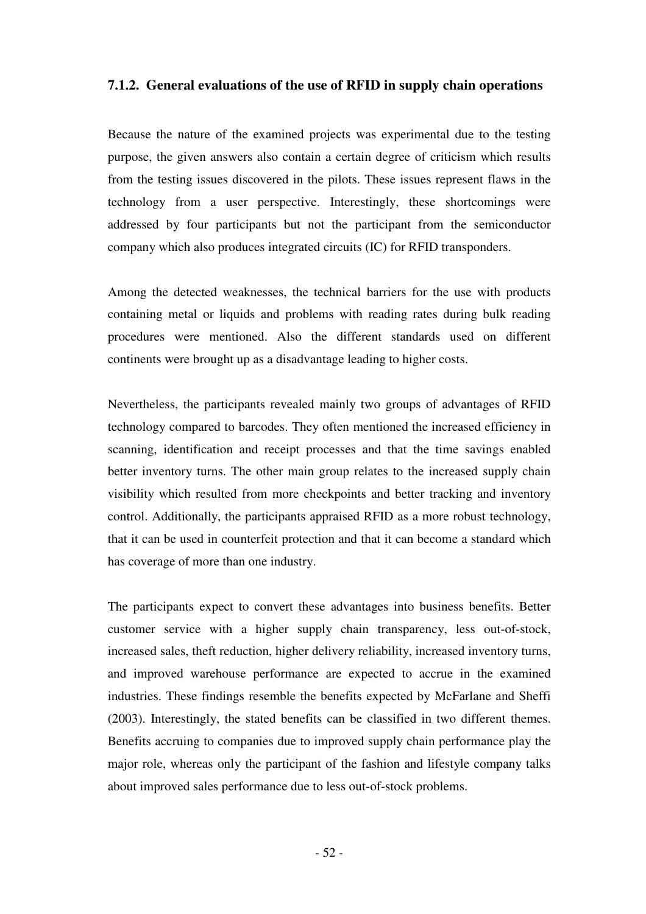### 7.1.2. General evaluations of the use of RFID in supply chain operations

Because the nature of the examined projects was experimental due to the testing purpose, the given answers also contain a certain degree of criticism which results from the testing issues discovered in the pilots. These issues represent flaws in the technology from a user perspective. Interestingly, these shortcomings were addressed by four participants but not the participant from the semiconductor company which also produces integrated circuits (IC) for RFID transponders.

Among the detected weaknesses, the technical barriers for the use with products containing metal or liquids and problems with reading rates during bulk reading procedures were mentioned. Also the different standards used on different continents were brought up as a disadvantage leading to higher costs.

Nevertheless, the participants revealed mainly two groups of advantages of RFID technology compared to barcodes. They often mentioned the increased efficiency in scanning, identification and receipt processes and that the time savings enabled better inventory turns. The other main group relates to the increased supply chain visibility which resulted from more checkpoints and better tracking and inventory control. Additionally, the participants appraised RFID as a more robust technology, that it can be used in counterfeit protection and that it can become a standard which has coverage of more than one industry.

The participants expect to convert these advantages into business benefits. Better customer service with a higher supply chain transparency, less out-of-stock, increased sales, theft reduction, higher delivery reliability, increased inventory turns, and improved warehouse performance are expected to accrue in the examined industries. These findings resemble the benefits expected by McFarlane and Sheffi (2003). Interestingly, the stated benefits can be classified in two different themes. Benefits accruing to companies due to improved supply chain performance play the major role, whereas only the participant of the fashion and lifestyle company talks about improved sales performance due to less out-of-stock problems.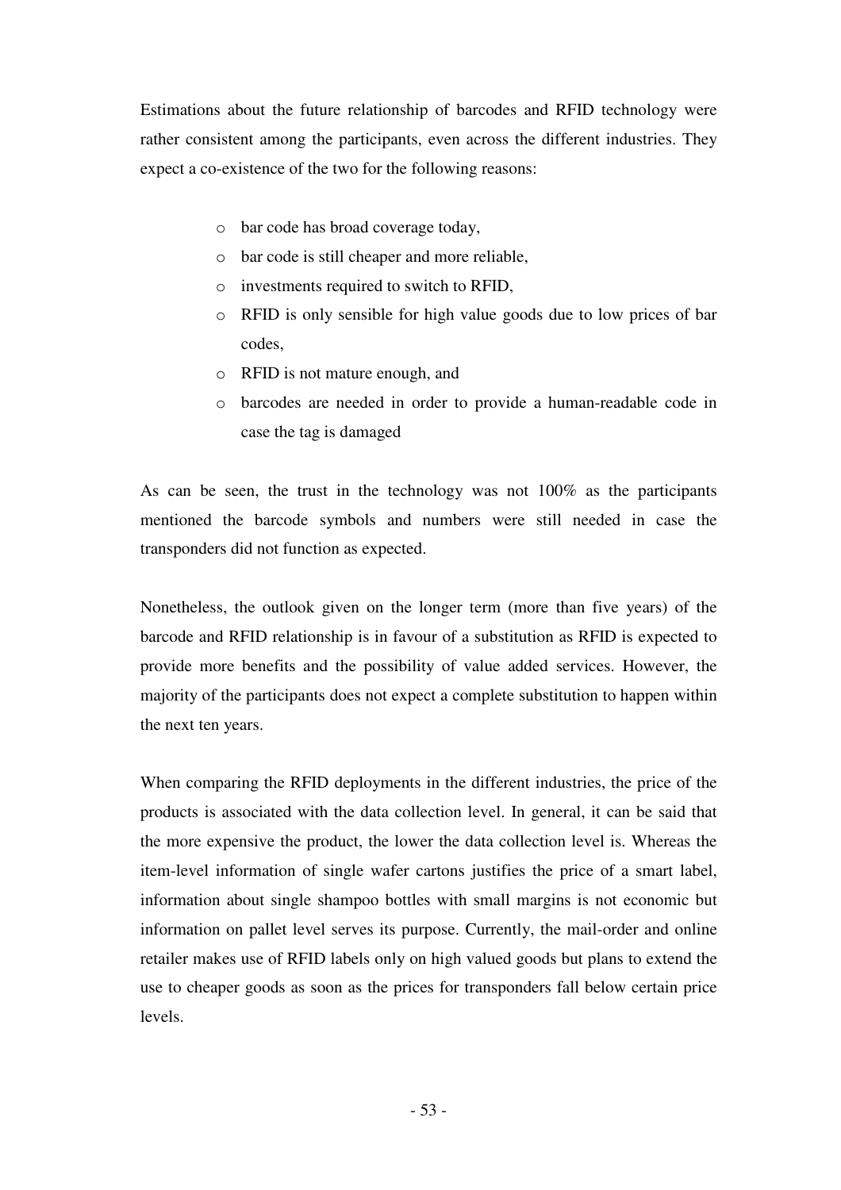Estimations about the future relationship of barcodes and RFID technology were rather consistent among the participants, even across the different industries. They expect a co-existence of the two for the following reasons:

- bar code has broad coverage today,
- bar code is still cheaper and more reliable,
- investments required to switch to RFID,
- RFID is only sensible for high value goods due to low prices of bar codes,
- RFID is not mature enough, and
- barcodes are needed in order to provide a human-readable code in case the tag is damaged

As can be seen, the trust in the technology was not 100% as the participants mentioned the barcode symbols and numbers were still needed in case the transponders did not function as expected.

Nonetheless, the outlook given on the longer term (more than five years) of the barcode and RFID relationship is in favour of a substitution as RFID is expected to provide more benefits and the possibility of value added services. However, the majority of the participants does not expect a complete substitution to happen within the next ten years.

When comparing the RFID deployments in the different industries, the price of the products is associated with the data collection level. In general, it can be said that the more expensive the product, the lower the data collection level is. Whereas the item-level information of single wafer cartons justifies the price of a smart label, information about single shampoo bottles with small margins is not economic but information on pallet level serves its purpose. Currently, the mail-order and online retailer makes use of RFID labels only on high valued goods but plans to extend the use to cheaper goods as soon as the prices for transponders fall below certain price levels.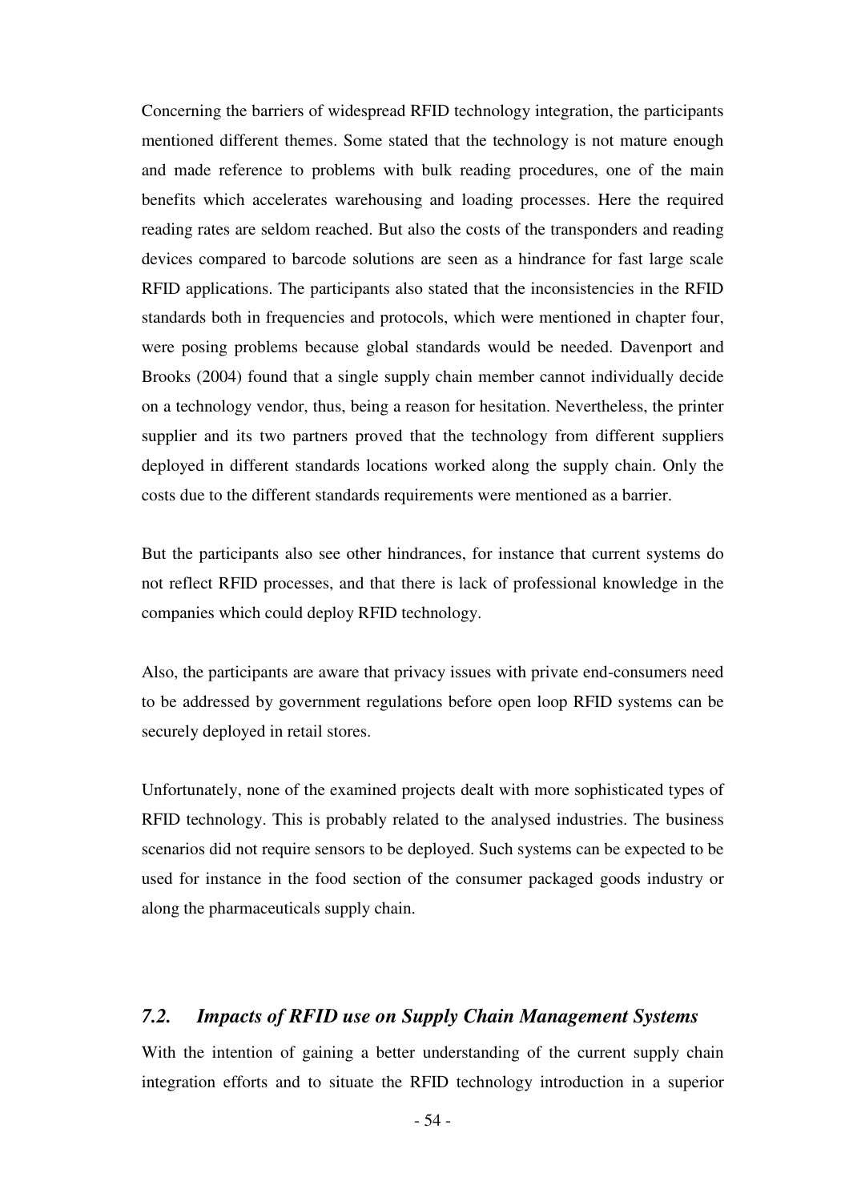Concerning the barriers of widespread RFID technology integration, the participants mentioned different themes. Some stated that the technology is not mature enough and made reference to problems with bulk reading procedures, one of the main benefits which accelerates warehousing and loading processes. Here the required reading rates are seldom reached. But also the costs of the transponders and reading devices compared to barcode solutions are seen as a hindrance for fast large scale RFID applications. The participants also stated that the inconsistencies in the RFID standards both in frequencies and protocols, which were mentioned in chapter four, were posing problems because global standards would be needed. Davenport and Brooks (2004) found that a single supply chain member cannot individually decide on a technology vendor, thus, being a reason for hesitation. Nevertheless, the printer supplier and its two partners proved that the technology from different suppliers deployed in different standards locations worked along the supply chain. Only the costs due to the different standards requirements were mentioned as a barrier.

But the participants also see other hindrances, for instance that current systems do not reflect RFID processes, and that there is lack of professional knowledge in the companies which could deploy RFID technology.

Also, the participants are aware that privacy issues with private end-consumers need to be addressed by government regulations before open loop RFID systems can be securely deployed in retail stores.

Unfortunately, none of the examined projects dealt with more sophisticated types of RFID technology. This is probably related to the analysed industries. The business scenarios did not require sensors to be deployed. Such systems can be expected to be used for instance in the food section of the consumer packaged goods industry or along the pharmaceuticals supply chain.

## *7.2. Impacts of RFID use on Supply Chain Management Systems*

With the intention of gaining a better understanding of the current supply chain integration efforts and to situate the RFID technology introduction in a superior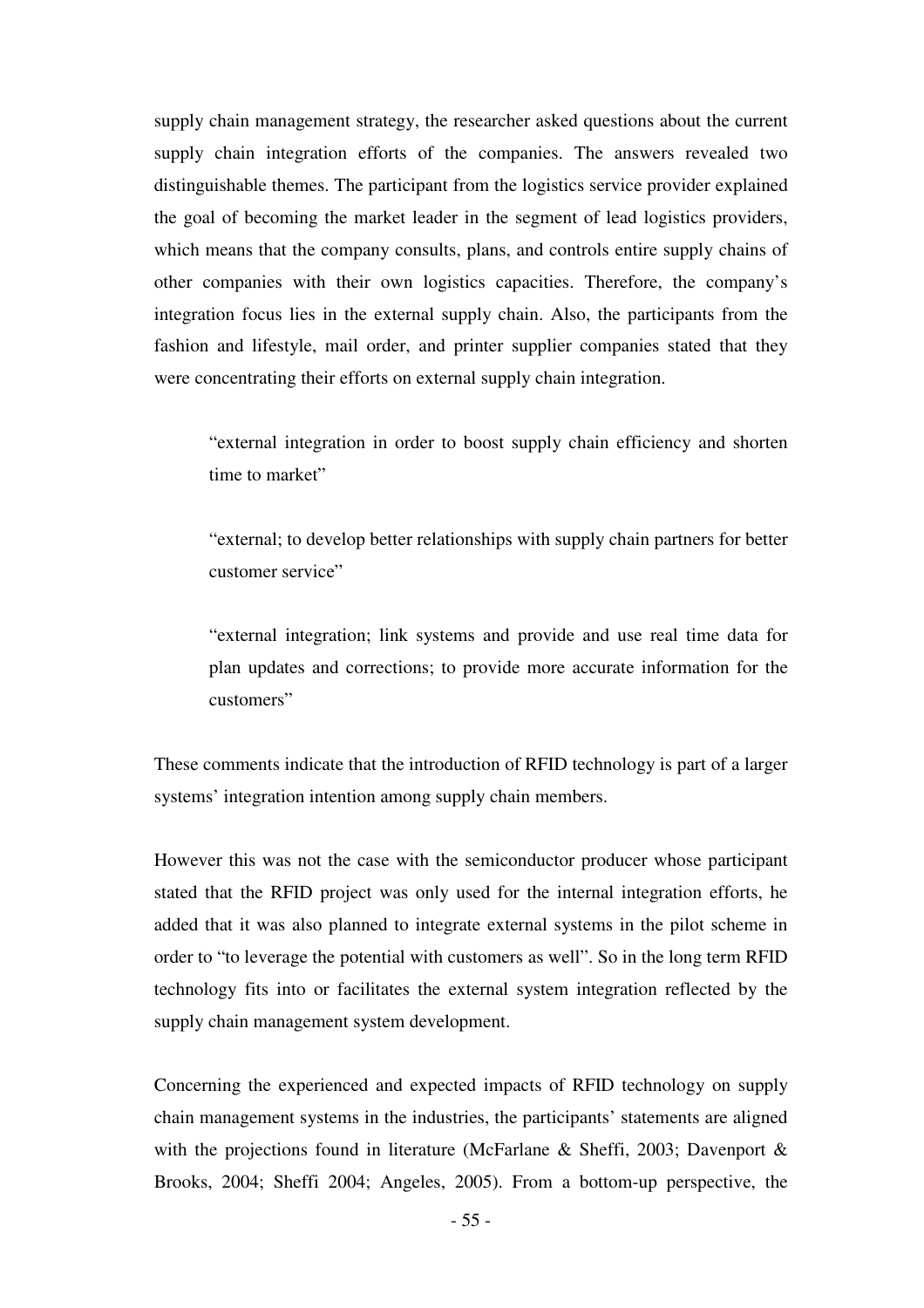supply chain management strategy, the researcher asked questions about the current supply chain integration efforts of the companies. The answers revealed two distinguishable themes. The participant from the logistics service provider explained the goal of becoming the market leader in the segment of lead logistics providers, which means that the company consults, plans, and controls entire supply chains of other companies with their own logistics capacities. Therefore, the company's integration focus lies in the external supply chain. Also, the participants from the fashion and lifestyle, mail order, and printer supplier companies stated that they were concentrating their efforts on external supply chain integration.

> "external integration in order to boost supply chain efficiency and shorten time to market"

> "external; to develop better relationships with supply chain partners for better customer service"

> "external integration; link systems and provide and use real time data for plan updates and corrections; to provide more accurate information for the customers"

These comments indicate that the introduction of RFID technology is part of a larger systems' integration intention among supply chain members.

However this was not the case with the semiconductor producer whose participant stated that the RFID project was only used for the internal integration efforts, he added that it was also planned to integrate external systems in the pilot scheme in order to "to leverage the potential with customers as well". So in the long term RFID technology fits into or facilitates the external system integration reflected by the supply chain management system development.

Concerning the experienced and expected impacts of RFID technology on supply chain management systems in the industries, the participants' statements are aligned with the projections found in literature (McFarlane & Sheffi, 2003; Davenport & Brooks, 2004; Sheffi 2004; Angeles, 2005). From a bottom-up perspective, the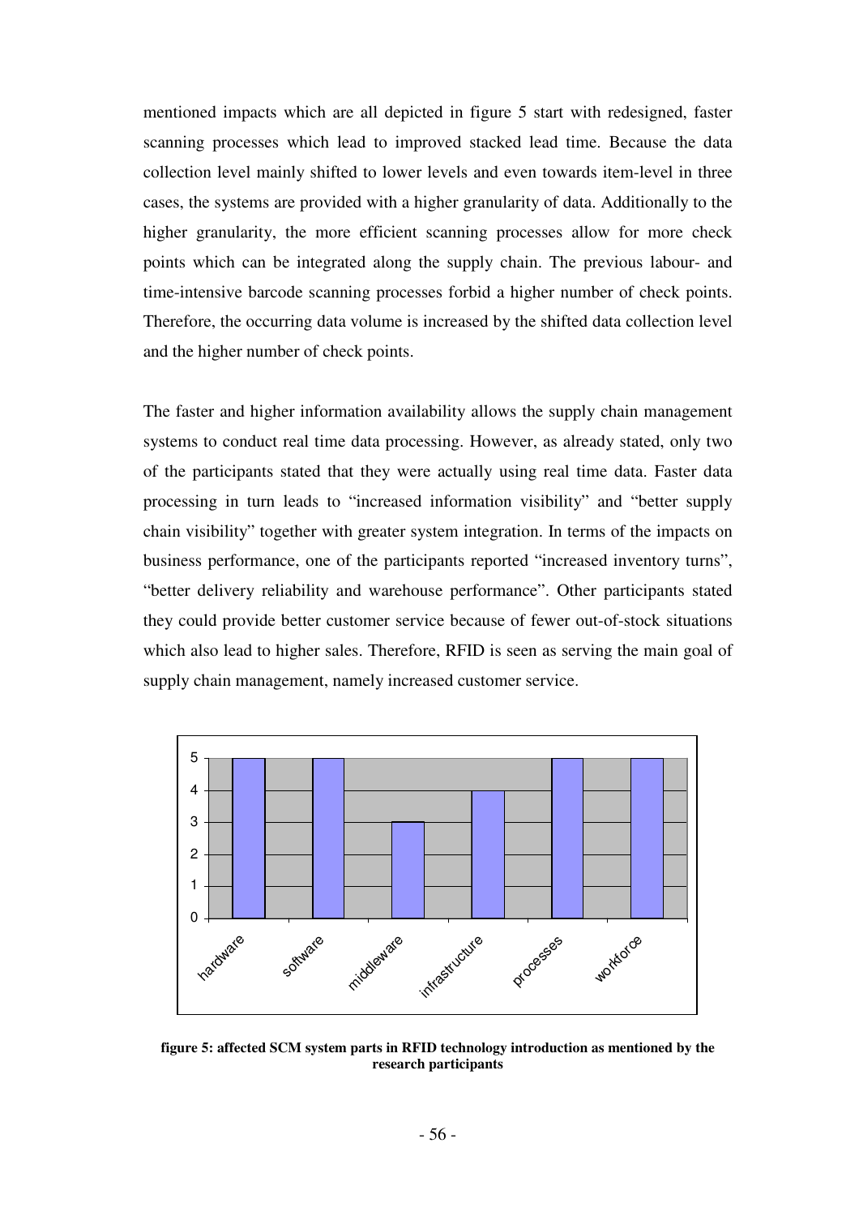mentioned impacts which are all depicted in figure 5 start with redesigned, faster scanning processes which lead to improved stacked lead time. Because the data collection level mainly shifted to lower levels and even towards item-level in three cases, the systems are provided with a higher granularity of data. Additionally to the higher granularity, the more efficient scanning processes allow for more check points which can be integrated along the supply chain. The previous labour- and time-intensive barcode scanning processes forbid a higher number of check points. Therefore, the occurring data volume is increased by the shifted data collection level and the higher number of check points.

The faster and higher information availability allows the supply chain management systems to conduct real time data processing. However, as already stated, only two of the participants stated that they were actually using real time data. Faster data processing in turn leads to "increased information visibility" and "better supply chain visibility" together with greater system integration. In terms of the impacts on business performance, one of the participants reported "increased inventory turns", "better delivery reliability and warehouse performance". Other participants stated they could provide better customer service because of fewer out-of-stock situations which also lead to higher sales. Therefore, RFID is seen as serving the main goal of supply chain management, namely increased customer service.

**figure 5: affected SCM system parts in RFID technology introduction as mentioned by the research participants**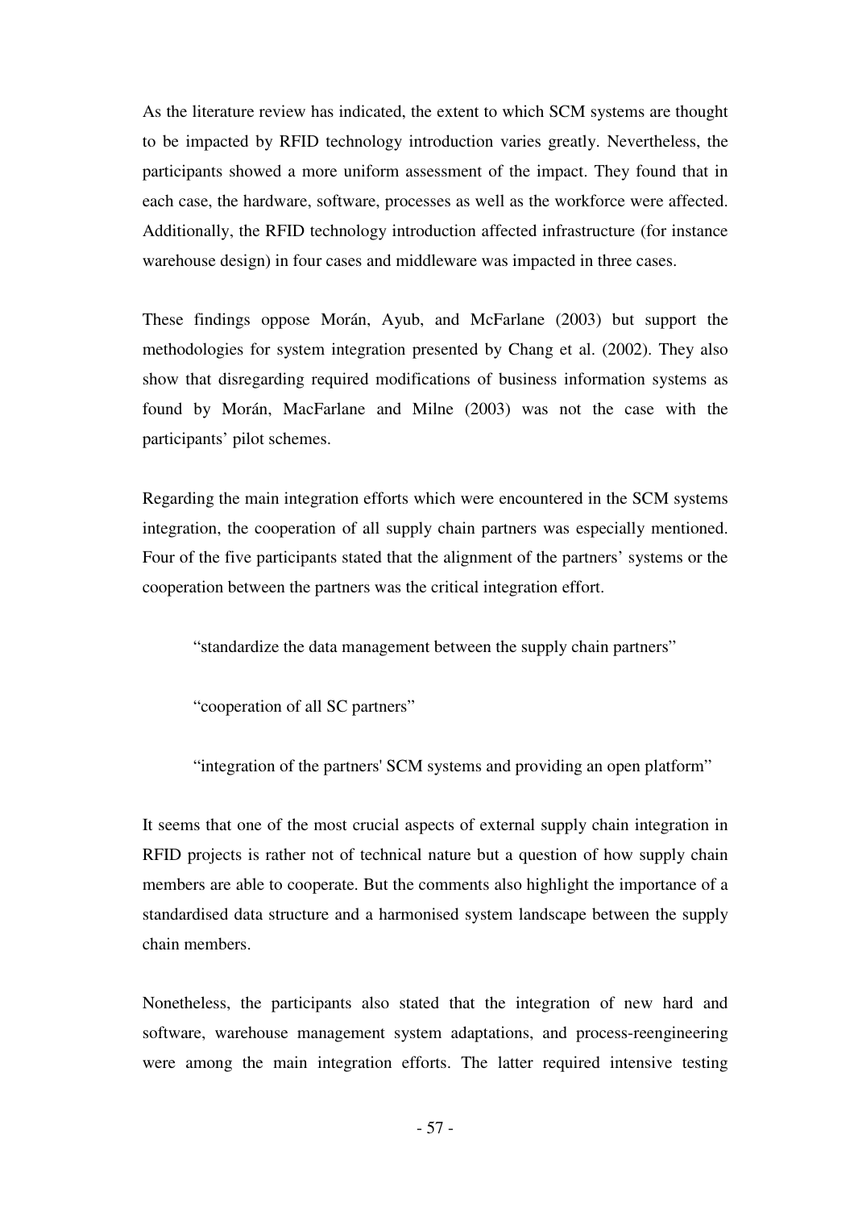As the literature review has indicated, the extent to which SCM systems are thought to be impacted by RFID technology introduction varies greatly. Nevertheless, the participants showed a more uniform assessment of the impact. They found that in each case, the hardware, software, processes as well as the workforce were affected. Additionally, the RFID technology introduction affected infrastructure (for instance warehouse design) in four cases and middleware was impacted in three cases.

These findings oppose Morán, Ayub, and McFarlane (2003) but support the methodologies for system integration presented by Chang et al. (2002). They also show that disregarding required modifications of business information systems as found by Morán, MacFarlane and Milne (2003) was not the case with the participants' pilot schemes.

Regarding the main integration efforts which were encountered in the SCM systems integration, the cooperation of all supply chain partners was especially mentioned. Four of the five participants stated that the alignment of the partners' systems or the cooperation between the partners was the critical integration effort.

> "standardize the data management between the supply chain partners"
>
> "cooperation of all SC partners"
>
> "integration of the partners' SCM systems and providing an open platform"

It seems that one of the most crucial aspects of external supply chain integration in RFID projects is rather not of technical nature but a question of how supply chain members are able to cooperate. But the comments also highlight the importance of a standardised data structure and a harmonised system landscape between the supply chain members.

Nonetheless, the participants also stated that the integration of new hard and software, warehouse management system adaptations, and process-reengineering were among the main integration efforts. The latter required intensive testing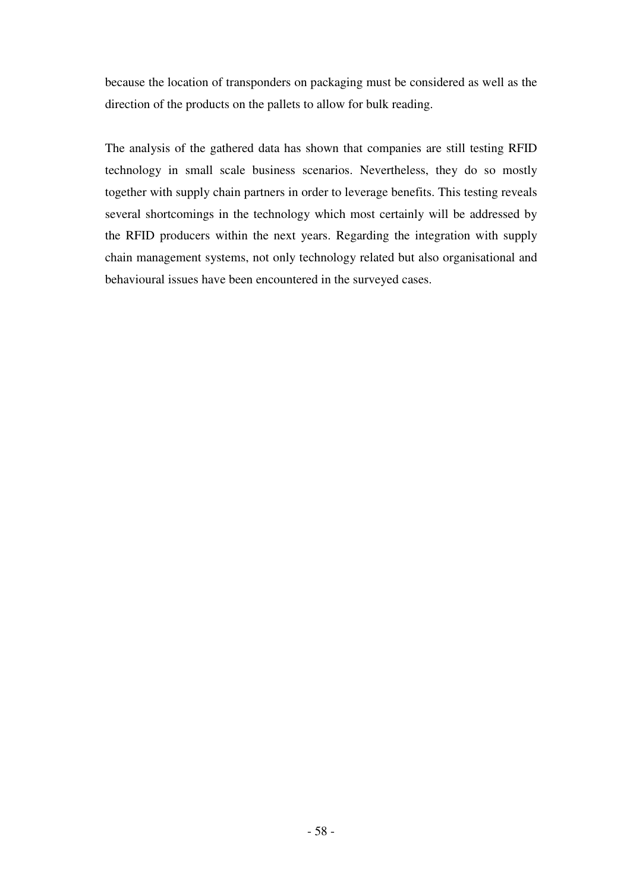because the location of transponders on packaging must be considered as well as the direction of the products on the pallets to allow for bulk reading.

The analysis of the gathered data has shown that companies are still testing RFID technology in small scale business scenarios. Nevertheless, they do so mostly together with supply chain partners in order to leverage benefits. This testing reveals several shortcomings in the technology which most certainly will be addressed by the RFID producers within the next years. Regarding the integration with supply chain management systems, not only technology related but also organisational and behavioural issues have been encountered in the surveyed cases.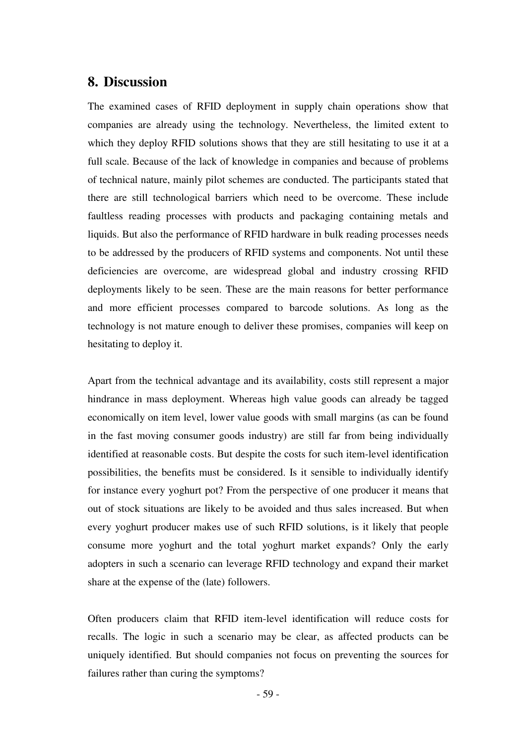## 8. Discussion

The examined cases of RFID deployment in supply chain operations show that companies are already using the technology. Nevertheless, the limited extent to which they deploy RFID solutions shows that they are still hesitating to use it at a full scale. Because of the lack of knowledge in companies and because of problems of technical nature, mainly pilot schemes are conducted. The participants stated that there are still technological barriers which need to be overcome. These include faultless reading processes with products and packaging containing metals and liquids. But also the performance of RFID hardware in bulk reading processes needs to be addressed by the producers of RFID systems and components. Not until these deficiencies are overcome, are widespread global and industry crossing RFID deployments likely to be seen. These are the main reasons for better performance and more efficient processes compared to barcode solutions. As long as the technology is not mature enough to deliver these promises, companies will keep on hesitating to deploy it.

Apart from the technical advantage and its availability, costs still represent a major hindrance in mass deployment. Whereas high value goods can already be tagged economically on item level, lower value goods with small margins (as can be found in the fast moving consumer goods industry) are still far from being individually identified at reasonable costs. But despite the costs for such item-level identification possibilities, the benefits must be considered. Is it sensible to individually identify for instance every yoghurt pot? From the perspective of one producer it means that out of stock situations are likely to be avoided and thus sales increased. But when every yoghurt producer makes use of such RFID solutions, is it likely that people consume more yoghurt and the total yoghurt market expands? Only the early adopters in such a scenario can leverage RFID technology and expand their market share at the expense of the (late) followers.

Often producers claim that RFID item-level identification will reduce costs for recalls. The logic in such a scenario may be clear, as affected products can be uniquely identified. But should companies not focus on preventing the sources for failures rather than curing the symptoms?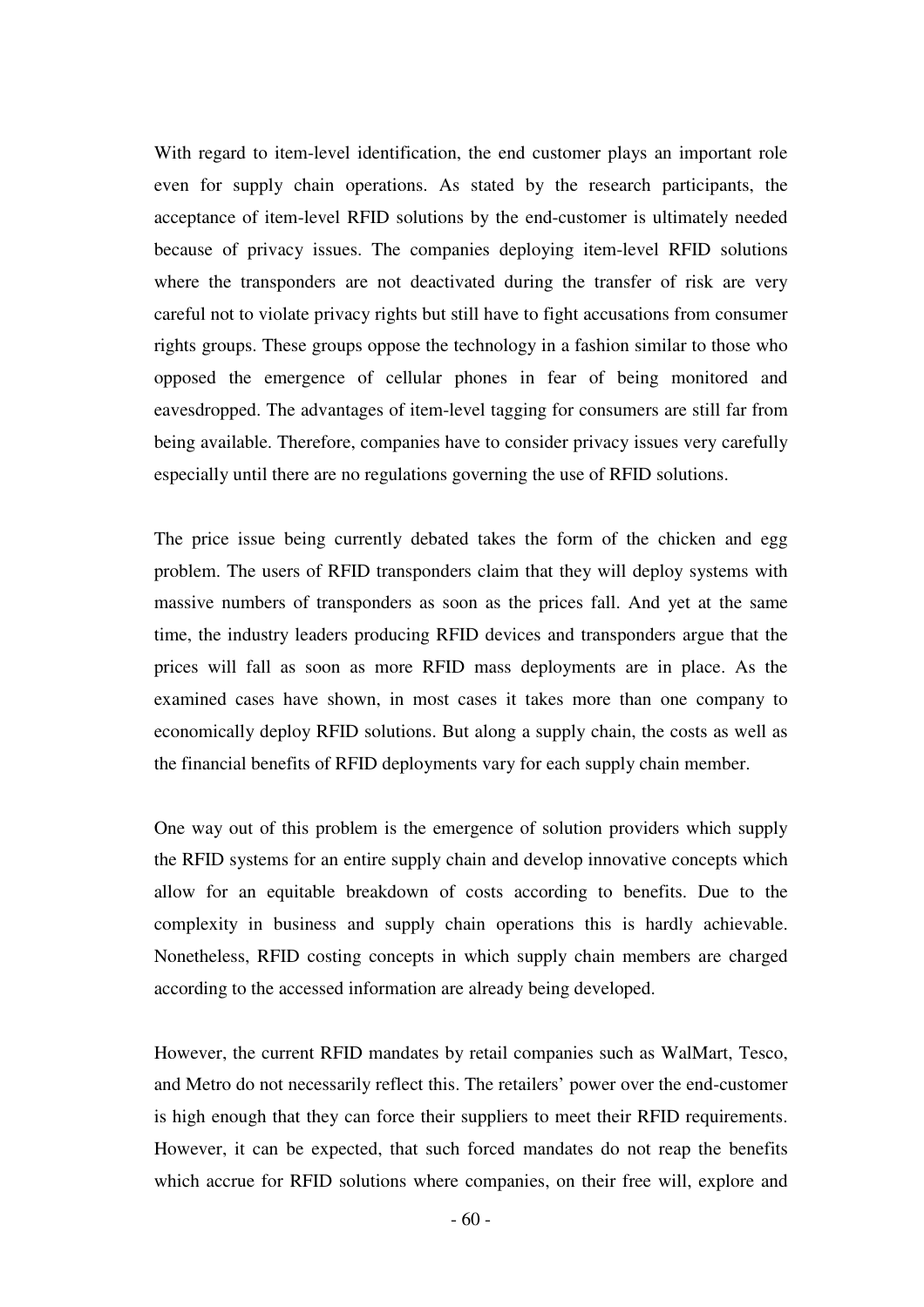With regard to item-level identification, the end customer plays an important role even for supply chain operations. As stated by the research participants, the acceptance of item-level RFID solutions by the end-customer is ultimately needed because of privacy issues. The companies deploying item-level RFID solutions where the transponders are not deactivated during the transfer of risk are very careful not to violate privacy rights but still have to fight accusations from consumer rights groups. These groups oppose the technology in a fashion similar to those who opposed the emergence of cellular phones in fear of being monitored and eavesdropped. The advantages of item-level tagging for consumers are still far from being available. Therefore, companies have to consider privacy issues very carefully especially until there are no regulations governing the use of RFID solutions.

The price issue being currently debated takes the form of the chicken and egg problem. The users of RFID transponders claim that they will deploy systems with massive numbers of transponders as soon as the prices fall. And yet at the same time, the industry leaders producing RFID devices and transponders argue that the prices will fall as soon as more RFID mass deployments are in place. As the examined cases have shown, in most cases it takes more than one company to economically deploy RFID solutions. But along a supply chain, the costs as well as the financial benefits of RFID deployments vary for each supply chain member.

One way out of this problem is the emergence of solution providers which supply the RFID systems for an entire supply chain and develop innovative concepts which allow for an equitable breakdown of costs according to benefits. Due to the complexity in business and supply chain operations this is hardly achievable. Nonetheless, RFID costing concepts in which supply chain members are charged according to the accessed information are already being developed.

However, the current RFID mandates by retail companies such as WalMart, Tesco, and Metro do not necessarily reflect this. The retailers' power over the end-customer is high enough that they can force their suppliers to meet their RFID requirements. However, it can be expected, that such forced mandates do not reap the benefits which accrue for RFID solutions where companies, on their free will, explore and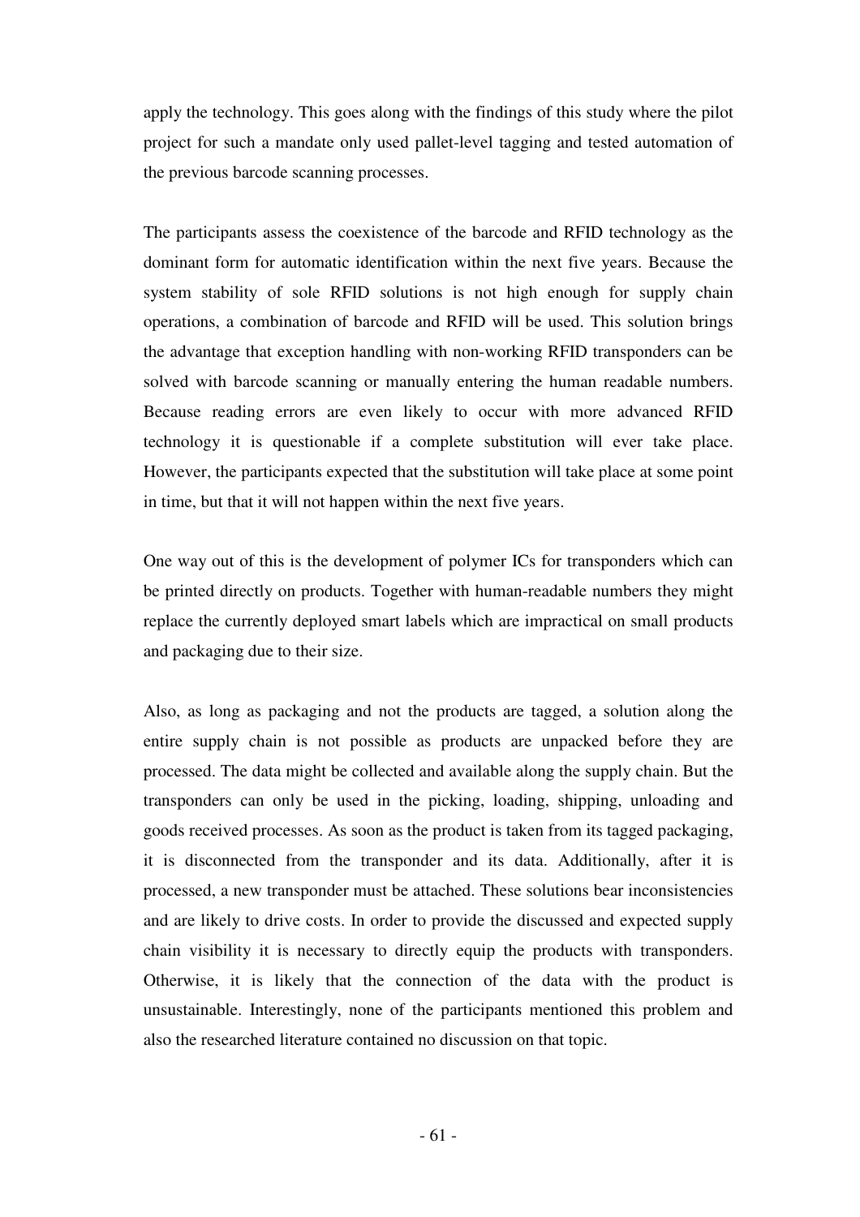apply the technology. This goes along with the findings of this study where the pilot project for such a mandate only used pallet-level tagging and tested automation of the previous barcode scanning processes.

The participants assess the coexistence of the barcode and RFID technology as the dominant form for automatic identification within the next five years. Because the system stability of sole RFID solutions is not high enough for supply chain operations, a combination of barcode and RFID will be used. This solution brings the advantage that exception handling with non-working RFID transponders can be solved with barcode scanning or manually entering the human readable numbers. Because reading errors are even likely to occur with more advanced RFID technology it is questionable if a complete substitution will ever take place. However, the participants expected that the substitution will take place at some point in time, but that it will not happen within the next five years.

One way out of this is the development of polymer ICs for transponders which can be printed directly on products. Together with human-readable numbers they might replace the currently deployed smart labels which are impractical on small products and packaging due to their size.

Also, as long as packaging and not the products are tagged, a solution along the entire supply chain is not possible as products are unpacked before they are processed. The data might be collected and available along the supply chain. But the transponders can only be used in the picking, loading, shipping, unloading and goods received processes. As soon as the product is taken from its tagged packaging, it is disconnected from the transponder and its data. Additionally, after it is processed, a new transponder must be attached. These solutions bear inconsistencies and are likely to drive costs. In order to provide the discussed and expected supply chain visibility it is necessary to directly equip the products with transponders. Otherwise, it is likely that the connection of the data with the product is unsustainable. Interestingly, none of the participants mentioned this problem and also the researched literature contained no discussion on that topic.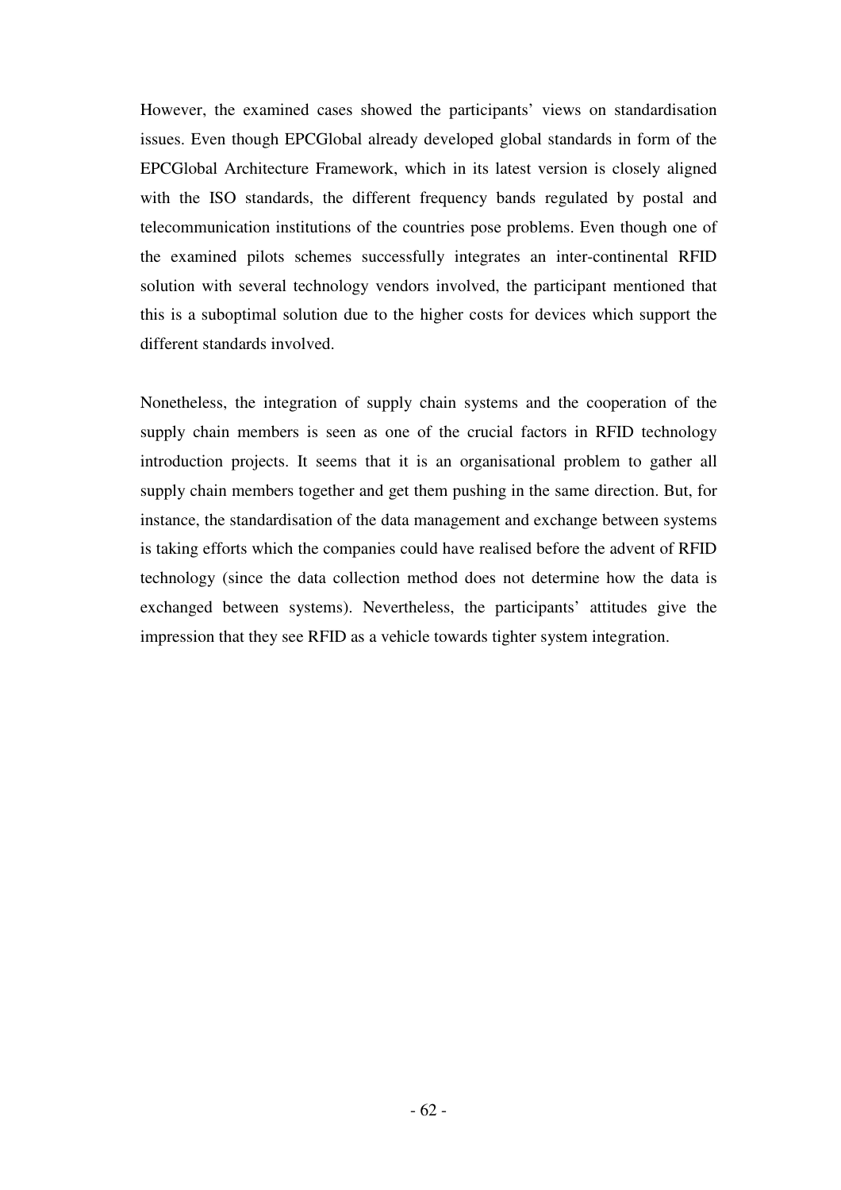However, the examined cases showed the participants' views on standardisation issues. Even though EPCGlobal already developed global standards in form of the EPCGlobal Architecture Framework, which in its latest version is closely aligned with the ISO standards, the different frequency bands regulated by postal and telecommunication institutions of the countries pose problems. Even though one of the examined pilots schemes successfully integrates an inter-continental RFID solution with several technology vendors involved, the participant mentioned that this is a suboptimal solution due to the higher costs for devices which support the different standards involved.

Nonetheless, the integration of supply chain systems and the cooperation of the supply chain members is seen as one of the crucial factors in RFID technology introduction projects. It seems that it is an organisational problem to gather all supply chain members together and get them pushing in the same direction. But, for instance, the standardisation of the data management and exchange between systems is taking efforts which the companies could have realised before the advent of RFID technology (since the data collection method does not determine how the data is exchanged between systems). Nevertheless, the participants' attitudes give the impression that they see RFID as a vehicle towards tighter system integration.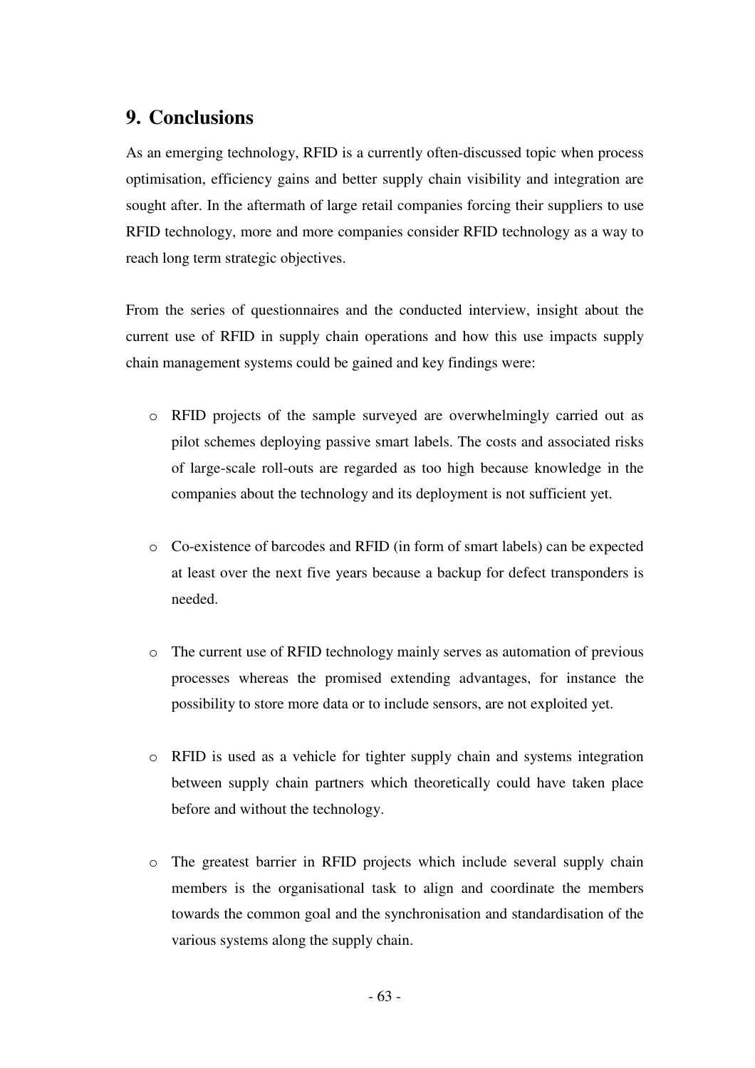## 9. Conclusions

As an emerging technology, RFID is a currently often-discussed topic when process optimisation, efficiency gains and better supply chain visibility and integration are sought after. In the aftermath of large retail companies forcing their suppliers to use RFID technology, more and more companies consider RFID technology as a way to reach long term strategic objectives.

From the series of questionnaires and the conducted interview, insight about the current use of RFID in supply chain operations and how this use impacts supply chain management systems could be gained and key findings were:

- RFID projects of the sample surveyed are overwhelmingly carried out as pilot schemes deploying passive smart labels. The costs and associated risks of large-scale roll-outs are regarded as too high because knowledge in the companies about the technology and its deployment is not sufficient yet.

- Co-existence of barcodes and RFID (in form of smart labels) can be expected at least over the next five years because a backup for defect transponders is needed.

- The current use of RFID technology mainly serves as automation of previous processes whereas the promised extending advantages, for instance the possibility to store more data or to include sensors, are not exploited yet.

- RFID is used as a vehicle for tighter supply chain and systems integration between supply chain partners which theoretically could have taken place before and without the technology.

- The greatest barrier in RFID projects which include several supply chain members is the organisational task to align and coordinate the members towards the common goal and the synchronisation and standardisation of the various systems along the supply chain.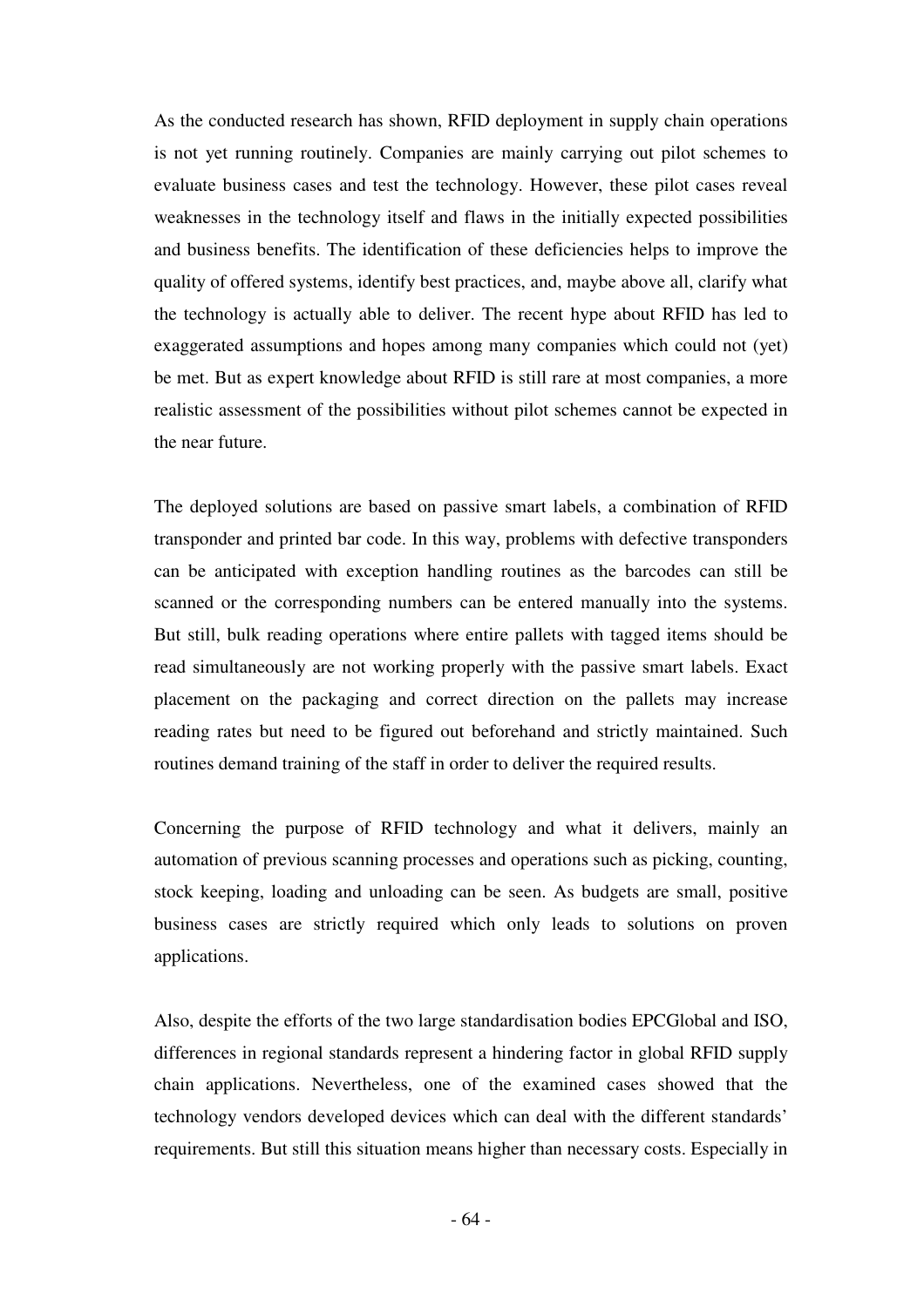As the conducted research has shown, RFID deployment in supply chain operations is not yet running routinely. Companies are mainly carrying out pilot schemes to evaluate business cases and test the technology. However, these pilot cases reveal weaknesses in the technology itself and flaws in the initially expected possibilities and business benefits. The identification of these deficiencies helps to improve the quality of offered systems, identify best practices, and, maybe above all, clarify what the technology is actually able to deliver. The recent hype about RFID has led to exaggerated assumptions and hopes among many companies which could not (yet) be met. But as expert knowledge about RFID is still rare at most companies, a more realistic assessment of the possibilities without pilot schemes cannot be expected in the near future.

The deployed solutions are based on passive smart labels, a combination of RFID transponder and printed bar code. In this way, problems with defective transponders can be anticipated with exception handling routines as the barcodes can still be scanned or the corresponding numbers can be entered manually into the systems. But still, bulk reading operations where entire pallets with tagged items should be read simultaneously are not working properly with the passive smart labels. Exact placement on the packaging and correct direction on the pallets may increase reading rates but need to be figured out beforehand and strictly maintained. Such routines demand training of the staff in order to deliver the required results.

Concerning the purpose of RFID technology and what it delivers, mainly an automation of previous scanning processes and operations such as picking, counting, stock keeping, loading and unloading can be seen. As budgets are small, positive business cases are strictly required which only leads to solutions on proven applications.

Also, despite the efforts of the two large standardisation bodies EPCGlobal and ISO, differences in regional standards represent a hindering factor in global RFID supply chain applications. Nevertheless, one of the examined cases showed that the technology vendors developed devices which can deal with the different standards' requirements. But still this situation means higher than necessary costs. Especially in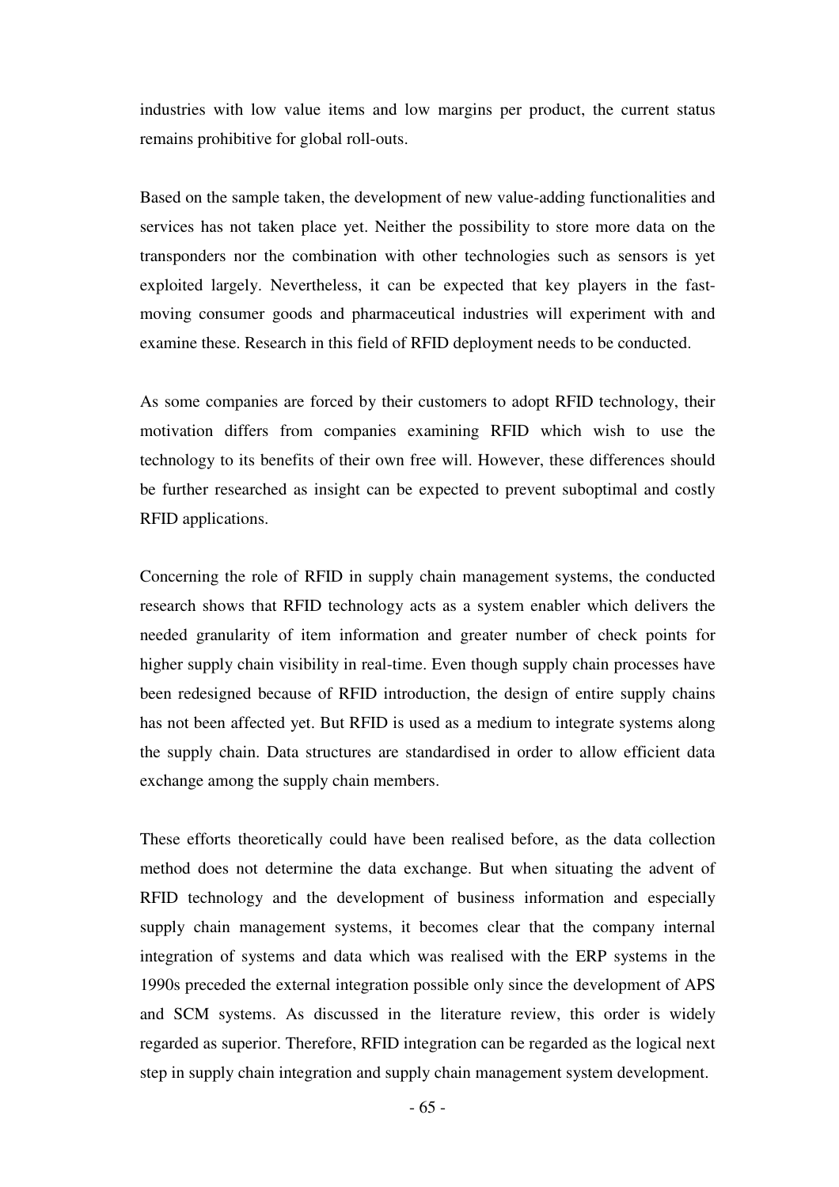industries with low value items and low margins per product, the current status remains prohibitive for global roll-outs.

Based on the sample taken, the development of new value-adding functionalities and services has not taken place yet. Neither the possibility to store more data on the transponders nor the combination with other technologies such as sensors is yet exploited largely. Nevertheless, it can be expected that key players in the fast-moving consumer goods and pharmaceutical industries will experiment with and examine these. Research in this field of RFID deployment needs to be conducted.

As some companies are forced by their customers to adopt RFID technology, their motivation differs from companies examining RFID which wish to use the technology to its benefits of their own free will. However, these differences should be further researched as insight can be expected to prevent suboptimal and costly RFID applications.

Concerning the role of RFID in supply chain management systems, the conducted research shows that RFID technology acts as a system enabler which delivers the needed granularity of item information and greater number of check points for higher supply chain visibility in real-time. Even though supply chain processes have been redesigned because of RFID introduction, the design of entire supply chains has not been affected yet. But RFID is used as a medium to integrate systems along the supply chain. Data structures are standardised in order to allow efficient data exchange among the supply chain members.

These efforts theoretically could have been realised before, as the data collection method does not determine the data exchange. But when situating the advent of RFID technology and the development of business information and especially supply chain management systems, it becomes clear that the company internal integration of systems and data which was realised with the ERP systems in the 1990s preceded the external integration possible only since the development of APS and SCM systems. As discussed in the literature review, this order is widely regarded as superior. Therefore, RFID integration can be regarded as the logical next step in supply chain integration and supply chain management system development.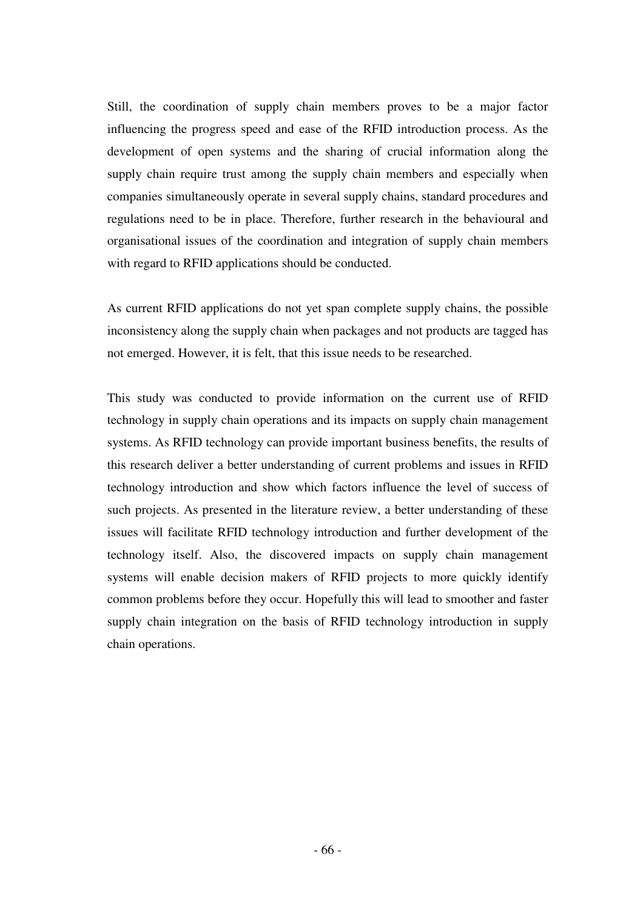Still, the coordination of supply chain members proves to be a major factor influencing the progress speed and ease of the RFID introduction process. As the development of open systems and the sharing of crucial information along the supply chain require trust among the supply chain members and especially when companies simultaneously operate in several supply chains, standard procedures and regulations need to be in place. Therefore, further research in the behavioural and organisational issues of the coordination and integration of supply chain members with regard to RFID applications should be conducted.

As current RFID applications do not yet span complete supply chains, the possible inconsistency along the supply chain when packages and not products are tagged has not emerged. However, it is felt, that this issue needs to be researched.

This study was conducted to provide information on the current use of RFID technology in supply chain operations and its impacts on supply chain management systems. As RFID technology can provide important business benefits, the results of this research deliver a better understanding of current problems and issues in RFID technology introduction and show which factors influence the level of success of such projects. As presented in the literature review, a better understanding of these issues will facilitate RFID technology introduction and further development of the technology itself. Also, the discovered impacts on supply chain management systems will enable decision makers of RFID projects to more quickly identify common problems before they occur. Hopefully this will lead to smoother and faster supply chain integration on the basis of RFID technology introduction in supply chain operations.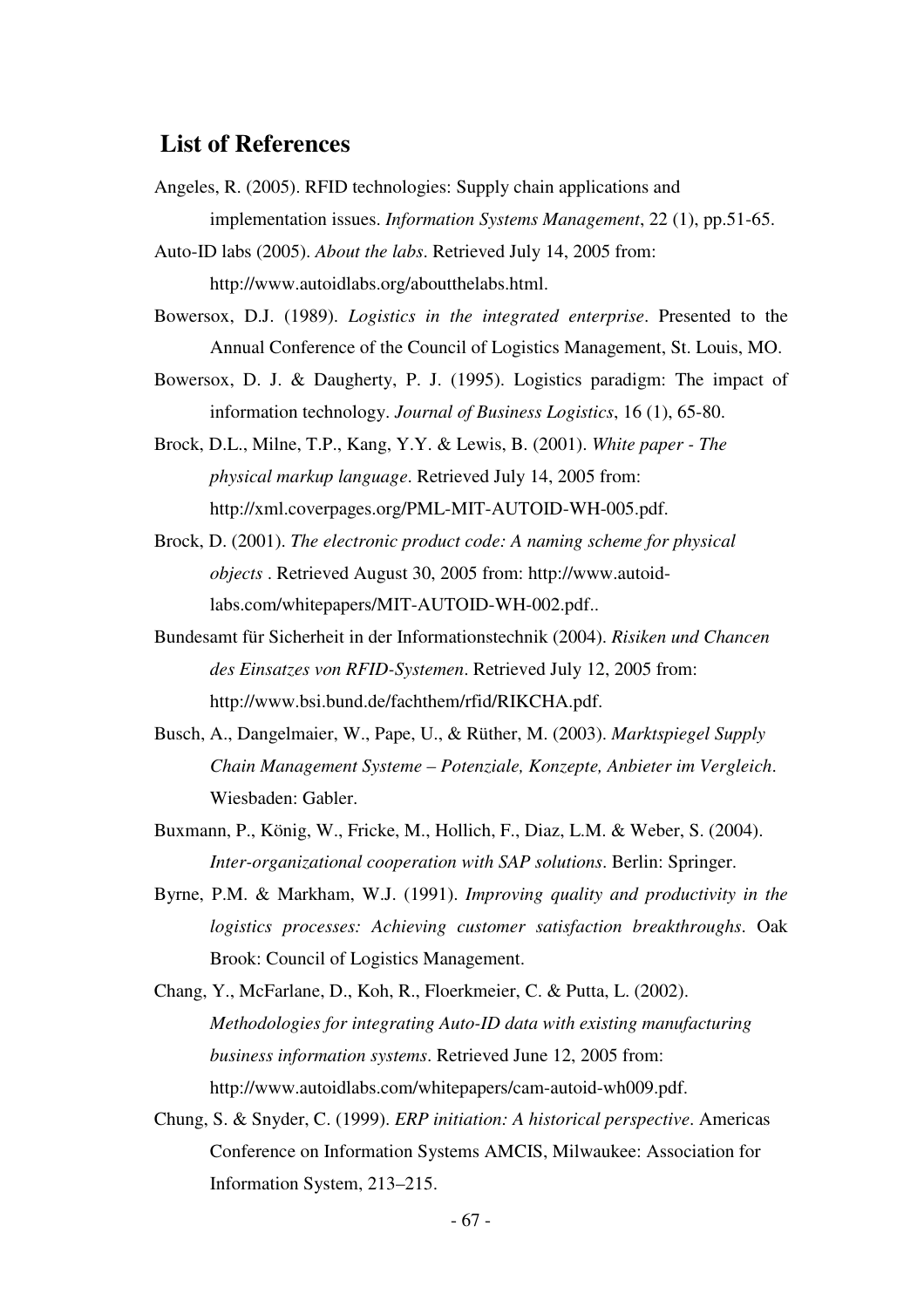## List of References

Angeles, R. (2005). RFID technologies: Supply chain applications and implementation issues. *Information Systems Management*, 22 (1), pp.51-65.

Auto-ID labs (2005). *About the labs*. Retrieved July 14, 2005 from: http://www.autoidlabs.org/aboutthelabs.html.

Bowersox, D.J. (1989). *Logistics in the integrated enterprise*. Presented to the Annual Conference of the Council of Logistics Management, St. Louis, MO.

Bowersox, D. J. & Daugherty, P. J. (1995). Logistics paradigm: The impact of information technology. *Journal of Business Logistics*, 16 (1), 65-80.

Brock, D.L., Milne, T.P., Kang, Y.Y. & Lewis, B. (2001). *White paper - The physical markup language*. Retrieved July 14, 2005 from: http://xml.coverpages.org/PML-MIT-AUTOID-WH-005.pdf.

Brock, D. (2001). *The electronic product code: A naming scheme for physical objects* . Retrieved August 30, 2005 from: http://www.autoid-labs.com/whitepapers/MIT-AUTOID-WH-002.pdf..

Bundesamt für Sicherheit in der Informationstechnik (2004). *Risiken und Chancen des Einsatzes von RFID-Systemen*. Retrieved July 12, 2005 from: http://www.bsi.bund.de/fachthem/rfid/RIKCHA.pdf.

Busch, A., Dangelmaier, W., Pape, U., & Rüther, M. (2003). *Marktspiegel Supply Chain Management Systeme – Potenziale, Konzepte, Anbieter im Vergleich*. Wiesbaden: Gabler.

Buxmann, P., König, W., Fricke, M., Hollich, F., Diaz, L.M. & Weber, S. (2004). *Inter-organizational cooperation with SAP solutions*. Berlin: Springer.

Byrne, P.M. & Markham, W.J. (1991). *Improving quality and productivity in the logistics processes: Achieving customer satisfaction breakthroughs*. Oak Brook: Council of Logistics Management.

Chang, Y., McFarlane, D., Koh, R., Floerkmeier, C. & Putta, L. (2002). *Methodologies for integrating Auto-ID data with existing manufacturing business information systems*. Retrieved June 12, 2005 from: http://www.autoidlabs.com/whitepapers/cam-autoid-wh009.pdf.

Chung, S. & Snyder, C. (1999). *ERP initiation: A historical perspective*. Americas Conference on Information Systems AMCIS, Milwaukee: Association for Information System, 213–215.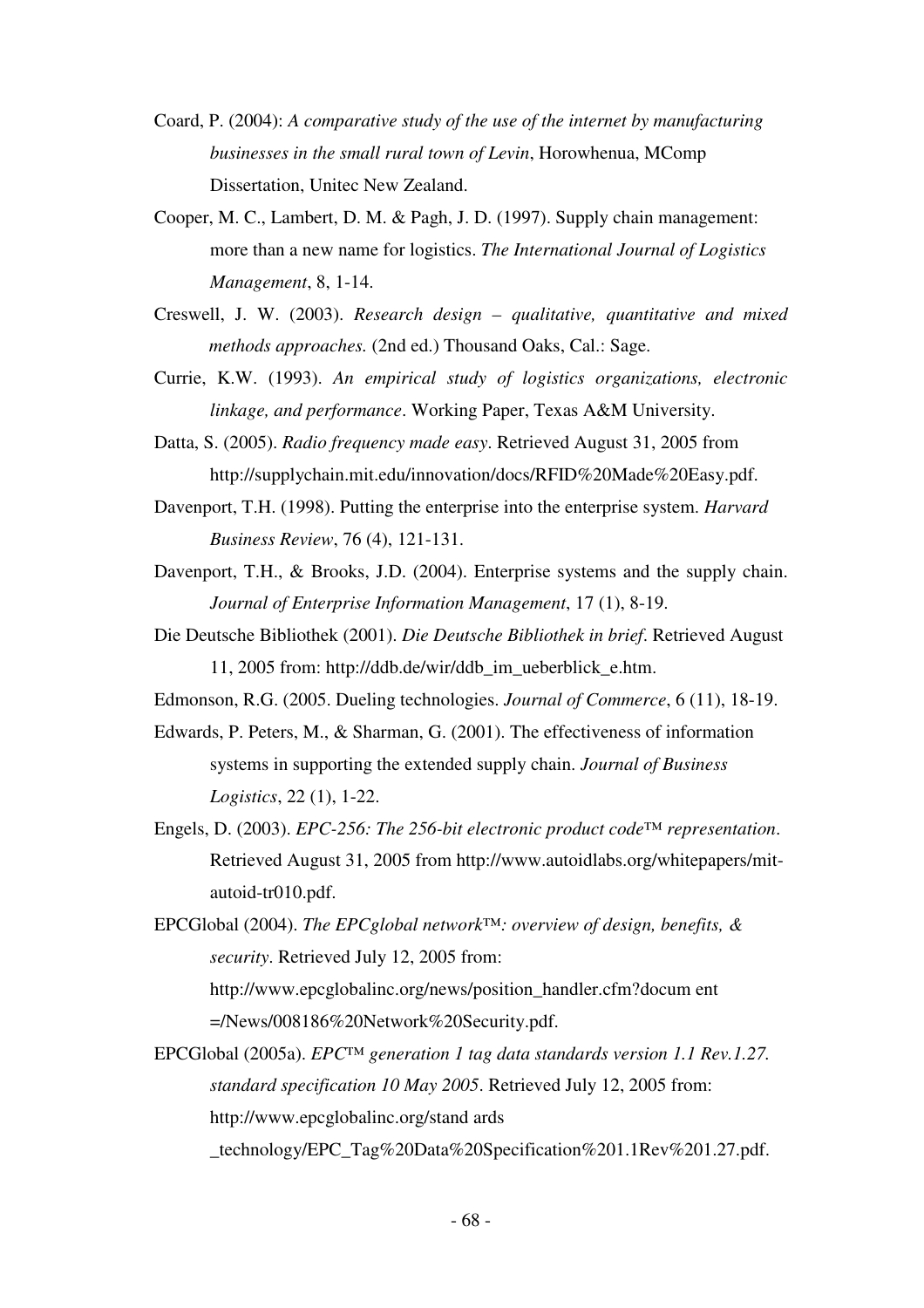Coard, P. (2004): *A comparative study of the use of the internet by manufacturing businesses in the small rural town of Levin*, Horowhenua, MComp Dissertation, Unitec New Zealand.

Cooper, M. C., Lambert, D. M. & Pagh, J. D. (1997). Supply chain management: more than a new name for logistics. *The International Journal of Logistics Management*, 8, 1-14.

Creswell, J. W. (2003). *Research design – qualitative, quantitative and mixed methods approaches.* (2nd ed.) Thousand Oaks, Cal.: Sage.

Currie, K.W. (1993). *An empirical study of logistics organizations, electronic linkage, and performance*. Working Paper, Texas A&M University.

Datta, S. (2005). *Radio frequency made easy*. Retrieved August 31, 2005 from http://supplychain.mit.edu/innovation/docs/RFID%20Made%20Easy.pdf.

Davenport, T.H. (1998). Putting the enterprise into the enterprise system. *Harvard Business Review*, 76 (4), 121-131.

Davenport, T.H., & Brooks, J.D. (2004). Enterprise systems and the supply chain. *Journal of Enterprise Information Management*, 17 (1), 8-19.

Die Deutsche Bibliothek (2001). *Die Deutsche Bibliothek in brief*. Retrieved August 11, 2005 from: http://ddb.de/wir/ddb_im_ueberblick_e.htm.

Edmonson, R.G. (2005. Dueling technologies. *Journal of Commerce*, 6 (11), 18-19.

Edwards, P. Peters, M., & Sharman, G. (2001). The effectiveness of information systems in supporting the extended supply chain. *Journal of Business Logistics*, 22 (1), 1-22.

Engels, D. (2003). *EPC-256: The 256-bit electronic product code™ representation*. Retrieved August 31, 2005 from http://www.autoidlabs.org/whitepapers/mit-autoid-tr010.pdf.

EPCGlobal (2004). *The EPCglobal network™: overview of design, benefits, & security*. Retrieved July 12, 2005 from: http://www.epcglobalinc.org/news/position_handler.cfm?docum ent =/News/008186%20Network%20Security.pdf.

EPCGlobal (2005a). *EPC™ generation 1 tag data standards version 1.1 Rev.1.27. standard specification 10 May 2005*. Retrieved July 12, 2005 from: http://www.epcglobalinc.org/stand ards _technology/EPC_Tag%20Data%20Specification%201.1Rev%201.27.pdf.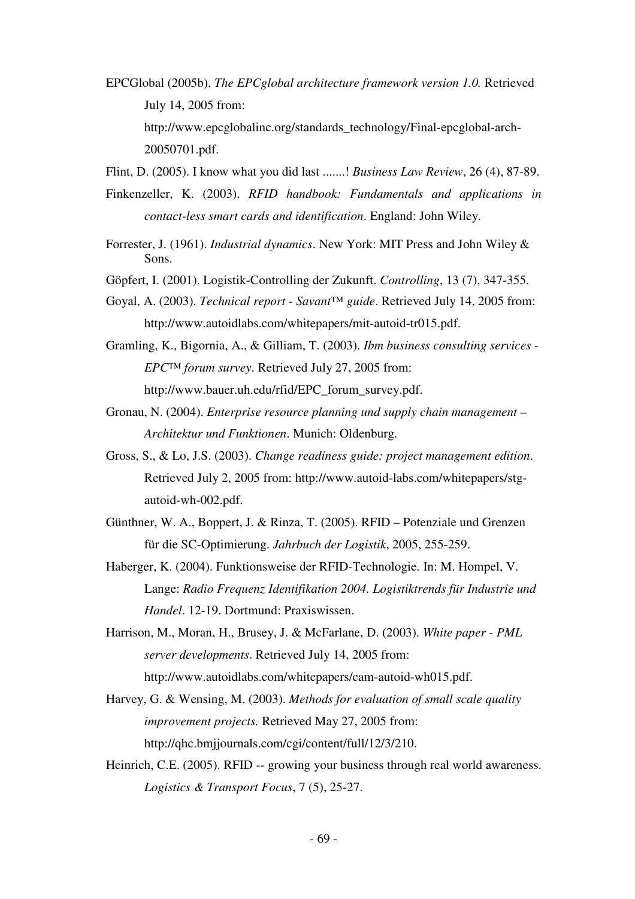EPCGlobal (2005b). *The EPCglobal architecture framework version 1.0.* Retrieved July 14, 2005 from: http://www.epcglobalinc.org/standards_technology/Final-epcglobal-arch-20050701.pdf.

Flint, D. (2005). I know what you did last .......! *Business Law Review*, 26 (4), 87-89.

Finkenzeller, K. (2003). *RFID handbook: Fundamentals and applications in contact-less smart cards and identification*. England: John Wiley.

Forrester, J. (1961). *Industrial dynamics*. New York: MIT Press and John Wiley & Sons.

Göpfert, I. (2001). Logistik-Controlling der Zukunft. *Controlling*, 13 (7), 347-355.

Goyal, A. (2003). *Technical report - Savant™ guide*. Retrieved July 14, 2005 from: http://www.autoidlabs.com/whitepapers/mit-autoid-tr015.pdf.

Gramling, K., Bigornia, A., & Gilliam, T. (2003). *Ibm business consulting services - EPC™ forum survey*. Retrieved July 27, 2005 from: http://www.bauer.uh.edu/rfid/EPC_forum_survey.pdf.

Gronau, N. (2004). *Enterprise resource planning und supply chain management – Architektur und Funktionen*. Munich: Oldenburg.

Gross, S., & Lo, J.S. (2003). *Change readiness guide: project management edition*. Retrieved July 2, 2005 from: http://www.autoid-labs.com/whitepapers/stg-autoid-wh-002.pdf.

Günthner, W. A., Boppert, J. & Rinza, T. (2005). RFID – Potenziale und Grenzen für die SC-Optimierung. *Jahrbuch der Logistik*, 2005, 255-259.

Haberger, K. (2004). Funktionsweise der RFID-Technologie. In: M. Hompel, V. Lange: *Radio Frequenz Identifikation 2004. Logistiktrends für Industrie und Handel*. 12-19. Dortmund: Praxiswissen.

Harrison, M., Moran, H., Brusey, J. & McFarlane, D. (2003). *White paper - PML server developments*. Retrieved July 14, 2005 from: http://www.autoidlabs.com/whitepapers/cam-autoid-wh015.pdf.

Harvey, G. & Wensing, M. (2003). *Methods for evaluation of small scale quality improvement projects.* Retrieved May 27, 2005 from: http://qhc.bmjjournals.com/cgi/content/full/12/3/210.

Heinrich, C.E. (2005). RFID -- growing your business through real world awareness. *Logistics & Transport Focus*, 7 (5), 25-27.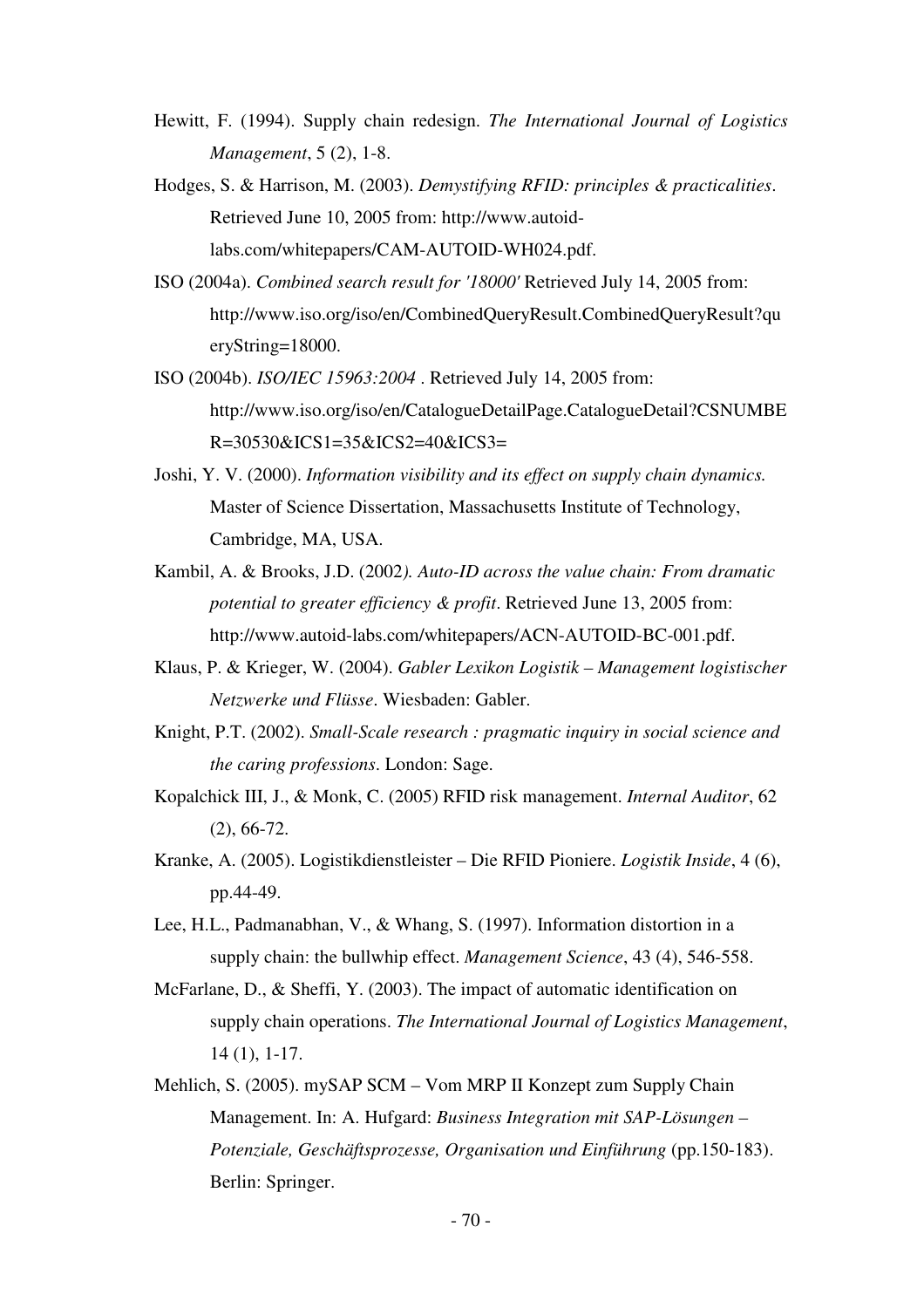Hewitt, F. (1994). Supply chain redesign. *The International Journal of Logistics Management*, 5 (2), 1-8.

Hodges, S. & Harrison, M. (2003). *Demystifying RFID: principles & practicalities*. Retrieved June 10, 2005 from: http://www.autoid-labs.com/whitepapers/CAM-AUTOID-WH024.pdf.

ISO (2004a). *Combined search result for '18000'* Retrieved July 14, 2005 from: http://www.iso.org/iso/en/CombinedQueryResult.CombinedQueryResult?queryString=18000.

ISO (2004b). *ISO/IEC 15963:2004* . Retrieved July 14, 2005 from: http://www.iso.org/iso/en/CatalogueDetailPage.CatalogueDetail?CSNUMBER=30530&ICS1=35&ICS2=40&ICS3=

Joshi, Y. V. (2000). *Information visibility and its effect on supply chain dynamics.* Master of Science Dissertation, Massachusetts Institute of Technology, Cambridge, MA, USA.

Kambil, A. & Brooks, J.D. (2002*). Auto-ID across the value chain: From dramatic potential to greater efficiency & profit*. Retrieved June 13, 2005 from: http://www.autoid-labs.com/whitepapers/ACN-AUTOID-BC-001.pdf.

Klaus, P. & Krieger, W. (2004). *Gabler Lexikon Logistik – Management logistischer Netzwerke und Flüsse*. Wiesbaden: Gabler.

Knight, P.T. (2002). *Small-Scale research : pragmatic inquiry in social science and the caring professions*. London: Sage.

Kopalchick III, J., & Monk, C. (2005) RFID risk management. *Internal Auditor*, 62 (2), 66-72.

Kranke, A. (2005). Logistikdienstleister – Die RFID Pioniere. *Logistik Inside*, 4 (6), pp.44-49.

Lee, H.L., Padmanabhan, V., & Whang, S. (1997). Information distortion in a supply chain: the bullwhip effect. *Management Science*, 43 (4), 546-558.

McFarlane, D., & Sheffi, Y. (2003). The impact of automatic identification on supply chain operations. *The International Journal of Logistics Management*, 14 (1), 1-17.

Mehlich, S. (2005). mySAP SCM – Vom MRP II Konzept zum Supply Chain Management. In: A. Hufgard: *Business Integration mit SAP-Lösungen – Potenziale, Geschäftsprozesse, Organisation und Einführung* (pp.150-183). Berlin: Springer.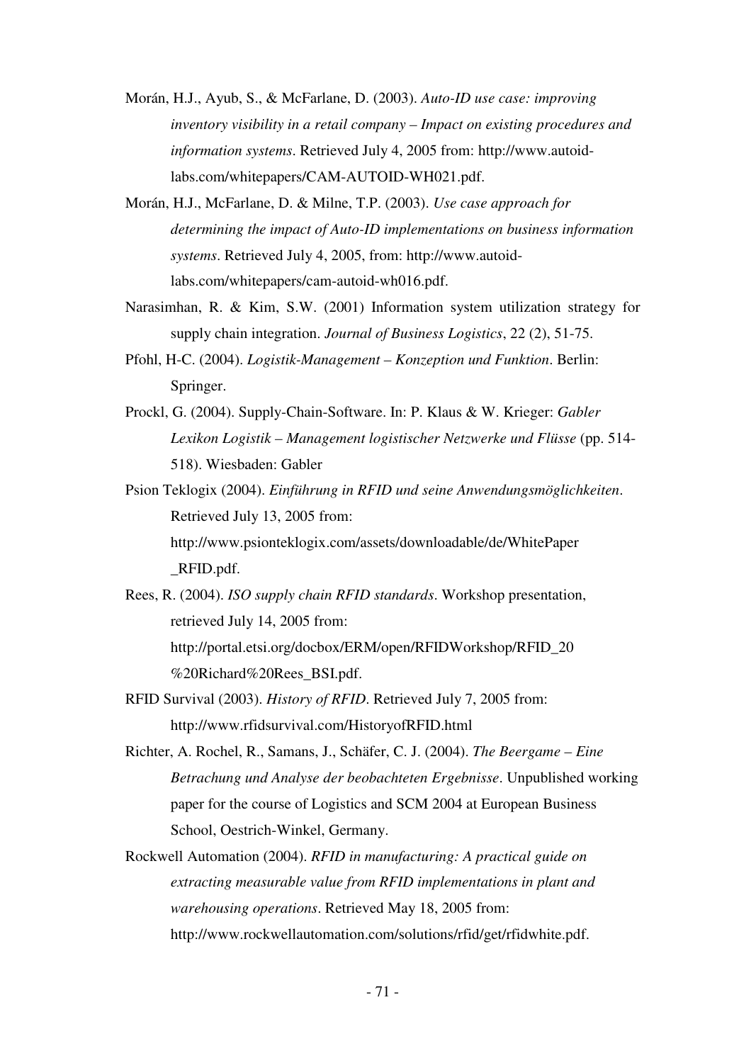Morán, H.J., Ayub, S., & McFarlane, D. (2003). *Auto-ID use case: improving inventory visibility in a retail company – Impact on existing procedures and information systems*. Retrieved July 4, 2005 from: http://www.autoid-labs.com/whitepapers/CAM-AUTOID-WH021.pdf.

Morán, H.J., McFarlane, D. & Milne, T.P. (2003). *Use case approach for determining the impact of Auto-ID implementations on business information systems*. Retrieved July 4, 2005, from: http://www.autoid-labs.com/whitepapers/cam-autoid-wh016.pdf.

Narasimhan, R. & Kim, S.W. (2001) Information system utilization strategy for supply chain integration. *Journal of Business Logistics*, 22 (2), 51-75.

Pfohl, H-C. (2004). *Logistik-Management – Konzeption und Funktion*. Berlin: Springer.

Prockl, G. (2004). Supply-Chain-Software. In: P. Klaus & W. Krieger: *Gabler Lexikon Logistik – Management logistischer Netzwerke und Flüsse* (pp. 514-518). Wiesbaden: Gabler

Psion Teklogix (2004). *Einführung in RFID und seine Anwendungsmöglichkeiten*. Retrieved July 13, 2005 from: http://www.psionteklogix.com/assets/downloadable/de/WhitePaper_RFID.pdf.

Rees, R. (2004). *ISO supply chain RFID standards*. Workshop presentation, retrieved July 14, 2005 from: http://portal.etsi.org/docbox/ERM/open/RFIDWorkshop/RFID_20%20Richard%20Rees_BSI.pdf.

RFID Survival (2003). *History of RFID*. Retrieved July 7, 2005 from: http://www.rfidsurvival.com/HistoryofRFID.html

Richter, A. Rochel, R., Samans, J., Schäfer, C. J. (2004). *The Beergame – Eine Betrachung und Analyse der beobachteten Ergebnisse*. Unpublished working paper for the course of Logistics and SCM 2004 at European Business School, Oestrich-Winkel, Germany.

Rockwell Automation (2004). *RFID in manufacturing: A practical guide on extracting measurable value from RFID implementations in plant and warehousing operations*. Retrieved May 18, 2005 from: http://www.rockwellautomation.com/solutions/rfid/get/rfidwhite.pdf.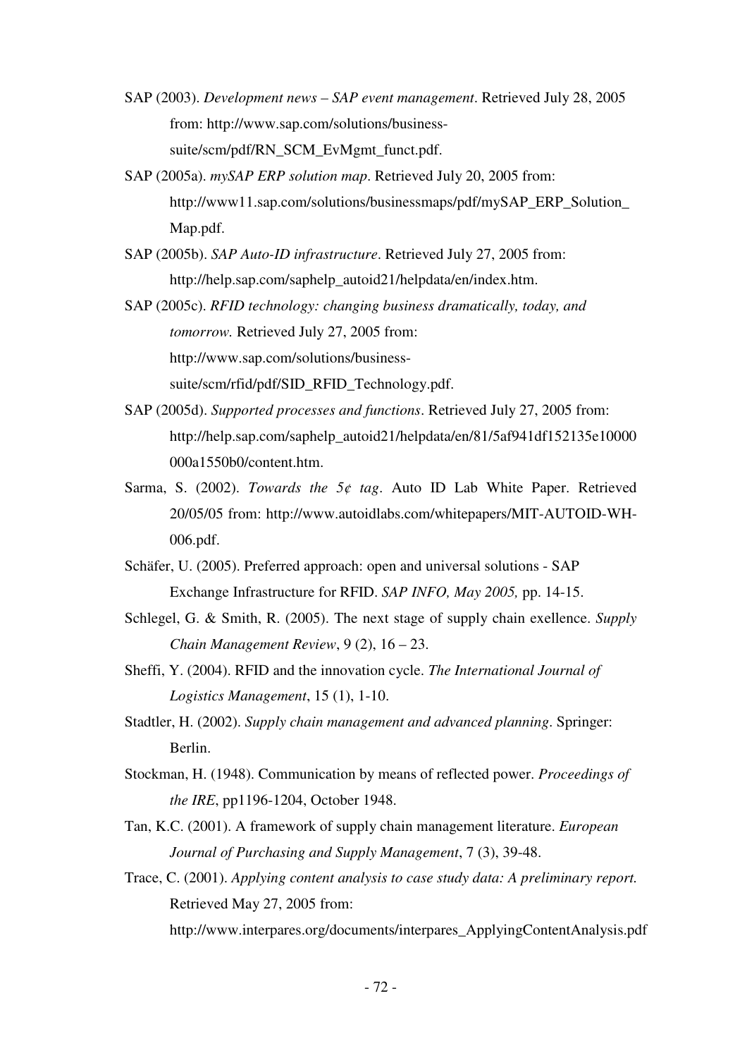SAP (2003). *Development news – SAP event management*. Retrieved July 28, 2005 from: http://www.sap.com/solutions/business-suite/scm/pdf/RN_SCM_EvMgmt_funct.pdf.

SAP (2005a). *mySAP ERP solution map*. Retrieved July 20, 2005 from: http://www11.sap.com/solutions/businessmaps/pdf/mySAP_ERP_Solution_Map.pdf.

SAP (2005b). *SAP Auto-ID infrastructure*. Retrieved July 27, 2005 from: http://help.sap.com/saphelp_autoid21/helpdata/en/index.htm.

SAP (2005c). *RFID technology: changing business dramatically, today, and tomorrow.* Retrieved July 27, 2005 from: http://www.sap.com/solutions/business-suite/scm/rfid/pdf/SID_RFID_Technology.pdf.

SAP (2005d). *Supported processes and functions*. Retrieved July 27, 2005 from: http://help.sap.com/saphelp_autoid21/helpdata/en/81/5af941df152135e10000000a1550b0/content.htm.

Sarma, S. (2002). *Towards the 5¢ tag*. Auto ID Lab White Paper. Retrieved 20/05/05 from: http://www.autoidlabs.com/whitepapers/MIT-AUTOID-WH-006.pdf.

Schäfer, U. (2005). Preferred approach: open and universal solutions - SAP Exchange Infrastructure for RFID. *SAP INFO, May 2005,* pp. 14-15.

Schlegel, G. & Smith, R. (2005). The next stage of supply chain exellence. *Supply Chain Management Review*, 9 (2), 16 – 23.

Sheffi, Y. (2004). RFID and the innovation cycle. *The International Journal of Logistics Management*, 15 (1), 1-10.

Stadtler, H. (2002). *Supply chain management and advanced planning*. Springer: Berlin.

Stockman, H. (1948). Communication by means of reflected power. *Proceedings of the IRE*, pp1196-1204, October 1948.

Tan, K.C. (2001). A framework of supply chain management literature. *European Journal of Purchasing and Supply Management*, 7 (3), 39-48.

Trace, C. (2001). *Applying content analysis to case study data: A preliminary report.* Retrieved May 27, 2005 from: http://www.interpares.org/documents/interpares_ApplyingContentAnalysis.pdf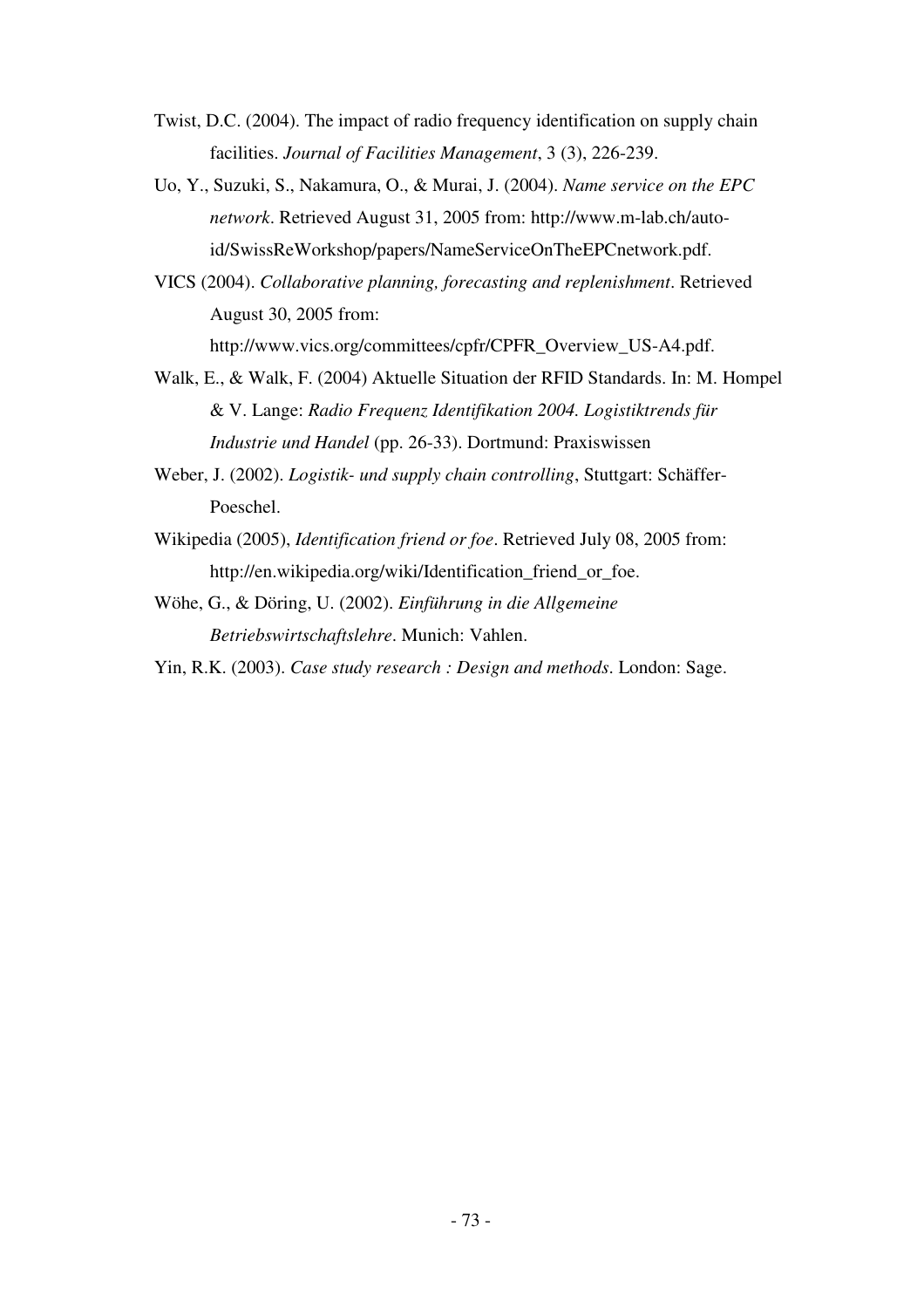Twist, D.C. (2004). The impact of radio frequency identification on supply chain facilities. *Journal of Facilities Management*, 3 (3), 226-239.

Uo, Y., Suzuki, S., Nakamura, O., & Murai, J. (2004). *Name service on the EPC network*. Retrieved August 31, 2005 from: http://www.m-lab.ch/auto-id/SwissReWorkshop/papers/NameServiceOnTheEPCnetwork.pdf.

VICS (2004). *Collaborative planning, forecasting and replenishment*. Retrieved August 30, 2005 from: http://www.vics.org/committees/cpfr/CPFR_Overview_US-A4.pdf.

Walk, E., & Walk, F. (2004) Aktuelle Situation der RFID Standards. In: M. Hompel & V. Lange: *Radio Frequenz Identifikation 2004. Logistiktrends für Industrie und Handel* (pp. 26-33). Dortmund: Praxiswissen

Weber, J. (2002). *Logistik- und supply chain controlling*, Stuttgart: Schäffer-Poeschel.

Wikipedia (2005), *Identification friend or foe*. Retrieved July 08, 2005 from: http://en.wikipedia.org/wiki/Identification_friend_or_foe.

Wöhe, G., & Döring, U. (2002). *Einführung in die Allgemeine Betriebswirtschaftslehre*. Munich: Vahlen.

Yin, R.K. (2003). *Case study research : Design and methods*. London: Sage.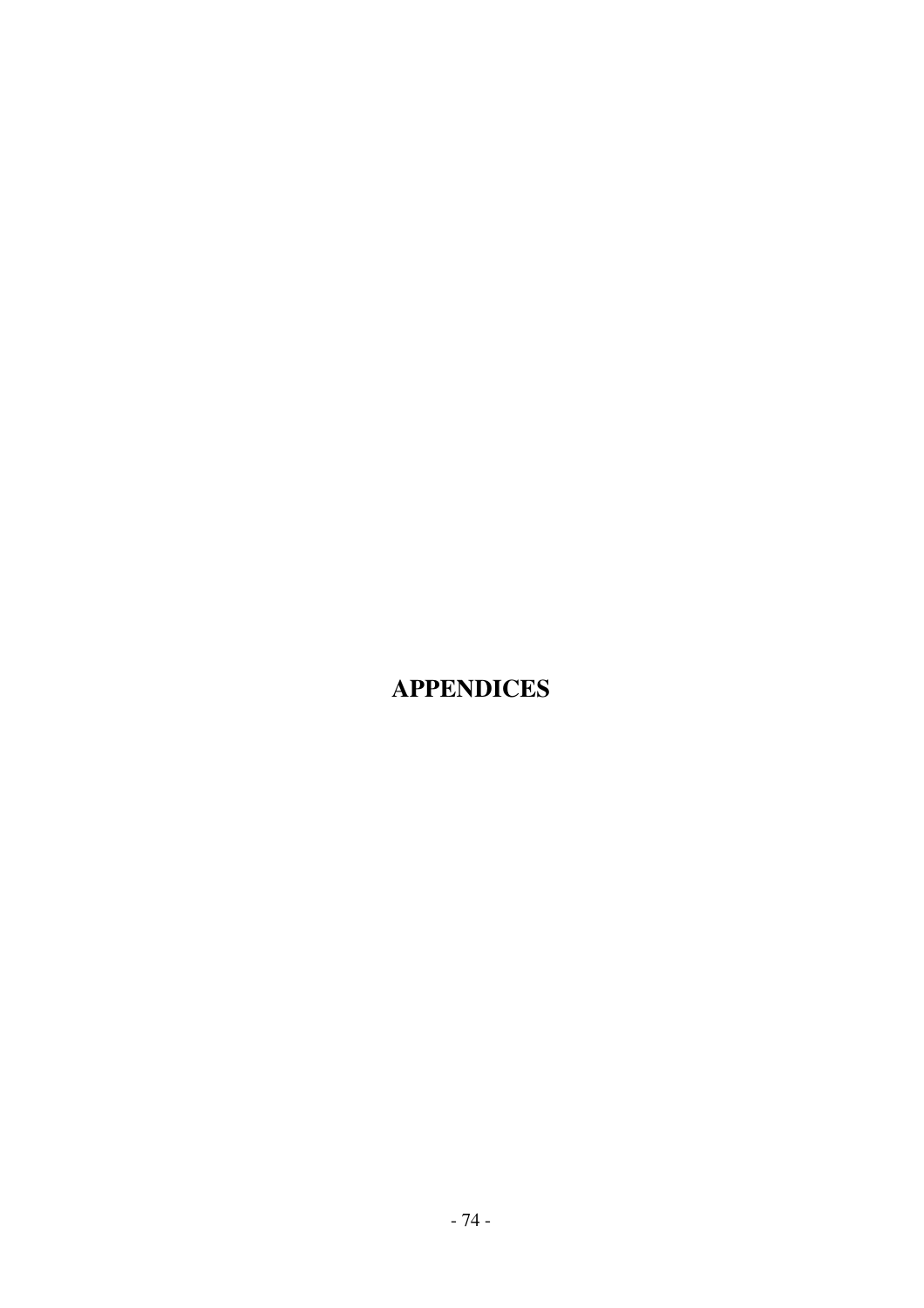# APPENDICES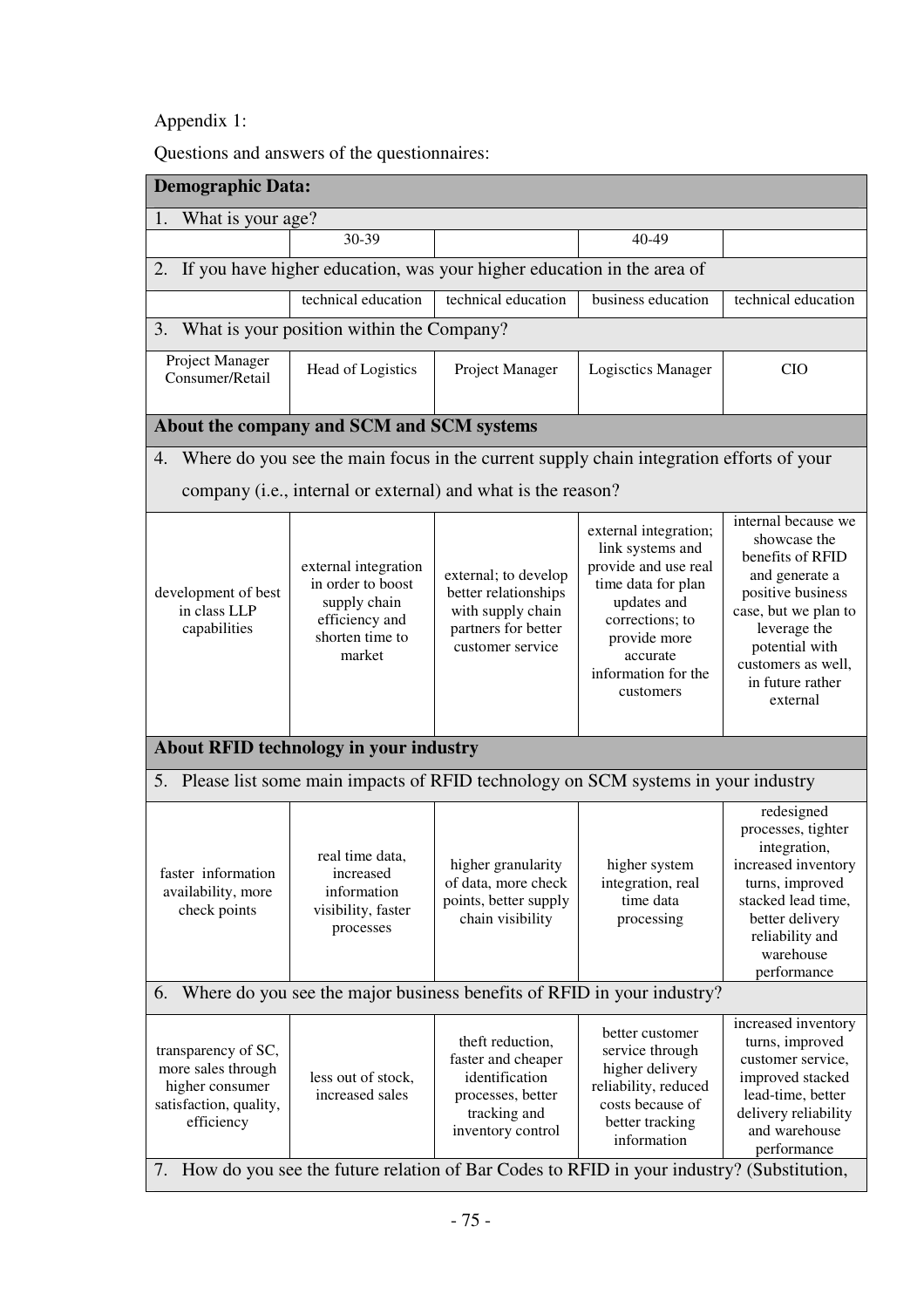Appendix 1:

Questions and answers of the questionnaires:

| **Demographic Data:** | | | | |
|---|---|---|---|---|
| 1. What is your age? | | | | |
| | 30-39 | | 40-49 | |
| 2. If you have higher education, was your higher education in the area of | | | | |
| | technical education | technical education | business education | technical education |
| 3. What is your position within the Company? | | | | |
| Project Manager Consumer/Retail | Head of Logistics | Project Manager | Logisctics Manager | CIO |
| **About the company and SCM and SCM systems** | | | | |
| 4. Where do you see the main focus in the current supply chain integration efforts of your company (i.e., internal or external) and what is the reason? | | | | |
| development of best in class LLP capabilities | external integration in order to boost supply chain efficiency and shorten time to market | external; to develop better relationships with supply chain partners for better customer service | external integration; link systems and provide and use real time data for plan updates and corrections; to provide more accurate information for the customers | internal because we showcase the benefits of RFID and generate a positive business case, but we plan to leverage the potential with customers as well, in future rather external |
| **About RFID technology in your industry** | | | | |
| 5. Please list some main impacts of RFID technology on SCM systems in your industry | | | | |
| faster information availability, more check points | real time data, increased information visibility, faster processes | higher granularity of data, more check points, better supply chain visibility | higher system integration, real time data processing | redesigned processes, tighter integration, increased inventory turns, improved stacked lead time, better delivery reliability and warehouse performance |
| 6. Where do you see the major business benefits of RFID in your industry? | | | | |
| transparency of SC, more sales through higher consumer satisfaction, quality, efficiency | less out of stock, increased sales | theft reduction, faster and cheaper identification processes, better tracking and inventory control | better customer service through higher delivery reliability, reduced costs because of better tracking information | increased inventory turns, improved customer service, improved stacked lead-time, better delivery reliability and warehouse performance |
| 7. How do you see the future relation of Bar Codes to RFID in your industry? (Substitution, | | | | |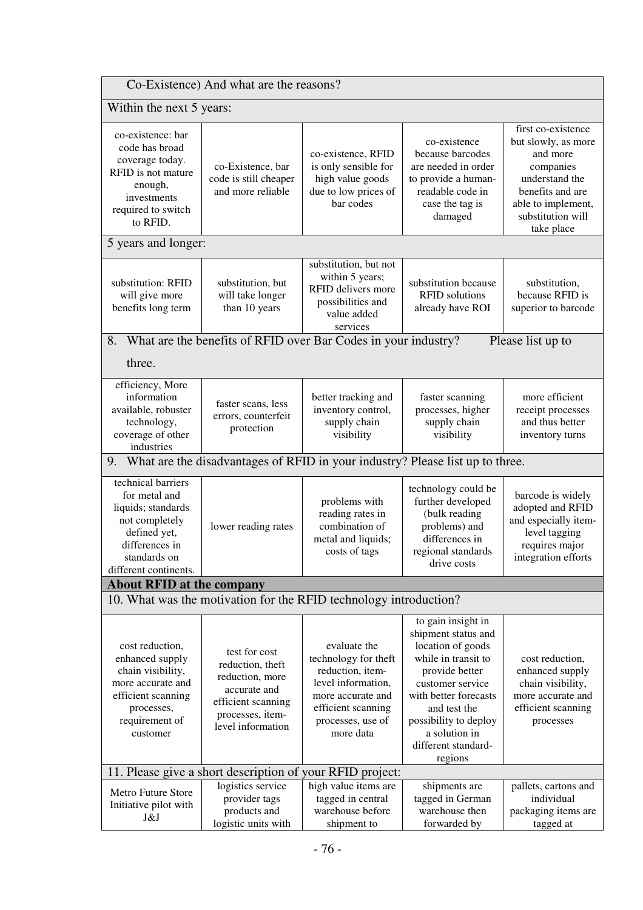| Co-Existence) And what are the reasons? | | | | |
|---|---|---|---|---|
| Within the next 5 years: | | | | |
| co-existence: bar code has broad coverage today. RFID is not mature enough, investments required to switch to RFID. | co-Existence, bar code is still cheaper and more reliable | co-existence, RFID is only sensible for high value goods due to low prices of bar codes | co-existence because barcodes are needed in order to provide a human-readable code in case the tag is damaged | first co-existence but slowly, as more and more companies understand the benefits and are able to implement, substitution will take place |
| 5 years and longer: | | | | |
| substitution: RFID will give more benefits long term | substitution, but will take longer than 10 years | substitution, but not within 5 years; RFID delivers more possibilities and value added services | substitution because RFID solutions already have ROI | substitution, because RFID is superior to barcode |
| 8. What are the benefits of RFID over Bar Codes in your industry? Please list up to three. | | | | |
| efficiency, More information available, robuster technology, coverage of other industries | faster scans, less errors, counterfeit protection | better tracking and inventory control, supply chain visibility | faster scanning processes, higher supply chain visibility | more efficient receipt processes and thus better inventory turns |
| 9. What are the disadvantages of RFID in your industry? Please list up to three. | | | | |
| technical barriers for metal and liquids; standards not completely defined yet, differences in standards on different continents. | lower reading rates | problems with reading rates in combination of metal and liquids; costs of tags | technology could be further developed (bulk reading problems) and differences in regional standards drive costs | barcode is widely adopted and RFID and especially item-level tagging requires major integration efforts |
| **About RFID at the company** | | | | |
| 10. What was the motivation for the RFID technology introduction? | | | | |
| cost reduction, enhanced supply chain visibility, more accurate and efficient scanning processes, requirement of customer | test for cost reduction, theft reduction, more accurate and efficient scanning processes, item-level information | evaluate the technology for theft reduction, item-level information, more accurate and efficient scanning processes, use of more data | to gain insight in shipment status and location of goods while in transit to provide better customer service with better forecasts and test the possibility to deploy a solution in different standard-regions | cost reduction, enhanced supply chain visibility, more accurate and efficient scanning processes |
| 11. Please give a short description of your RFID project: | | | | |
| Metro Future Store Initiative pilot with J&J | logistics service provider tags products and logistic units with | high value items are tagged in central warehouse before shipment to | shipments are tagged in German warehouse then forwarded by | pallets, cartons and individual packaging items are tagged at |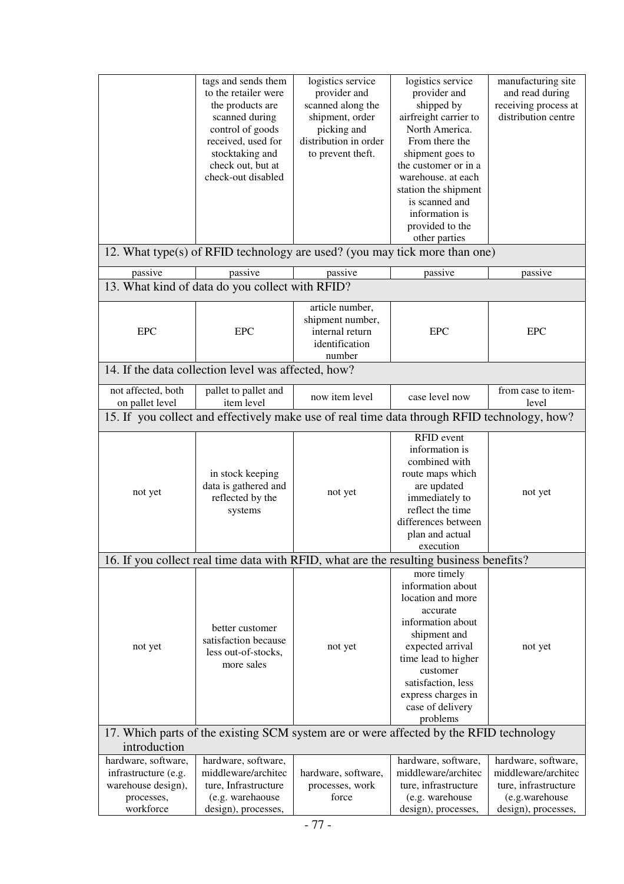| | | | | |
|---|---|---|---|---|
| | tags and sends them to the retailer were the products are scanned during control of goods received, used for stocktaking and check out, but at check-out disabled | logistics service provider and scanned along the shipment, order picking and distribution in order to prevent theft. | logistics service provider and shipped by airfreight carrier to North America. From there the shipment goes to the customer or in a warehouse. at each station the shipment is scanned and information is provided to the other parties | manufacturing site and read during receiving process at distribution centre |
| 12. What type(s) of RFID technology are used? (you may tick more than one) | | | | |
| passive | passive | passive | passive | passive |
| 13. What kind of data do you collect with RFID? | | | | |
| EPC | EPC | article number, shipment number, internal return identification number | EPC | EPC |
| 14. If the data collection level was affected, how? | | | | |
| not affected, both on pallet level | pallet to pallet and item level | now item level | case level now | from case to item-level |
| 15. If you collect and effectively make use of real time data through RFID technology, how? | | | | |
| not yet | in stock keeping data is gathered and reflected by the systems | not yet | RFID event information is combined with route maps which are updated immediately to reflect the time differences between plan and actual execution | not yet |
| 16. If you collect real time data with RFID, what are the resulting business benefits? | | | | |
| not yet | better customer satisfaction because less out-of-stocks, more sales | not yet | more timely information about location and more accurate information about shipment and expected arrival time lead to higher customer satisfaction, less express charges in case of delivery problems | not yet |
| 17. Which parts of the existing SCM system are or were affected by the RFID technology introduction | | | | |
| hardware, software, infrastructure (e.g. warehouse design), processes, workforce | hardware, software, middleware/architecture, Infrastructure (e.g. warehaouse design), processes, | hardware, software, processes, work force | hardware, software, middleware/architecture, infrastructure (e.g. warehouse design), processes, | hardware, software, middleware/architecture, infrastructure (e.g.warehouse design), processes, |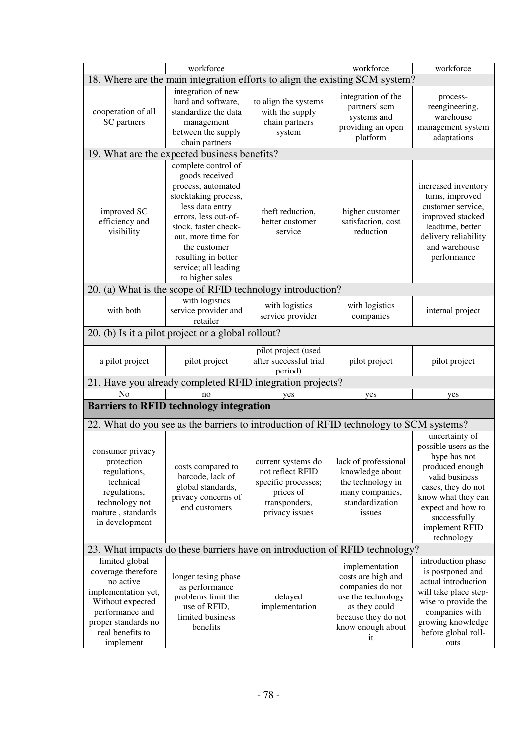| | workforce | | workforce | workforce |
|---|---|---|---|---|
| 18. Where are the main integration efforts to align the existing SCM system? | | | | |
| cooperation of all SC partners | integration of new hard and software, standardize the data management between the supply chain partners | to align the systems with the supply chain partners system | integration of the partners' scm systems and providing an open platform | process-reengineering, warehouse management system adaptations |
| 19. What are the expected business benefits? | | | | |
| improved SC efficiency and visibility | complete control of goods received process, automated stocktaking process, less data entry errors, less out-of-stock, faster check-out, more time for the customer resulting in better service; all leading to higher sales | theft reduction, better customer service | higher customer satisfaction, cost reduction | increased inventory turns, improved customer service, improved stacked leadtime, better delivery reliability and warehouse performance |
| 20. (a) What is the scope of RFID technology introduction? | | | | |
| with both | with logistics service provider and retailer | with logistics service provider | with logistics companies | internal project |
| 20. (b) Is it a pilot project or a global rollout? | | | | |
| a pilot project | pilot project | pilot project (used after successful trial period) | pilot project | pilot project |
| 21. Have you already completed RFID integration projects? | | | | |
| No | no | yes | yes | yes |
| **Barriers to RFID technology integration** | | | | |
| 22. What do you see as the barriers to introduction of RFID technology to SCM systems? | | | | |
| consumer privacy protection regulations, technical regulations, technology not mature , standards in development | costs compared to barcode, lack of global standards, privacy concerns of end customers | current systems do not reflect RFID specific processes; prices of transponders, privacy issues | lack of professional knowledge about the technology in many companies, standardization issues | uncertainty of possible users as the hype has not produced enough valid business cases, they do not know what they can expect and how to successfully implement RFID technology |
| 23. What impacts do these barriers have on introduction of RFID technology? | | | | |
| limited global coverage therefore no active implementation yet, Without expected performance and proper standards no real benefits to implement | longer tesing phase as performance problems limit the use of RFID, limited business benefits | delayed implementation | implementation costs are high and companies do not use the technology as they could because they do not know enough about it | introduction phase is postponed and actual introduction will take place step-wise to provide the companies with growing knowledge before global roll-outs |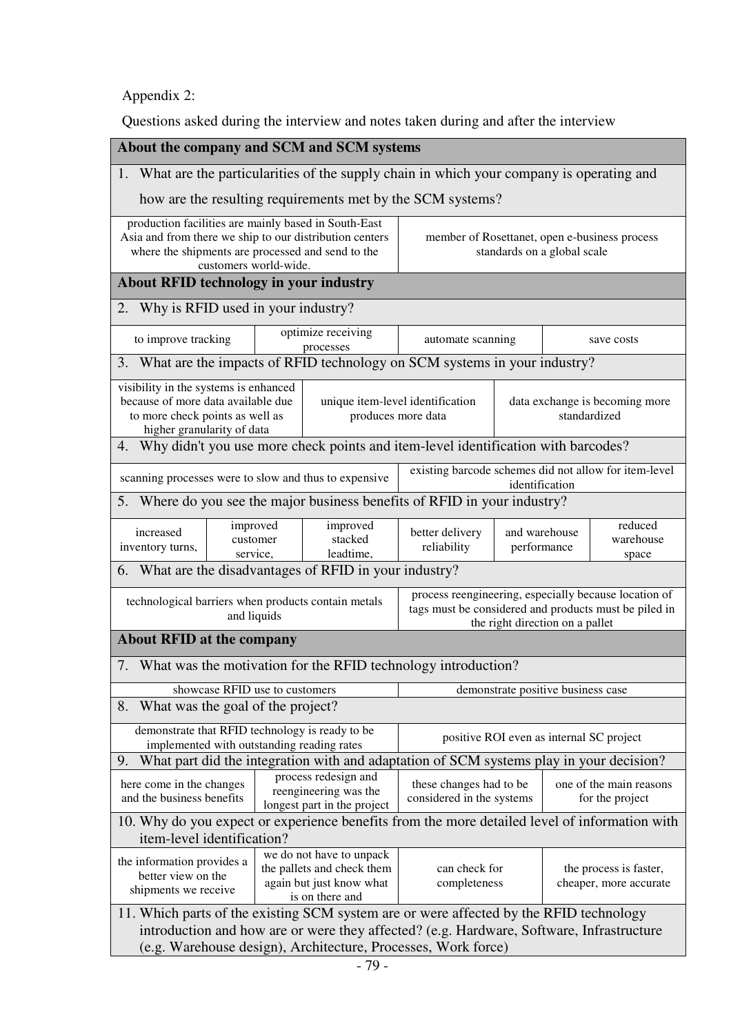Appendix 2:

Questions asked during the interview and notes taken during and after the interview

| **About the company and SCM and SCM systems** | | | | | |
|---|---|---|---|---|---|
| 1. What are the particularities of the supply chain in which your company is operating and how are the resulting requirements met by the SCM systems? | | | | | |
| production facilities are mainly based in South-East Asia and from there we ship to our distribution centers where the shipments are processed and send to the customers world-wide. | member of Rosettanet, open e-business process standards on a global scale | | | | |
| **About RFID technology in your industry** | | | | | |
| 2. Why is RFID used in your industry? | | | | | |
| to improve tracking | optimize receiving processes | automate scanning | save costs | | |
| 3. What are the impacts of RFID technology on SCM systems in your industry? | | | | | |
| visibility in the systems is enhanced because of more data available due to more check points as well as higher granularity of data | unique item-level identification produces more data | data exchange is becoming more standardized | | | |
| 4. Why didn't you use more check points and item-level identification with barcodes? | | | | | |
| scanning processes were to slow and thus to expensive | existing barcode schemes did not allow for item-level identification | | | | |
| 5. Where do you see the major business benefits of RFID in your industry? | | | | | |
| increased inventory turns, | improved customer service, | improved stacked leadtime, | better delivery reliability | and warehouse performance | reduced warehouse space |
| 6. What are the disadvantages of RFID in your industry? | | | | | |
| technological barriers when products contain metals and liquids | process reengineering, especially because location of tags must be considered and products must be piled in the right direction on a pallet | | | | |
| **About RFID at the company** | | | | | |
| 7. What was the motivation for the RFID technology introduction? | | | | | |
| showcase RFID use to customers | demonstrate positive business case | | | | |
| 8. What was the goal of the project? | | | | | |
| demonstrate that RFID technology is ready to be implemented with outstanding reading rates | positive ROI even as internal SC project | | | | |
| 9. What part did the integration with and adaptation of SCM systems play in your decision? | | | | | |
| here come in the changes and the business benefits | process redesign and reengineering was the longest part in the project | these changes had to be considered in the systems | one of the main reasons for the project | | |
| 10. Why do you expect or experience benefits from the more detailed level of information with item-level identification? | | | | | |
| the information provides a better view on the shipments we receive | we do not have to unpack the pallets and check them again but just know what is on there and | can check for completeness | the process is faster, cheaper, more accurate | | |
| 11. Which parts of the existing SCM system are or were affected by the RFID technology introduction and how are or were they affected? (e.g. Hardware, Software, Infrastructure (e.g. Warehouse design), Architecture, Processes, Work force) | | | | | |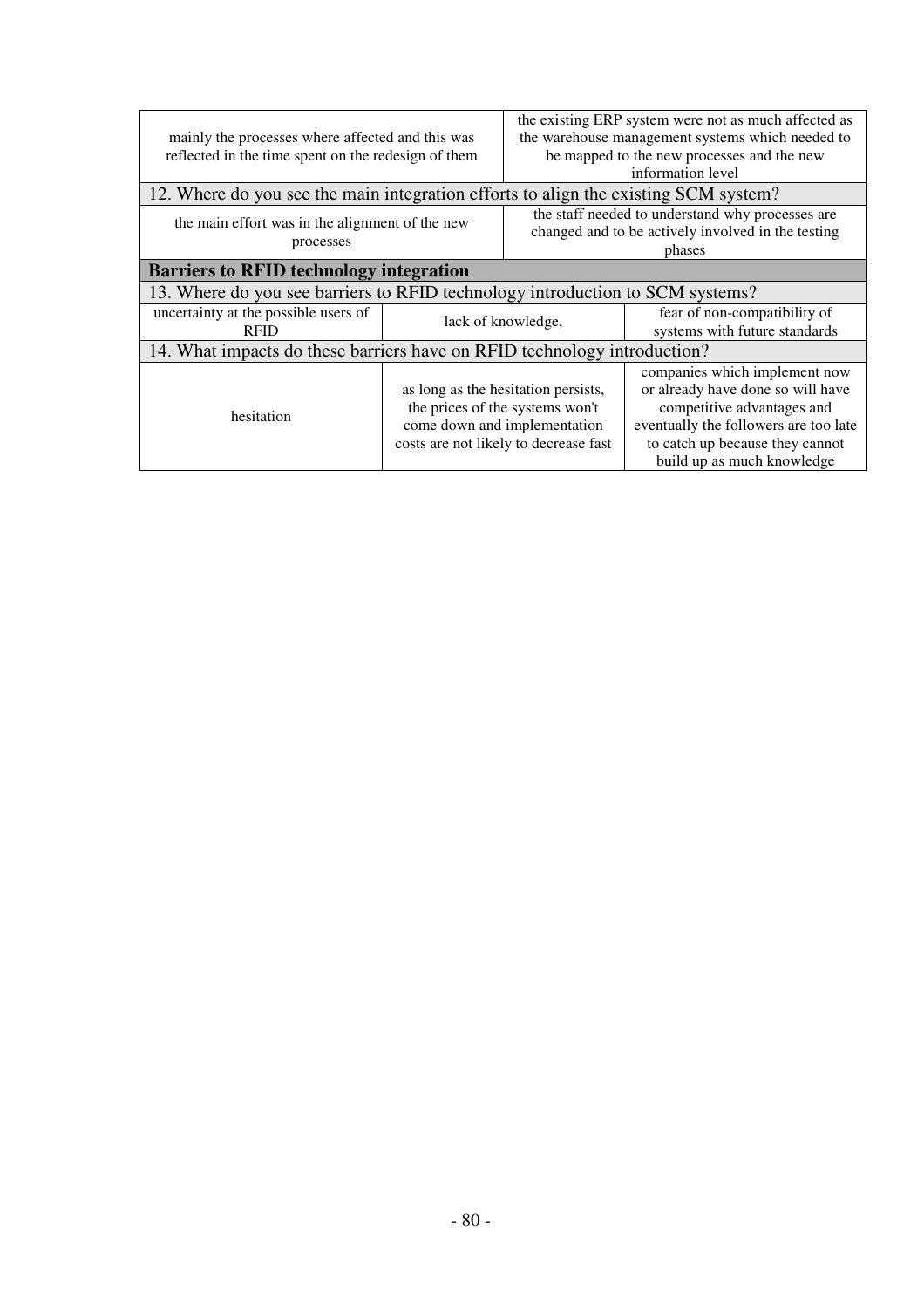| | | |
|---|---|---|
| mainly the processes where affected and this was reflected in the time spent on the redesign of them | | the existing ERP system were not as much affected as the warehouse management systems which needed to be mapped to the new processes and the new information level |
| 12. Where do you see the main integration efforts to align the existing SCM system? | | |
| the main effort was in the alignment of the new processes | | the staff needed to understand why processes are changed and to be actively involved in the testing phases |
| **Barriers to RFID technology integration** | | |
| 13. Where do you see barriers to RFID technology introduction to SCM systems? | | |
| uncertainty at the possible users of RFID | lack of knowledge, | fear of non-compatibility of systems with future standards |
| 14. What impacts do these barriers have on RFID technology introduction? | | |
| hesitation | as long as the hesitation persists, the prices of the systems won't come down and implementation costs are not likely to decrease fast | companies which implement now or already have done so will have competitive advantages and eventually the followers are too late to catch up because they cannot build up as much knowledge |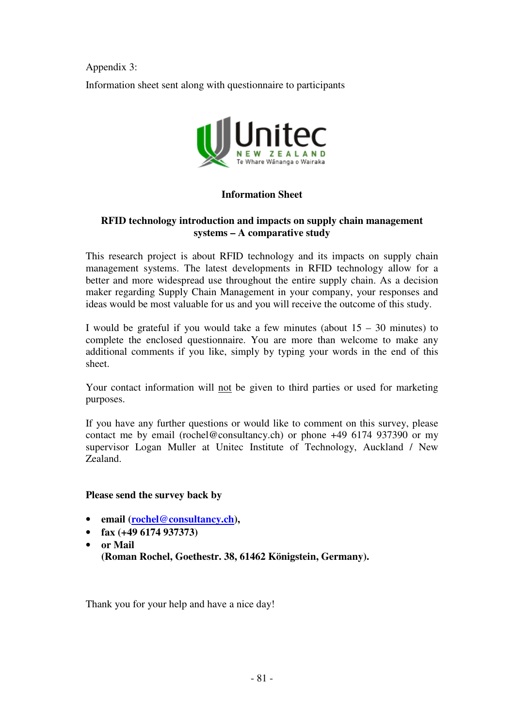Appendix 3:

Information sheet sent along with questionnaire to participants

**Information Sheet**

**RFID technology introduction and impacts on supply chain management systems – A comparative study**

This research project is about RFID technology and its impacts on supply chain management systems. The latest developments in RFID technology allow for a better and more widespread use throughout the entire supply chain. As a decision maker regarding Supply Chain Management in your company, your responses and ideas would be most valuable for us and you will receive the outcome of this study.

I would be grateful if you would take a few minutes (about 15 – 30 minutes) to complete the enclosed questionnaire. You are more than welcome to make any additional comments if you like, simply by typing your words in the end of this sheet.

Your contact information will not be given to third parties or used for marketing purposes.

If you have any further questions or would like to comment on this survey, please contact me by email (rochel@consultancy.ch) or phone +49 6174 937390 or my supervisor Logan Muller at Unitec Institute of Technology, Auckland / New Zealand.

**Please send the survey back by**

- **email (rochel@consultancy.ch),**
- **fax (+49 6174 937373)**
- **or Mail**
  **(Roman Rochel, Goethestr. 38, 61462 Königstein, Germany).**

Thank you for your help and have a nice day!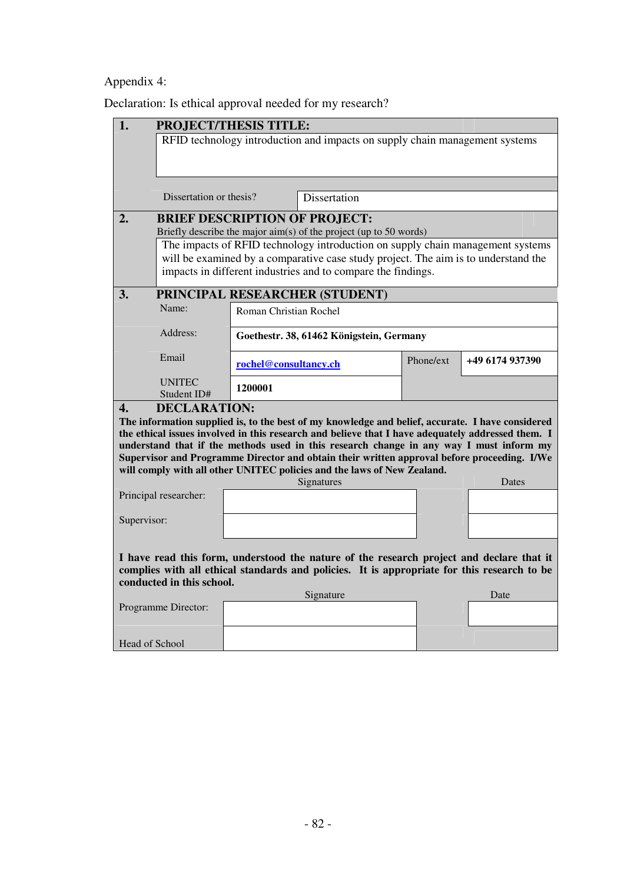Appendix 4:

Declaration: Is ethical approval needed for my research?

**1. PROJECT/THESIS TITLE:**

RFID technology introduction and impacts on supply chain management systems

| Dissertation or thesis? | Dissertation |
|---|---|

**2. BRIEF DESCRIPTION OF PROJECT:**

Briefly describe the major aim(s) of the project (up to 50 words)

The impacts of RFID technology introduction on supply chain management systems will be examined by a comparative case study project. The aim is to understand the impacts in different industries and to compare the findings.

**3. PRINCIPAL RESEARCHER (STUDENT)**

| | | | |
|---|---|---|---|
| Name: | Roman Christian Rochel | | |
| Address: | **Goethestr. 38, 61462 Königstein, Germany** | | |
| Email | **rochel@consultancy.ch** | Phone/ext | **+49 6174 937390** |
| UNITEC Student ID# | **1200001** | | |

**4. DECLARATION:**

**The information supplied is, to the best of my knowledge and belief, accurate. I have considered the ethical issues involved in this research and believe that I have adequately addressed them. I understand that if the methods used in this research change in any way I must inform my Supervisor and Programme Director and obtain their written approval before proceeding. I/We will comply with all other UNITEC policies and the laws of New Zealand.**

| | Signatures | Dates |
|---|---|---|
| Principal researcher: | | |
| Supervisor: | | |

**I have read this form, understood the nature of the research project and declare that it complies with all ethical standards and policies. It is appropriate for this research to be conducted in this school.**

| | Signature | Date |
|---|---|---|
| Programme Director: | | |
| Head of School | | |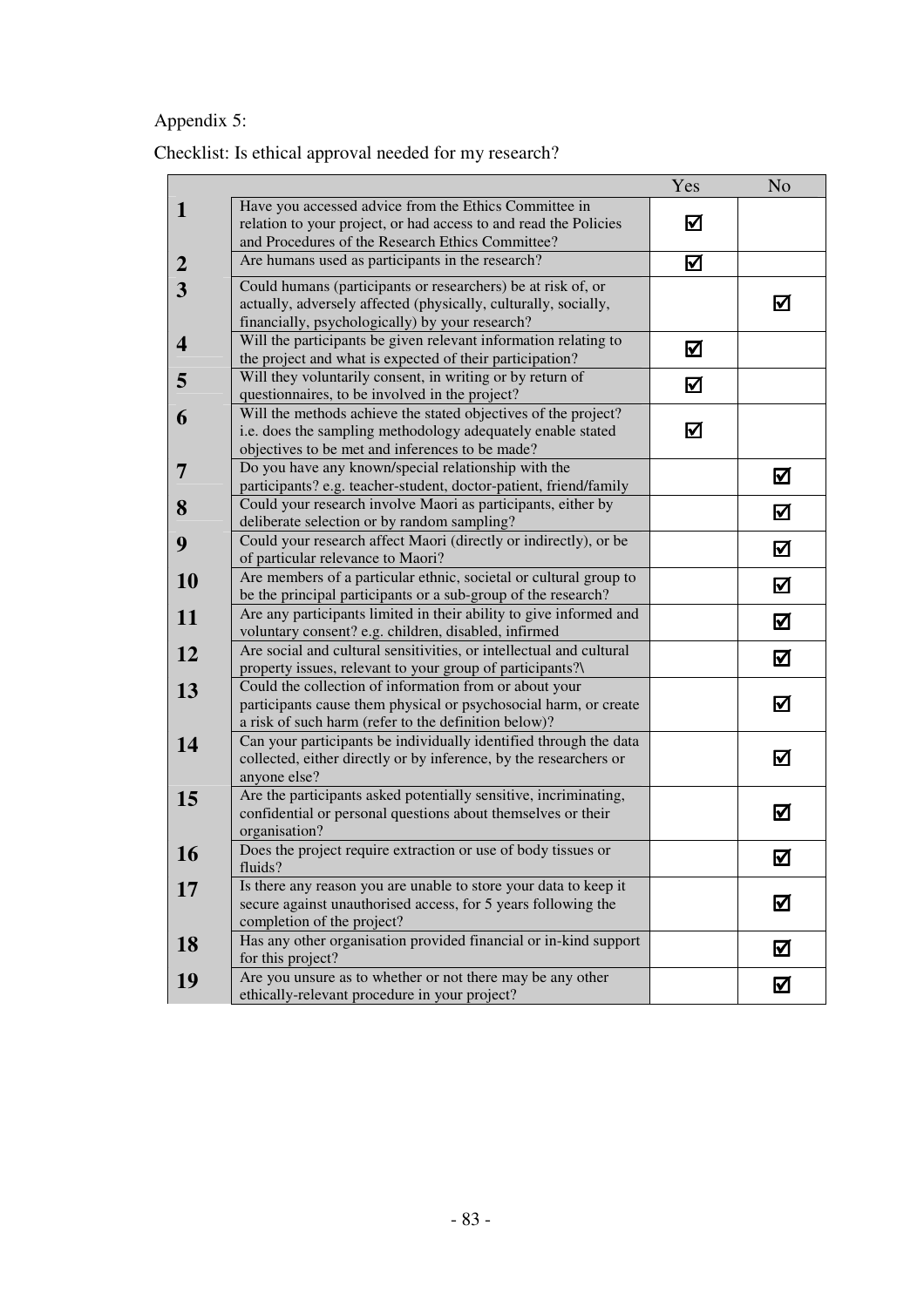Appendix 5:

Checklist: Is ethical approval needed for my research?

| | | Yes | No |
|---|---|---|---|
| **1** | Have you accessed advice from the Ethics Committee in relation to your project, or had access to and read the Policies and Procedures of the Research Ethics Committee? | ☑ | |
| **2** | Are humans used as participants in the research? | ☑ | |
| **3** | Could humans (participants or researchers) be at risk of, or actually, adversely affected (physically, culturally, socially, financially, psychologically) by your research? | | ☑ |
| **4** | Will the participants be given relevant information relating to the project and what is expected of their participation? | ☑ | |
| **5** | Will they voluntarily consent, in writing or by return of questionnaires, to be involved in the project? | ☑ | |
| **6** | Will the methods achieve the stated objectives of the project? i.e. does the sampling methodology adequately enable stated objectives to be met and inferences to be made? | ☑ | |
| **7** | Do you have any known/special relationship with the participants? e.g. teacher-student, doctor-patient, friend/family | | ☑ |
| **8** | Could your research involve Maori as participants, either by deliberate selection or by random sampling? | | ☑ |
| **9** | Could your research affect Maori (directly or indirectly), or be of particular relevance to Maori? | | ☑ |
| **10** | Are members of a particular ethnic, societal or cultural group to be the principal participants or a sub-group of the research? | | ☑ |
| **11** | Are any participants limited in their ability to give informed and voluntary consent? e.g. children, disabled, infirmed | | ☑ |
| **12** | Are social and cultural sensitivities, or intellectual and cultural property issues, relevant to your group of participants?\ | | ☑ |
| **13** | Could the collection of information from or about your participants cause them physical or psychosocial harm, or create a risk of such harm (refer to the definition below)? | | ☑ |
| **14** | Can your participants be individually identified through the data collected, either directly or by inference, by the researchers or anyone else? | | ☑ |
| **15** | Are the participants asked potentially sensitive, incriminating, confidential or personal questions about themselves or their organisation? | | ☑ |
| **16** | Does the project require extraction or use of body tissues or fluids? | | ☑ |
| **17** | Is there any reason you are unable to store your data to keep it secure against unauthorised access, for 5 years following the completion of the project? | | ☑ |
| **18** | Has any other organisation provided financial or in-kind support for this project? | | ☑ |
| **19** | Are you unsure as to whether or not there may be any other ethically-relevant procedure in your project? | | ☑ |